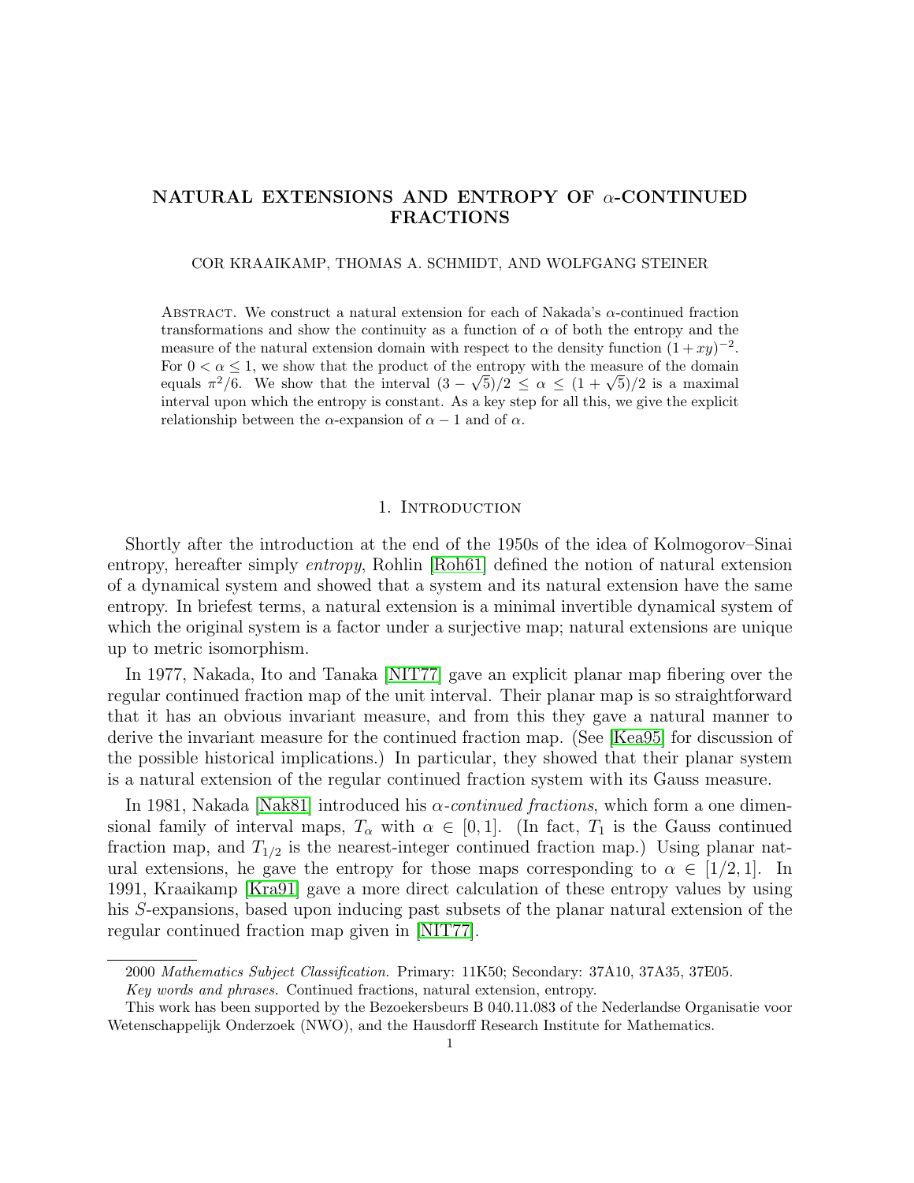# NATURAL EXTENSIONS AND ENTROPY OF $\alpha$-CONTINUED FRACTIONS

COR KRAAIKAMP, THOMAS A. SCHMIDT, AND WOLFGANG STEINER

Abstract. We construct a natural extension for each of Nakada's $\alpha$-continued fraction transformations and show the continuity as a function of $\alpha$ of both the entropy and the measure of the natural extension domain with respect to the density function $(1+xy)^{-2}$. For $0 < \alpha \leq 1$, we show that the product of the entropy with the measure of the domain equals $\pi^2/6$. We show that the interval $(3-\sqrt{5})/2 \leq \alpha \leq (1+\sqrt{5})/2$ is a maximal interval upon which the entropy is constant. As a key step for all this, we give the explicit relationship between the $\alpha$-expansion of $\alpha - 1$ and of $\alpha$.

## 1. Introduction

Shortly after the introduction at the end of the 1950s of the idea of Kolmogorov–Sinai entropy, hereafter simply *entropy*, Rohlin [Roh61] defined the notion of natural extension of a dynamical system and showed that a system and its natural extension have the same entropy. In briefest terms, a natural extension is a minimal invertible dynamical system of which the original system is a factor under a surjective map; natural extensions are unique up to metric isomorphism.

In 1977, Nakada, Ito and Tanaka [NIT77] gave an explicit planar map fibering over the regular continued fraction map of the unit interval. Their planar map is so straightforward that it has an obvious invariant measure, and from this they gave a natural manner to derive the invariant measure for the continued fraction map. (See [Kea95] for discussion of the possible historical implications.) In particular, they showed that their planar system is a natural extension of the regular continued fraction system with its Gauss measure.

In 1981, Nakada [Nak81] introduced his *$\alpha$-continued fractions*, which form a one dimensional family of interval maps, $T_\alpha$ with $\alpha \in [0,1]$. (In fact, $T_1$ is the Gauss continued fraction map, and $T_{1/2}$ is the nearest-integer continued fraction map.) Using planar natural extensions, he gave the entropy for those maps corresponding to $\alpha \in [1/2, 1]$. In 1991, Kraaikamp [Kra91] gave a more direct calculation of these entropy values by using his $S$-expansions, based upon inducing past subsets of the planar natural extension of the regular continued fraction map given in [NIT77].

---

2000 *Mathematics Subject Classification.* Primary: 11K50; Secondary: 37A10, 37A35, 37E05.

*Key words and phrases.* Continued fractions, natural extension, entropy.

This work has been supported by the Bezoekersbeurs B 040.11.083 of the Nederlandse Organisatie voor Wetenschappelijk Onderzoek (NWO), and the Hausdorff Research Institute for Mathematics.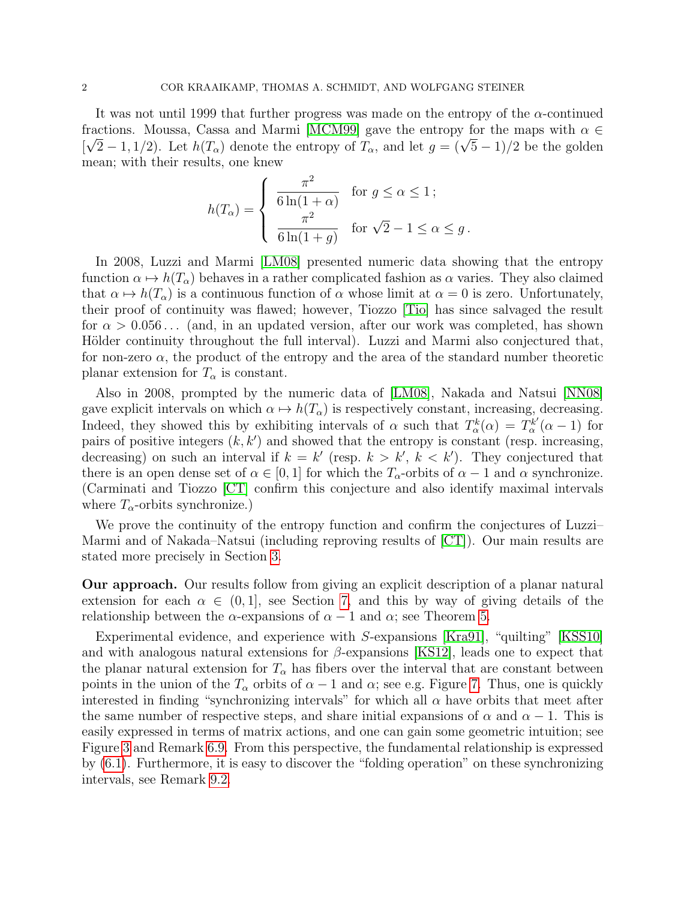It was not until 1999 that further progress was made on the entropy of the $\alpha$-continued fractions. Moussa, Cassa and Marmi [MCM99] gave the entropy for the maps with $\alpha \in [\sqrt{2}-1, 1/2)$. Let $h(T_\alpha)$ denote the entropy of $T_\alpha$, and let $g = (\sqrt{5}-1)/2$ be the golden mean; with their results, one knew

$$h(T_\alpha) = \begin{cases} \dfrac{\pi^2}{6\ln(1+\alpha)} & \text{for } g \le \alpha \le 1\,; \\[2ex] \dfrac{\pi^2}{6\ln(1+g)} & \text{for } \sqrt{2}-1 \le \alpha \le g\,. \end{cases}$$

In 2008, Luzzi and Marmi [LM08] presented numeric data showing that the entropy function $\alpha \mapsto h(T_\alpha)$ behaves in a rather complicated fashion as $\alpha$ varies. They also claimed that $\alpha \mapsto h(T_\alpha)$ is a continuous function of $\alpha$ whose limit at $\alpha = 0$ is zero. Unfortunately, their proof of continuity was flawed; however, Tiozzo [Tio] has since salvaged the result for $\alpha > 0.056\ldots$ (and, in an updated version, after our work was completed, has shown Hölder continuity throughout the full interval). Luzzi and Marmi also conjectured that, for non-zero $\alpha$, the product of the entropy and the area of the standard number theoretic planar extension for $T_\alpha$ is constant.

Also in 2008, prompted by the numeric data of [LM08], Nakada and Natsui [NN08] gave explicit intervals on which $\alpha \mapsto h(T_\alpha)$ is respectively constant, increasing, decreasing. Indeed, they showed this by exhibiting intervals of $\alpha$ such that $T_\alpha^k(\alpha) = T_\alpha^{k'}(\alpha-1)$ for pairs of positive integers $(k, k')$ and showed that the entropy is constant (resp. increasing, decreasing) on such an interval if $k = k'$ (resp. $k > k'$, $k < k'$). They conjectured that there is an open dense set of $\alpha \in [0,1]$ for which the $T_\alpha$-orbits of $\alpha - 1$ and $\alpha$ synchronize. (Carminati and Tiozzo [CT] confirm this conjecture and also identify maximal intervals where $T_\alpha$-orbits synchronize.)

We prove the continuity of the entropy function and confirm the conjectures of Luzzi–Marmi and of Nakada–Natsui (including reproving results of [CT]). Our main results are stated more precisely in Section 3.

**Our approach.** Our results follow from giving an explicit description of a planar natural extension for each $\alpha \in (0,1]$, see Section 7, and this by way of giving details of the relationship between the $\alpha$-expansions of $\alpha - 1$ and $\alpha$; see Theorem 5.

Experimental evidence, and experience with $S$-expansions [Kra91], "quilting" [KSS10] and with analogous natural extensions for $\beta$-expansions [KS12], leads one to expect that the planar natural extension for $T_\alpha$ has fibers over the interval that are constant between points in the union of the $T_\alpha$ orbits of $\alpha - 1$ and $\alpha$; see e.g. Figure 7. Thus, one is quickly interested in finding "synchronizing intervals" for which all $\alpha$ have orbits that meet after the same number of respective steps, and share initial expansions of $\alpha$ and $\alpha - 1$. This is easily expressed in terms of matrix actions, and one can gain some geometric intuition; see Figure 3 and Remark 6.9. From this perspective, the fundamental relationship is expressed by (6.1). Furthermore, it is easy to discover the "folding operation" on these synchronizing intervals, see Remark 9.2.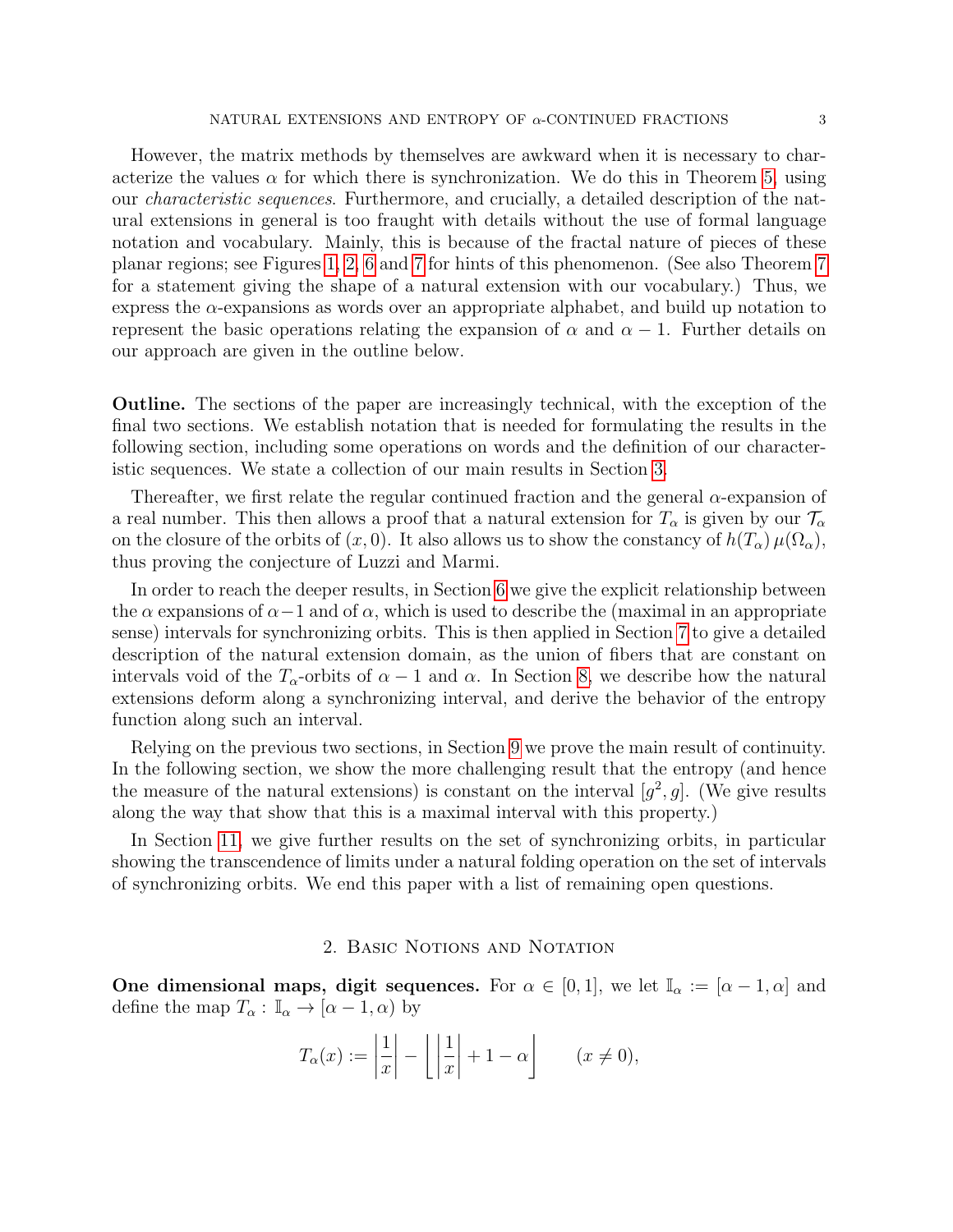However, the matrix methods by themselves are awkward when it is necessary to characterize the values $\alpha$ for which there is synchronization. We do this in Theorem 5, using our *characteristic sequences*. Furthermore, and crucially, a detailed description of the natural extensions in general is too fraught with details without the use of formal language notation and vocabulary. Mainly, this is because of the fractal nature of pieces of these planar regions; see Figures 1, 2, 6 and 7 for hints of this phenomenon. (See also Theorem 7 for a statement giving the shape of a natural extension with our vocabulary.) Thus, we express the $\alpha$-expansions as words over an appropriate alphabet, and build up notation to represent the basic operations relating the expansion of $\alpha$ and $\alpha - 1$. Further details on our approach are given in the outline below.

**Outline.** The sections of the paper are increasingly technical, with the exception of the final two sections. We establish notation that is needed for formulating the results in the following section, including some operations on words and the definition of our characteristic sequences. We state a collection of our main results in Section 3.

Thereafter, we first relate the regular continued fraction and the general $\alpha$-expansion of a real number. This then allows a proof that a natural extension for $T_\alpha$ is given by our $\mathcal{T}_\alpha$ on the closure of the orbits of $(x, 0)$. It also allows us to show the constancy of $h(T_\alpha)\,\mu(\Omega_\alpha)$, thus proving the conjecture of Luzzi and Marmi.

In order to reach the deeper results, in Section 6 we give the explicit relationship between the $\alpha$ expansions of $\alpha - 1$ and of $\alpha$, which is used to describe the (maximal in an appropriate sense) intervals for synchronizing orbits. This is then applied in Section 7 to give a detailed description of the natural extension domain, as the union of fibers that are constant on intervals void of the $T_\alpha$-orbits of $\alpha - 1$ and $\alpha$. In Section 8, we describe how the natural extensions deform along a synchronizing interval, and derive the behavior of the entropy function along such an interval.

Relying on the previous two sections, in Section 9 we prove the main result of continuity. In the following section, we show the more challenging result that the entropy (and hence the measure of the natural extensions) is constant on the interval $[g^2, g]$. (We give results along the way that show that this is a maximal interval with this property.)

In Section 11, we give further results on the set of synchronizing orbits, in particular showing the transcendence of limits under a natural folding operation on the set of intervals of synchronizing orbits. We end this paper with a list of remaining open questions.

## 2. Basic Notions and Notation

**One dimensional maps, digit sequences.** For $\alpha \in [0, 1]$, we let $\mathbb{I}_\alpha := [\alpha - 1, \alpha]$ and define the map $T_\alpha : \mathbb{I}_\alpha \to [\alpha - 1, \alpha)$ by

$$T_\alpha(x) := \left|\frac{1}{x}\right| - \left\lfloor \left|\frac{1}{x}\right| + 1 - \alpha \right\rfloor \qquad (x \neq 0),$$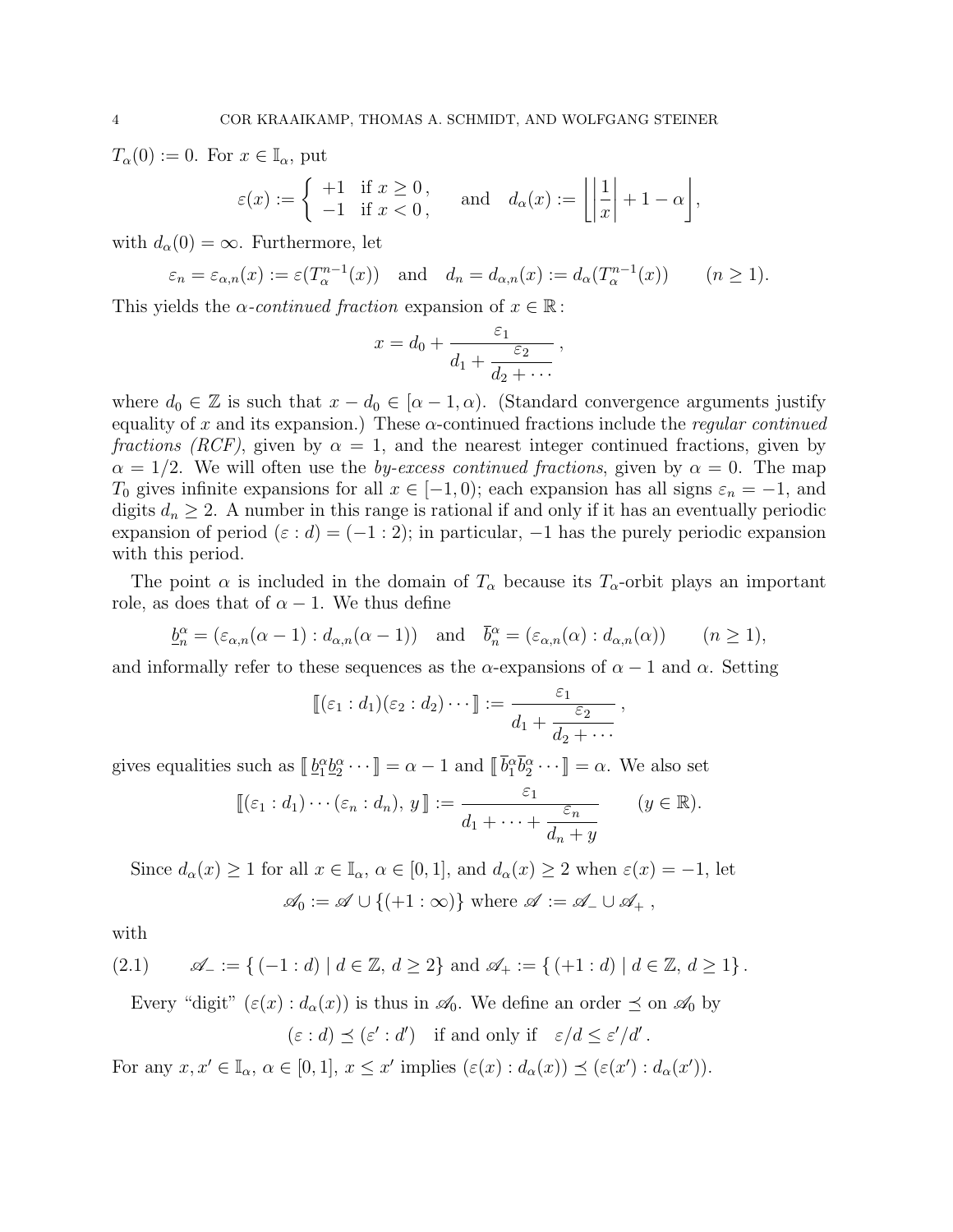$T_\alpha(0) := 0$. For $x \in \mathbb{I}_\alpha$, put

$$\varepsilon(x) := \begin{cases} +1 & \text{if } x \geq 0\,, \\ -1 & \text{if } x < 0\,, \end{cases} \qquad \text{and} \quad d_\alpha(x) := \left\lfloor \left| \frac{1}{x} \right| + 1 - \alpha \right\rfloor,$$

with $d_\alpha(0) = \infty$. Furthermore, let

$$\varepsilon_n = \varepsilon_{\alpha,n}(x) := \varepsilon(T_\alpha^{n-1}(x)) \quad \text{and} \quad d_n = d_{\alpha,n}(x) := d_\alpha(T_\alpha^{n-1}(x)) \qquad (n \geq 1).$$

This yields the *$\alpha$-continued fraction* expansion of $x \in \mathbb{R}$:

$$x = d_0 + \cfrac{\varepsilon_1}{d_1 + \cfrac{\varepsilon_2}{d_2 + \cdots}}\,,$$

where $d_0 \in \mathbb{Z}$ is such that $x - d_0 \in [\alpha - 1, \alpha)$. (Standard convergence arguments justify equality of $x$ and its expansion.) These $\alpha$-continued fractions include the *regular continued fractions (RCF)*, given by $\alpha = 1$, and the nearest integer continued fractions, given by $\alpha = 1/2$. We will often use the *by-excess continued fractions*, given by $\alpha = 0$. The map $T_0$ gives infinite expansions for all $x \in [-1, 0)$; each expansion has all signs $\varepsilon_n = -1$, and digits $d_n \geq 2$. A number in this range is rational if and only if it has an eventually periodic expansion of period $(\varepsilon : d) = (-1 : 2)$; in particular, $-1$ has the purely periodic expansion with this period.

The point $\alpha$ is included in the domain of $T_\alpha$ because its $T_\alpha$-orbit plays an important role, as does that of $\alpha - 1$. We thus define

$$\underline{b}_n^\alpha = (\varepsilon_{\alpha,n}(\alpha - 1) : d_{\alpha,n}(\alpha - 1)) \quad \text{and} \quad \overline{b}_n^\alpha = (\varepsilon_{\alpha,n}(\alpha) : d_{\alpha,n}(\alpha)) \qquad (n \geq 1),$$

and informally refer to these sequences as the $\alpha$-expansions of $\alpha - 1$ and $\alpha$. Setting

$$[\![(\varepsilon_1 : d_1)(\varepsilon_2 : d_2) \cdots ]\!] := \cfrac{\varepsilon_1}{d_1 + \cfrac{\varepsilon_2}{d_2 + \cdots}}\,,$$

gives equalities such as $[\![\, \underline{b}_1^\alpha \underline{b}_2^\alpha \cdots ]\!] = \alpha - 1$ and $[\![\, \overline{b}_1^\alpha \overline{b}_2^\alpha \cdots ]\!] = \alpha$. We also set

$$[\![(\varepsilon_1 : d_1) \cdots (\varepsilon_n : d_n),\, y\,]\!] := \cfrac{\varepsilon_1}{d_1 + \cdots + \cfrac{\varepsilon_n}{d_n + y}} \qquad (y \in \mathbb{R}).$$

Since $d_\alpha(x) \geq 1$ for all $x \in \mathbb{I}_\alpha$, $\alpha \in [0, 1]$, and $d_\alpha(x) \geq 2$ when $\varepsilon(x) = -1$, let

$$\mathscr{A}_0 := \mathscr{A} \cup \{(+1 : \infty)\} \text{ where } \mathscr{A} := \mathscr{A}_- \cup \mathscr{A}_+\,,$$

with

$$\mathscr{A}_- := \{\, (-1 : d) \mid d \in \mathbb{Z},\, d \geq 2\} \text{ and } \mathscr{A}_+ := \{\, (+1 : d) \mid d \in \mathbb{Z},\, d \geq 1\}\,. \tag{2.1}$$

Every "digit" $(\varepsilon(x) : d_\alpha(x))$ is thus in $\mathscr{A}_0$. We define an order $\preceq$ on $\mathscr{A}_0$ by

$$(\varepsilon : d) \preceq (\varepsilon' : d') \quad \text{if and only if} \quad \varepsilon/d \leq \varepsilon'/d'\,.$$

For any $x, x' \in \mathbb{I}_\alpha$, $\alpha \in [0, 1]$, $x \leq x'$ implies $(\varepsilon(x) : d_\alpha(x)) \preceq (\varepsilon(x') : d_\alpha(x'))$.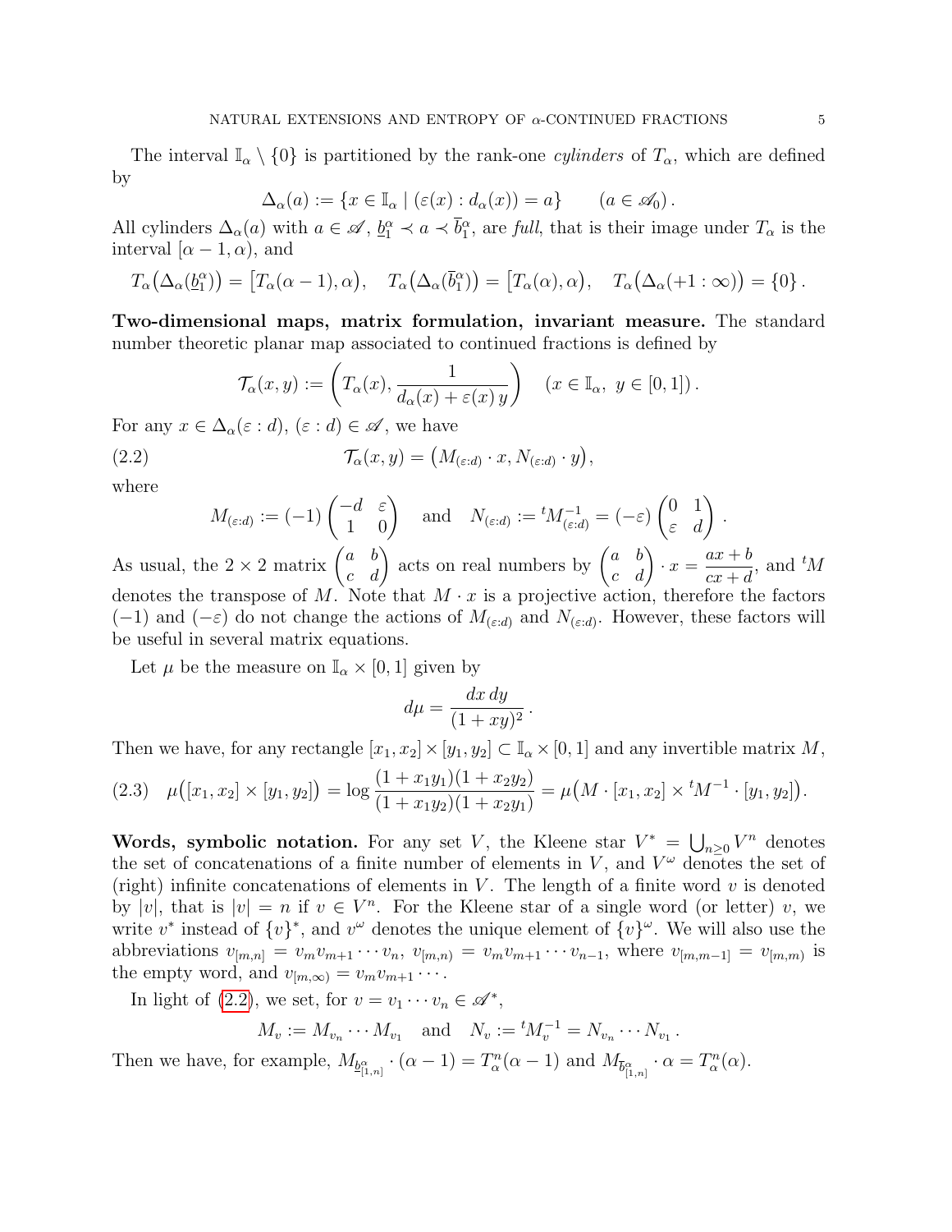The interval $\mathbb{I}_\alpha \setminus \{0\}$ is partitioned by the rank-one *cylinders* of $T_\alpha$, which are defined by

$$\Delta_\alpha(a) := \{x \in \mathbb{I}_\alpha \mid (\varepsilon(x) : d_\alpha(x)) = a\} \qquad (a \in \mathscr{A}_0)\,.$$

All cylinders $\Delta_\alpha(a)$ with $a \in \mathscr{A}$, $\underline{b}_1^\alpha \prec a \prec \overline{b}_1^\alpha$, are *full*, that is their image under $T_\alpha$ is the interval $[\alpha - 1, \alpha)$, and

$$T_\alpha\big(\Delta_\alpha(\underline{b}_1^\alpha)\big) = \big[T_\alpha(\alpha-1), \alpha\big), \quad T_\alpha\big(\Delta_\alpha(\overline{b}_1^\alpha)\big) = \big[T_\alpha(\alpha), \alpha\big), \quad T_\alpha\big(\Delta_\alpha(+1:\infty)\big) = \{0\}\,.$$

**Two-dimensional maps, matrix formulation, invariant measure.** The standard number theoretic planar map associated to continued fractions is defined by

$$\mathcal{T}_\alpha(x,y) := \left(T_\alpha(x), \frac{1}{d_\alpha(x) + \varepsilon(x)\, y}\right) \quad (x \in \mathbb{I}_\alpha,\ y \in [0,1])\,.$$

For any $x \in \Delta_\alpha(\varepsilon : d)$, $(\varepsilon : d) \in \mathscr{A}$, we have

$$\mathcal{T}_\alpha(x,y) = \big(M_{(\varepsilon:d)} \cdot x, N_{(\varepsilon:d)} \cdot y\big), \tag{2.2}$$

where

$$M_{(\varepsilon:d)} := (-1) \begin{pmatrix} -d & \varepsilon \\ 1 & 0 \end{pmatrix} \quad \text{and} \quad N_{(\varepsilon:d)} := {}^t\!M_{(\varepsilon:d)}^{-1} = (-\varepsilon) \begin{pmatrix} 0 & 1 \\ \varepsilon & d \end{pmatrix}.$$

As usual, the $2 \times 2$ matrix $\begin{pmatrix} a & b \\ c & d \end{pmatrix}$ acts on real numbers by $\begin{pmatrix} a & b \\ c & d \end{pmatrix} \cdot x = \dfrac{ax+b}{cx+d}$, and ${}^tM$ denotes the transpose of $M$. Note that $M \cdot x$ is a projective action, therefore the factors $(-1)$ and $(-\varepsilon)$ do not change the actions of $M_{(\varepsilon:d)}$ and $N_{(\varepsilon:d)}$. However, these factors will be useful in several matrix equations.

Let $\mu$ be the measure on $\mathbb{I}_\alpha \times [0,1]$ given by

$$d\mu = \frac{dx\, dy}{(1+xy)^2}\,.$$

Then we have, for any rectangle $[x_1,x_2] \times [y_1,y_2] \subset \mathbb{I}_\alpha \times [0,1]$ and any invertible matrix $M$,

$$\mu\big([x_1,x_2] \times [y_1,y_2]\big) = \log \frac{(1+x_1y_1)(1+x_2y_2)}{(1+x_1y_2)(1+x_2y_1)} = \mu\big(M \cdot [x_1,x_2] \times {}^tM^{-1} \cdot [y_1,y_2]\big). \tag{2.3}$$

**Words, symbolic notation.** For any set $V$, the Kleene star $V^* = \bigcup_{n\ge 0} V^n$ denotes the set of concatenations of a finite number of elements in $V$, and $V^\omega$ denotes the set of (right) infinite concatenations of elements in $V$. The length of a finite word $v$ is denoted by $|v|$, that is $|v| = n$ if $v \in V^n$. For the Kleene star of a single word (or letter) $v$, we write $v^*$ instead of $\{v\}^*$, and $v^\omega$ denotes the unique element of $\{v\}^\omega$. We will also use the abbreviations $v_{[m,n]} = v_m v_{m+1} \cdots v_n$, $v_{[m,n)} = v_m v_{m+1} \cdots v_{n-1}$, where $v_{[m,m-1]} = v_{[m,m)}$ is the empty word, and $v_{[m,\infty)} = v_m v_{m+1} \cdots$.

In light of (2.2), we set, for $v = v_1 \cdots v_n \in \mathscr{A}^*$,

$$M_v := M_{v_n} \cdots M_{v_1} \quad \text{and} \quad N_v := {}^tM_v^{-1} = N_{v_n} \cdots N_{v_1}\,.$$

Then we have, for example, $M_{\underline{b}_{[1,n]}^\alpha} \cdot (\alpha - 1) = T_\alpha^n(\alpha - 1)$ and $M_{\overline{b}_{[1,n]}^\alpha} \cdot \alpha = T_\alpha^n(\alpha)$.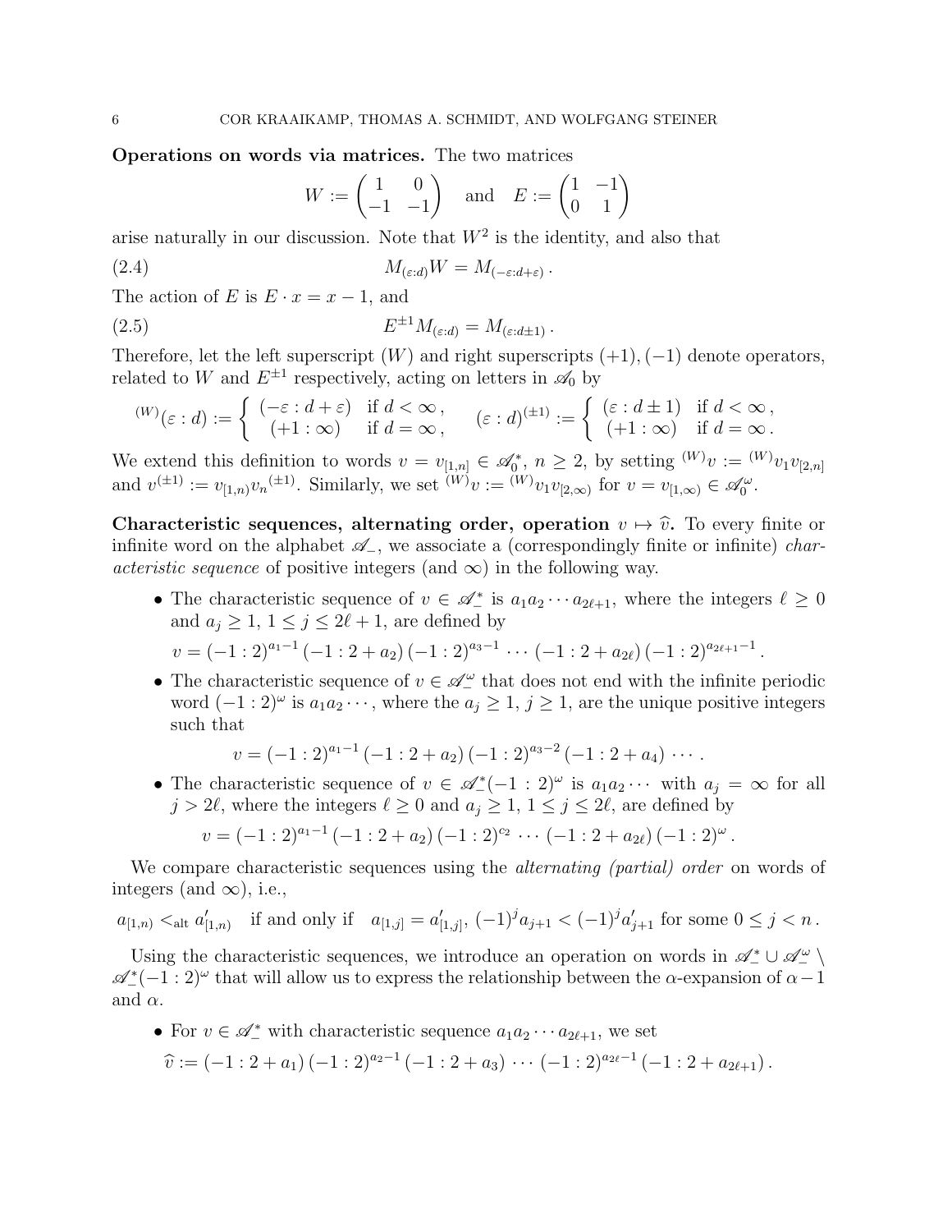**Operations on words via matrices.** The two matrices

$$W := \begin{pmatrix} 1 & 0 \\ -1 & -1 \end{pmatrix} \quad \text{and} \quad E := \begin{pmatrix} 1 & -1 \\ 0 & 1 \end{pmatrix}$$

arise naturally in our discussion. Note that $W^2$ is the identity, and also that

$$M_{(\varepsilon:d)} W = M_{(-\varepsilon:d+\varepsilon)} \,. \tag{2.4}$$

The action of $E$ is $E \cdot x = x - 1$, and

$$E^{\pm 1} M_{(\varepsilon:d)} = M_{(\varepsilon:d\pm 1)} \,. \tag{2.5}$$

Therefore, let the left superscript $(W)$ and right superscripts $(+1), (-1)$ denote operators, related to $W$ and $E^{\pm 1}$ respectively, acting on letters in $\mathscr{A}_0$ by

$${}^{(W)}(\varepsilon:d) := \begin{cases} (-\varepsilon : d+\varepsilon) & \text{if } d < \infty\,, \\ (+1:\infty) & \text{if } d = \infty\,, \end{cases} \qquad (\varepsilon:d)^{(\pm 1)} := \begin{cases} (\varepsilon : d\pm 1) & \text{if } d < \infty\,, \\ (+1:\infty) & \text{if } d = \infty\,. \end{cases}$$

We extend this definition to words $v = v_{[1,n]} \in \mathscr{A}_0^*$, $n \ge 2$, by setting ${}^{(W)}v := {}^{(W)}v_1 v_{[2,n]}$ and $v^{(\pm 1)} := v_{[1,n)} {v_n}^{(\pm 1)}$. Similarly, we set ${}^{(W)}v := {}^{(W)}v_1 v_{[2,\infty)}$ for $v = v_{[1,\infty)} \in \mathscr{A}_0^\omega$.

**Characteristic sequences, alternating order, operation $v \mapsto \widehat{v}$.** To every finite or infinite word on the alphabet $\mathscr{A}_-$, we associate a (correspondingly finite or infinite) *characteristic sequence* of positive integers (and $\infty$) in the following way.

- The characteristic sequence of $v \in \mathscr{A}_-^*$ is $a_1 a_2 \cdots a_{2\ell+1}$, where the integers $\ell \ge 0$ and $a_j \ge 1$, $1 \le j \le 2\ell+1$, are defined by

  $$v = (-1:2)^{a_1-1}\,(-1:2+a_2)\,(-1:2)^{a_3-1}\,\cdots\,(-1:2+a_{2\ell})\,(-1:2)^{a_{2\ell+1}-1}\,.$$

- The characteristic sequence of $v \in \mathscr{A}_-^\omega$ that does not end with the infinite periodic word $(-1:2)^\omega$ is $a_1 a_2 \cdots$, where the $a_j \ge 1$, $j \ge 1$, are the unique positive integers such that

  $$v = (-1:2)^{a_1-1}\,(-1:2+a_2)\,(-1:2)^{a_3-2}\,(-1:2+a_4)\,\cdots\,.$$

- The characteristic sequence of $v \in \mathscr{A}_-^*(-1:2)^\omega$ is $a_1 a_2 \cdots$ with $a_j = \infty$ for all $j > 2\ell$, where the integers $\ell \ge 0$ and $a_j \ge 1$, $1 \le j \le 2\ell$, are defined by

  $$v = (-1:2)^{a_1-1}\,(-1:2+a_2)\,(-1:2)^{c_2}\,\cdots\,(-1:2+a_{2\ell})\,(-1:2)^\omega\,.$$

We compare characteristic sequences using the *alternating (partial) order* on words of integers (and $\infty$), i.e.,

$$a_{[1,n)} <_{\mathrm{alt}} a'_{[1,n)} \quad \text{if and only if} \quad a_{[1,j]} = a'_{[1,j]},\ (-1)^j a_{j+1} < (-1)^j a'_{j+1} \text{ for some } 0 \le j < n\,.$$

Using the characteristic sequences, we introduce an operation on words in $\mathscr{A}_-^* \cup \mathscr{A}_-^\omega \setminus \mathscr{A}_-^*(-1:2)^\omega$ that will allow us to express the relationship between the $\alpha$-expansion of $\alpha - 1$ and $\alpha$.

- For $v \in \mathscr{A}_-^*$ with characteristic sequence $a_1 a_2 \cdots a_{2\ell+1}$, we set

  $$\widehat{v} := (-1:2+a_1)\,(-1:2)^{a_2-1}\,(-1:2+a_3)\,\cdots\,(-1:2)^{a_{2\ell}-1}\,(-1:2+a_{2\ell+1})\,.$$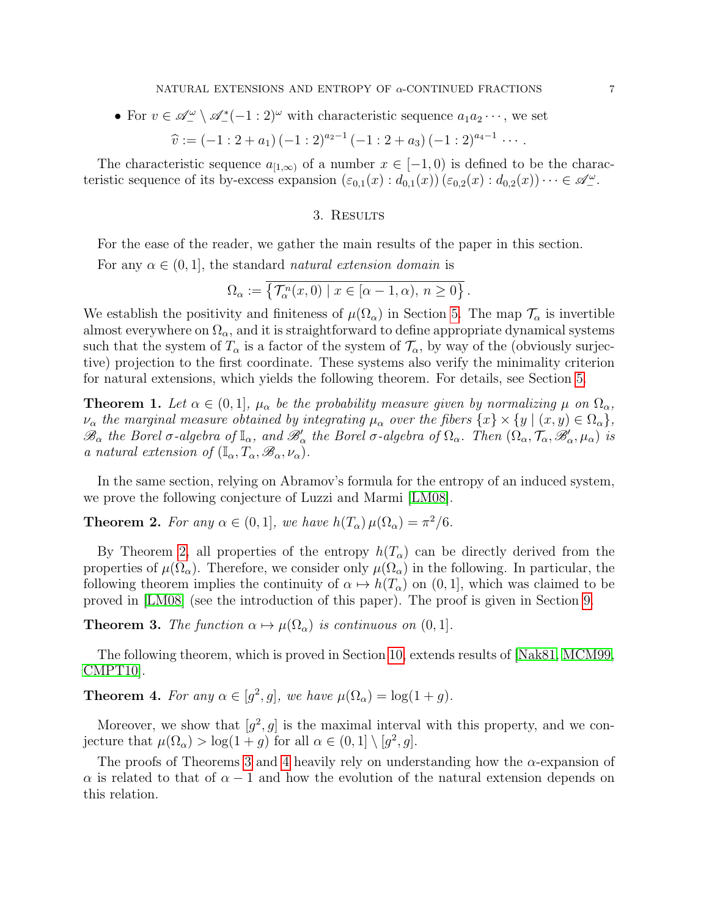- For $v \in \mathscr{A}_-^\omega \setminus \mathscr{A}_-^*(-1:2)^\omega$ with characteristic sequence $a_1 a_2 \cdots$, we set

$$\widehat{v} := (-1:2+a_1)\,(-1:2)^{a_2-1}\,(-1:2+a_3)\,(-1:2)^{a_4-1}\,\cdots.$$

The characteristic sequence $a_{[1,\infty)}$ of a number $x \in [-1,0)$ is defined to be the characteristic sequence of its by-excess expansion $(\varepsilon_{0,1}(x) : d_{0,1}(x))\,(\varepsilon_{0,2}(x) : d_{0,2}(x)) \cdots \in \mathscr{A}_-^\omega$.

## 3. Results

For the ease of the reader, we gather the main results of the paper in this section.

For any $\alpha \in (0,1]$, the standard *natural extension domain* is

$$\Omega_\alpha := \overline{\left\{\mathcal{T}_\alpha^n(x,0) \mid x \in [\alpha-1,\alpha),\, n \geq 0\right\}}.$$

We establish the positivity and finiteness of $\mu(\Omega_\alpha)$ in Section 5. The map $\mathcal{T}_\alpha$ is invertible almost everywhere on $\Omega_\alpha$, and it is straightforward to define appropriate dynamical systems such that the system of $T_\alpha$ is a factor of the system of $\mathcal{T}_\alpha$, by way of the (obviously surjective) projection to the first coordinate. These systems also verify the minimality criterion for natural extensions, which yields the following theorem. For details, see Section 5.

**Theorem 1.** *Let $\alpha \in (0,1]$, $\mu_\alpha$ be the probability measure given by normalizing $\mu$ on $\Omega_\alpha$, $\nu_\alpha$ the marginal measure obtained by integrating $\mu_\alpha$ over the fibers $\{x\} \times \{y \mid (x,y) \in \Omega_\alpha\}$, $\mathscr{B}_\alpha$ the Borel $\sigma$-algebra of $\mathbb{I}_\alpha$, and $\mathscr{B}'_\alpha$ the Borel $\sigma$-algebra of $\Omega_\alpha$. Then $(\Omega_\alpha, \mathcal{T}_\alpha, \mathscr{B}'_\alpha, \mu_\alpha)$ is a natural extension of $(\mathbb{I}_\alpha, T_\alpha, \mathscr{B}_\alpha, \nu_\alpha)$.*

In the same section, relying on Abramov's formula for the entropy of an induced system, we prove the following conjecture of Luzzi and Marmi [LM08].

**Theorem 2.** *For any $\alpha \in (0,1]$, we have $h(T_\alpha)\,\mu(\Omega_\alpha) = \pi^2/6$.*

By Theorem 2, all properties of the entropy $h(T_\alpha)$ can be directly derived from the properties of $\mu(\Omega_\alpha)$. Therefore, we consider only $\mu(\Omega_\alpha)$ in the following. In particular, the following theorem implies the continuity of $\alpha \mapsto h(T_\alpha)$ on $(0,1]$, which was claimed to be proved in [LM08] (see the introduction of this paper). The proof is given in Section 9.

**Theorem 3.** *The function $\alpha \mapsto \mu(\Omega_\alpha)$ is continuous on $(0,1]$.*

The following theorem, which is proved in Section 10, extends results of [Nak81, MCM99, CMPT10].

**Theorem 4.** *For any $\alpha \in [g^2, g]$, we have $\mu(\Omega_\alpha) = \log(1+g)$.*

Moreover, we show that $[g^2, g]$ is the maximal interval with this property, and we conjecture that $\mu(\Omega_\alpha) > \log(1+g)$ for all $\alpha \in (0,1] \setminus [g^2, g]$.

The proofs of Theorems 3 and 4 heavily rely on understanding how the $\alpha$-expansion of $\alpha$ is related to that of $\alpha - 1$ and how the evolution of the natural extension depends on this relation.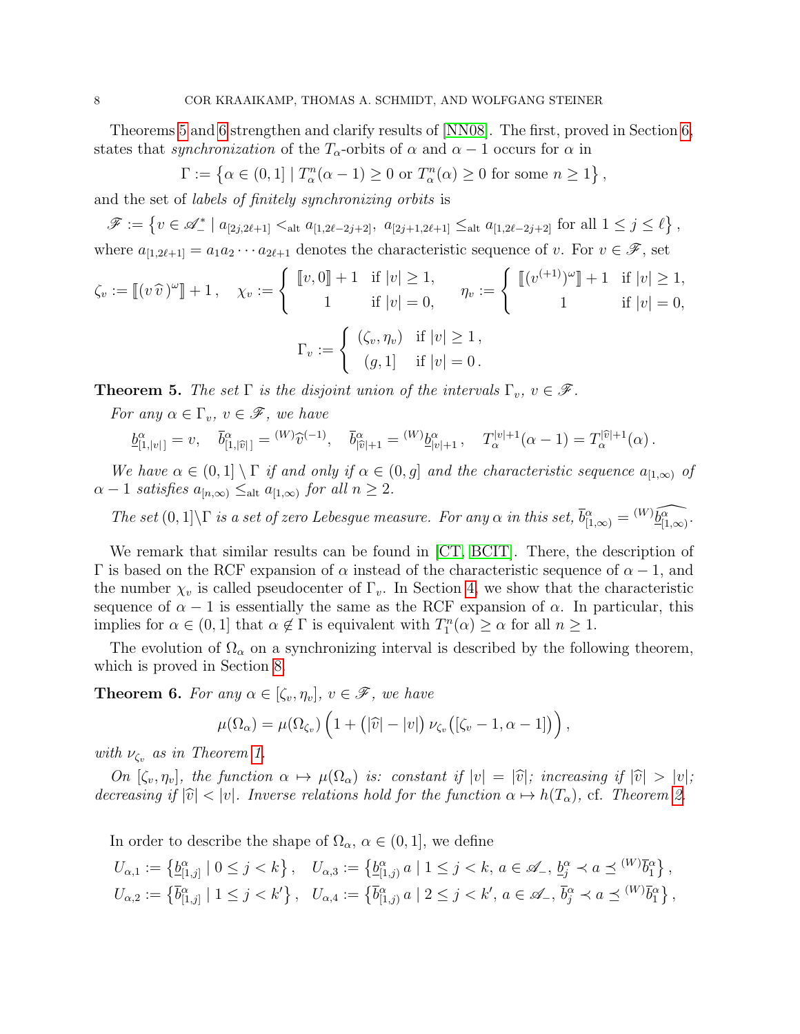Theorems 5 and 6 strengthen and clarify results of [NN08]. The first, proved in Section 6, states that *synchronization* of the $T_\alpha$-orbits of $\alpha$ and $\alpha-1$ occurs for $\alpha$ in

$$\Gamma := \left\{\alpha \in (0,1] \mid T_\alpha^n(\alpha-1) \geq 0 \text{ or } T_\alpha^n(\alpha) \geq 0 \text{ for some } n \geq 1\right\},$$

and the set of *labels of finitely synchronizing orbits* is

$$\mathscr{F} := \left\{v \in \mathscr{A}_-^* \mid a_{[2j,2\ell+1]} <_{\mathrm{alt}} a_{[1,2\ell-2j+2]},\ a_{[2j+1,2\ell+1]} \leq_{\mathrm{alt}} a_{[1,2\ell-2j+2]} \text{ for all } 1 \leq j \leq \ell\right\},$$

where $a_{[1,2\ell+1]} = a_1 a_2 \cdots a_{2\ell+1}$ denotes the characteristic sequence of $v$. For $v \in \mathscr{F}$, set

$$\zeta_v := [\![(v\,\widehat{v}\,)^\omega]\!] + 1\,, \quad \chi_v := \begin{cases} [\![v,0]\!] + 1 & \text{if } |v| \geq 1, \\ 1 & \text{if } |v| = 0, \end{cases} \quad \eta_v := \begin{cases} [\![(v^{(+1)})^\omega]\!] + 1 & \text{if } |v| \geq 1, \\ 1 & \text{if } |v| = 0, \end{cases}$$

$$\Gamma_v := \begin{cases} (\zeta_v, \eta_v) & \text{if } |v| \geq 1\,, \\ (g,1] & \text{if } |v| = 0\,. \end{cases}$$

**Theorem 5.** *The set $\Gamma$ is the disjoint union of the intervals $\Gamma_v$, $v \in \mathscr{F}$.*

*For any $\alpha \in \Gamma_v$, $v \in \mathscr{F}$, we have*

$$\underline{b}^\alpha_{[1,|v|]} = v, \quad \overline{b}^\alpha_{[1,|\widehat{v}|]} = {}^{(W)}\widehat{v}^{(-1)}, \quad \overline{b}^\alpha_{|\widehat{v}|+1} = {}^{(W)}\underline{b}^\alpha_{|v|+1}\,, \quad T_\alpha^{|v|+1}(\alpha-1) = T_\alpha^{|\widehat{v}|+1}(\alpha)\,.$$

*We have $\alpha \in (0,1] \setminus \Gamma$ if and only if $\alpha \in (0,g]$ and the characteristic sequence $a_{[1,\infty)}$ of $\alpha - 1$ satisfies $a_{[n,\infty)} \leq_{\mathrm{alt}} a_{[1,\infty)}$ for all $n \geq 2$.*

*The set $(0,1]\backslash\Gamma$ is a set of zero Lebesgue measure. For any $\alpha$ in this set, $\overline{b}^\alpha_{[1,\infty)} = {}^{(W)}\widehat{\underline{b}^\alpha_{[1,\infty)}}$.*

We remark that similar results can be found in [CT, BCIT]. There, the description of $\Gamma$ is based on the RCF expansion of $\alpha$ instead of the characteristic sequence of $\alpha-1$, and the number $\chi_v$ is called pseudocenter of $\Gamma_v$. In Section 4, we show that the characteristic sequence of $\alpha-1$ is essentially the same as the RCF expansion of $\alpha$. In particular, this implies for $\alpha \in (0,1]$ that $\alpha \notin \Gamma$ is equivalent with $T_1^n(\alpha) \geq \alpha$ for all $n \geq 1$.

The evolution of $\Omega_\alpha$ on a synchronizing interval is described by the following theorem, which is proved in Section 8.

**Theorem 6.** *For any $\alpha \in [\zeta_v, \eta_v]$, $v \in \mathscr{F}$, we have*

$$\mu(\Omega_\alpha) = \mu(\Omega_{\zeta_v})\left(1 + \big(|\widehat{v}| - |v|\big)\,\nu_{\zeta_v}\big([\zeta_v - 1, \alpha - 1]\big)\right),$$

*with $\nu_{\zeta_v}$ as in Theorem 1.*

*On $[\zeta_v, \eta_v]$, the function $\alpha \mapsto \mu(\Omega_\alpha)$ is: constant if $|v| = |\widehat{v}|$; increasing if $|\widehat{v}| > |v|$; decreasing if $|\widehat{v}| < |v|$. Inverse relations hold for the function $\alpha \mapsto h(T_\alpha)$,* cf. *Theorem 2.*

In order to describe the shape of $\Omega_\alpha$, $\alpha \in (0,1]$, we define

$$U_{\alpha,1} := \left\{\underline{b}^\alpha_{[1,j]} \mid 0 \leq j < k\right\}, \quad U_{\alpha,3} := \left\{\underline{b}^\alpha_{[1,j)}\, a \mid 1 \leq j < k,\ a \in \mathscr{A}_-,\ \underline{b}^\alpha_j \prec a \preceq {}^{(W)}\overline{b}^\alpha_1\right\},$$

$$U_{\alpha,2} := \left\{\overline{b}^\alpha_{[1,j]} \mid 1 \leq j < k'\right\}, \quad U_{\alpha,4} := \left\{\overline{b}^\alpha_{[1,j)}\, a \mid 2 \leq j < k',\ a \in \mathscr{A}_-,\ \overline{b}^\alpha_j \prec a \preceq {}^{(W)}\overline{b}^\alpha_1\right\},$$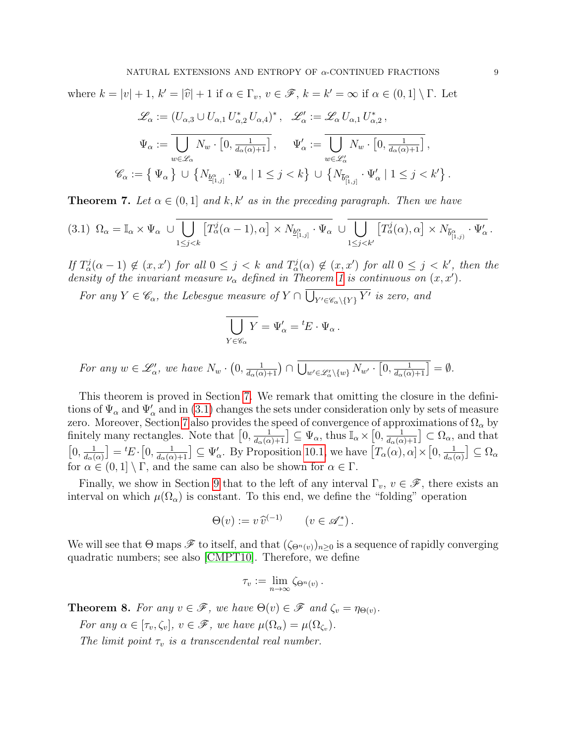where $k = |v| + 1$, $k' = |\widehat{v}| + 1$ if $\alpha \in \Gamma_v$, $v \in \mathscr{F}$, $k = k' = \infty$ if $\alpha \in (0,1] \setminus \Gamma$. Let

$$\mathscr{L}_\alpha := (U_{\alpha,3} \cup U_{\alpha,1}\, U_{\alpha,2}^*\, U_{\alpha,4})^*\,, \quad \mathscr{L}'_\alpha := \mathscr{L}_\alpha\, U_{\alpha,1}\, U_{\alpha,2}^*\,,$$

$$\Psi_\alpha := \overline{\bigcup_{w \in \mathscr{L}_\alpha} N_w \cdot \big[0, \tfrac{1}{d_\alpha(\alpha)+1}\big]}\,, \quad \Psi'_\alpha := \overline{\bigcup_{w \in \mathscr{L}'_\alpha} N_w \cdot \big[0, \tfrac{1}{d_\alpha(\alpha)+1}\big]}\,,$$

$$\mathscr{C}_\alpha := \big\{ \Psi_\alpha \big\} \cup \big\{ N_{\underline{b}^\alpha_{[1,j]}} \cdot \Psi_\alpha \mid 1 \le j < k \big\} \cup \big\{ N_{\overline{b}^\alpha_{[1,j]}} \cdot \Psi'_\alpha \mid 1 \le j < k' \big\}\,.$$

**Theorem 7.** *Let $\alpha \in (0,1]$ and $k, k'$ as in the preceding paragraph. Then we have*

$$\Omega_\alpha = \mathbb{I}_\alpha \times \Psi_\alpha \;\cup\; \overline{\bigcup_{1 \le j < k} \big[T_\alpha^j(\alpha-1), \alpha\big] \times N_{\underline{b}^\alpha_{[1,j]}} \cdot \Psi_\alpha} \;\cup\; \overline{\bigcup_{1 \le j < k'} \big[T_\alpha^j(\alpha), \alpha\big] \times N_{\overline{b}^\alpha_{[1,j)}} \cdot \Psi'_\alpha}\,. \tag{3.1}$$

*If $T_\alpha^j(\alpha-1) \notin (x, x')$ for all $0 \le j < k$ and $T_\alpha^j(\alpha) \notin (x, x')$ for all $0 \le j < k'$, then the density of the invariant measure $\nu_\alpha$ defined in Theorem 1 is continuous on $(x, x')$.*

*For any $Y \in \mathscr{C}_\alpha$, the Lebesgue measure of $Y \cap \overline{\bigcup_{Y' \in \mathscr{C}_\alpha \setminus \{Y\}} Y'}$ is zero, and*

$$\overline{\bigcup_{Y \in \mathscr{C}_\alpha} Y} = \Psi'_\alpha = {}^tE \cdot \Psi_\alpha\,.$$

*For any $w \in \mathscr{L}'_\alpha$, we have $N_w \cdot \big(0, \frac{1}{d_\alpha(\alpha)+1}\big) \cap \overline{\bigcup_{w' \in \mathscr{L}'_\alpha \setminus \{w\}} N_{w'} \cdot \big[0, \frac{1}{d_\alpha(\alpha)+1}\big]} = \emptyset$.*

This theorem is proved in Section 7. We remark that omitting the closure in the definitions of $\Psi_\alpha$ and $\Psi'_\alpha$ and in (3.1) changes the sets under consideration only by sets of measure zero. Moreover, Section 7 also provides the speed of convergence of approximations of $\Omega_\alpha$ by finitely many rectangles. Note that $\big[0, \frac{1}{d_\alpha(\alpha)+1}\big] \subseteq \Psi_\alpha$, thus $\mathbb{I}_\alpha \times \big[0, \frac{1}{d_\alpha(\alpha)+1}\big] \subset \Omega_\alpha$, and that $\big[0, \frac{1}{d_\alpha(\alpha)}\big] = {}^tE \cdot \big[0, \frac{1}{d_\alpha(\alpha)+1}\big] \subseteq \Psi'_\alpha$. By Proposition 10.1, we have $\big[T_\alpha(\alpha), \alpha\big] \times \big[0, \frac{1}{d_\alpha(\alpha)}\big] \subseteq \Omega_\alpha$ for $\alpha \in (0,1] \setminus \Gamma$, and the same can also be shown for $\alpha \in \Gamma$.

Finally, we show in Section 9 that to the left of any interval $\Gamma_v$, $v \in \mathscr{F}$, there exists an interval on which $\mu(\Omega_\alpha)$ is constant. To this end, we define the "folding" operation

$$\Theta(v) := v\, \widehat{v}^{(-1)} \qquad (v \in \mathscr{A}_-^*)\,.$$

We will see that $\Theta$ maps $\mathscr{F}$ to itself, and that $(\zeta_{\Theta^n(v)})_{n \ge 0}$ is a sequence of rapidly converging quadratic numbers; see also [CMPT10]. Therefore, we define

$$\tau_v := \lim_{n \to \infty} \zeta_{\Theta^n(v)}\,.$$

**Theorem 8.** *For any $v \in \mathscr{F}$, we have $\Theta(v) \in \mathscr{F}$ and $\zeta_v = \eta_{\Theta(v)}$.*

*For any $\alpha \in [\tau_v, \zeta_v]$, $v \in \mathscr{F}$, we have $\mu(\Omega_\alpha) = \mu(\Omega_{\zeta_v})$.*

*The limit point $\tau_v$ is a transcendental real number.*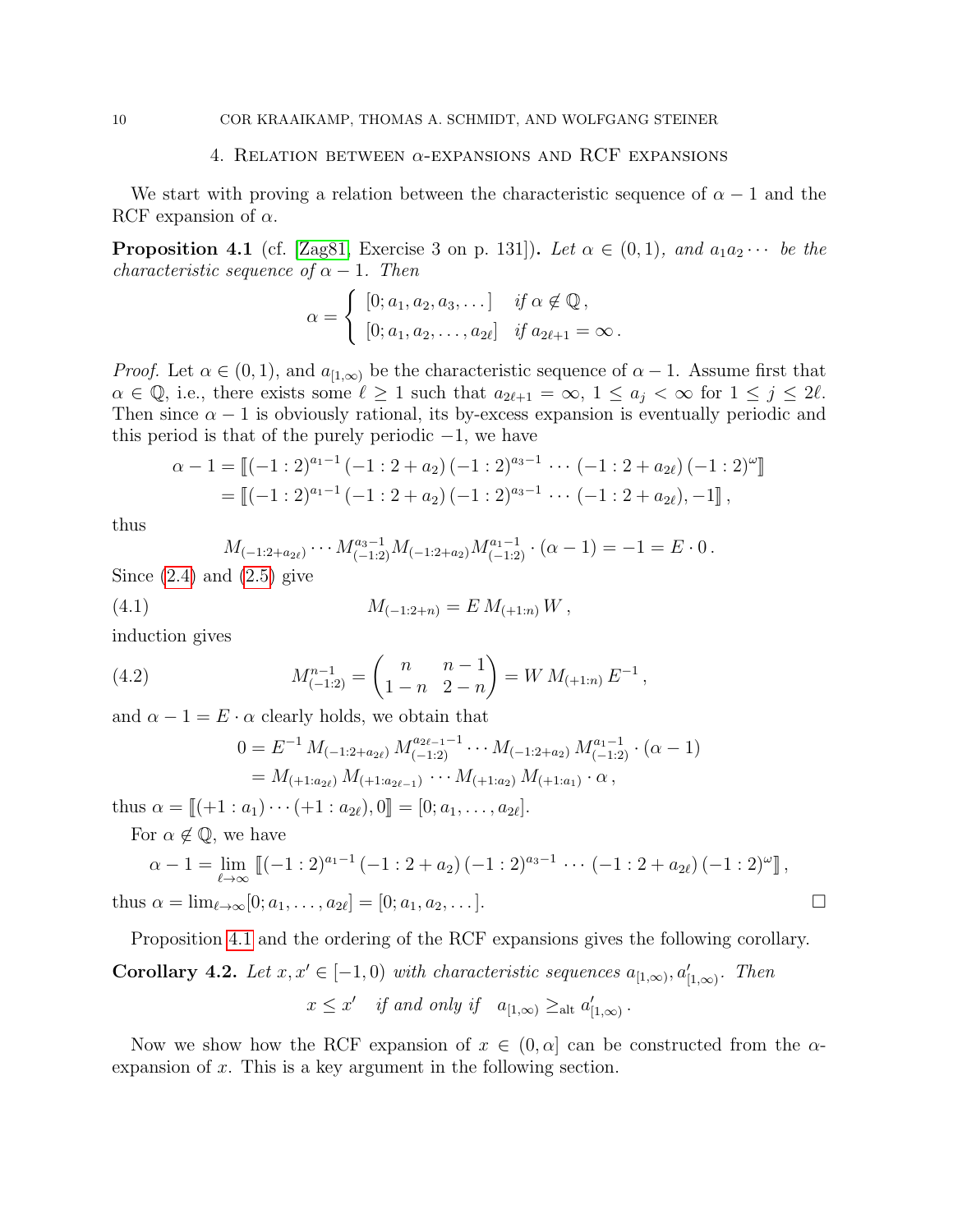## 4. Relation between $\alpha$-expansions and RCF expansions

We start with proving a relation between the characteristic sequence of $\alpha - 1$ and the RCF expansion of $\alpha$.

**Proposition 4.1** (cf. [Zag81, Exercise 3 on p. 131])**.** *Let $\alpha \in (0,1)$, and $a_1 a_2 \cdots$ be the characteristic sequence of $\alpha - 1$. Then*

$$\alpha = \begin{cases} [0; a_1, a_2, a_3, \dots] & \text{if } \alpha \notin \mathbb{Q}\,, \\ [0; a_1, a_2, \dots, a_{2\ell}] & \text{if } a_{2\ell+1} = \infty\,. \end{cases}$$

*Proof.* Let $\alpha \in (0,1)$, and $a_{[1,\infty)}$ be the characteristic sequence of $\alpha - 1$. Assume first that $\alpha \in \mathbb{Q}$, i.e., there exists some $\ell \geq 1$ such that $a_{2\ell+1} = \infty$, $1 \leq a_j < \infty$ for $1 \leq j \leq 2\ell$. Then since $\alpha - 1$ is obviously rational, its by-excess expansion is eventually periodic and this period is that of the purely periodic $-1$, we have

$$\begin{aligned} \alpha - 1 &= [\![(-1:2)^{a_1-1}\,(-1:2+a_2)\,(-1:2)^{a_3-1}\,\cdots\,(-1:2+a_{2\ell})\,(-1:2)^{\omega}]\!] \\ &= [\![(-1:2)^{a_1-1}\,(-1:2+a_2)\,(-1:2)^{a_3-1}\,\cdots\,(-1:2+a_{2\ell}), -1]\!]\,, \end{aligned}$$

thus

$$M_{(-1:2+a_{2\ell})} \cdots M_{(-1:2)}^{a_3-1} M_{(-1:2+a_2)} M_{(-1:2)}^{a_1-1} \cdot (\alpha - 1) = -1 = E \cdot 0\,.$$

Since (2.4) and (2.5) give

$$M_{(-1:2+n)} = E\, M_{(+1:n)}\, W\,, \tag{4.1}$$

induction gives

$$M_{(-1:2)}^{n-1} = \begin{pmatrix} n & n-1 \\ 1-n & 2-n \end{pmatrix} = W\, M_{(+1:n)}\, E^{-1}\,, \tag{4.2}$$

and $\alpha - 1 = E \cdot \alpha$ clearly holds, we obtain that

$$\begin{aligned} 0 &= E^{-1}\, M_{(-1:2+a_{2\ell})}\, M_{(-1:2)}^{a_{2\ell-1}-1} \cdots M_{(-1:2+a_2)}\, M_{(-1:2)}^{a_1-1} \cdot (\alpha - 1) \\ &= M_{(+1:a_{2\ell})}\, M_{(+1:a_{2\ell-1})} \cdots M_{(+1:a_2)}\, M_{(+1:a_1)} \cdot \alpha\,, \end{aligned}$$

thus $\alpha = [\![(+1:a_1)\cdots(+1:a_{2\ell}), 0]\!] = [0; a_1, \dots, a_{2\ell}]$.

For $\alpha \notin \mathbb{Q}$, we have

$$\alpha - 1 = \lim_{\ell \to \infty} [\![(-1:2)^{a_1-1}\,(-1:2+a_2)\,(-1:2)^{a_3-1}\,\cdots\,(-1:2+a_{2\ell})\,(-1:2)^{\omega}]\!]\,,$$

thus $\alpha = \lim_{\ell\to\infty} [0; a_1, \dots, a_{2\ell}] = [0; a_1, a_2, \dots]$. $\square$

Proposition 4.1 and the ordering of the RCF expansions gives the following corollary.

**Corollary 4.2.** *Let $x, x' \in [-1, 0)$ with characteristic sequences $a_{[1,\infty)}, a'_{[1,\infty)}$. Then*

$$x \leq x' \quad \text{if and only if} \quad a_{[1,\infty)} \geq_{\text{alt}} a'_{[1,\infty)}\,.$$

Now we show how the RCF expansion of $x \in (0, \alpha]$ can be constructed from the $\alpha$-expansion of $x$. This is a key argument in the following section.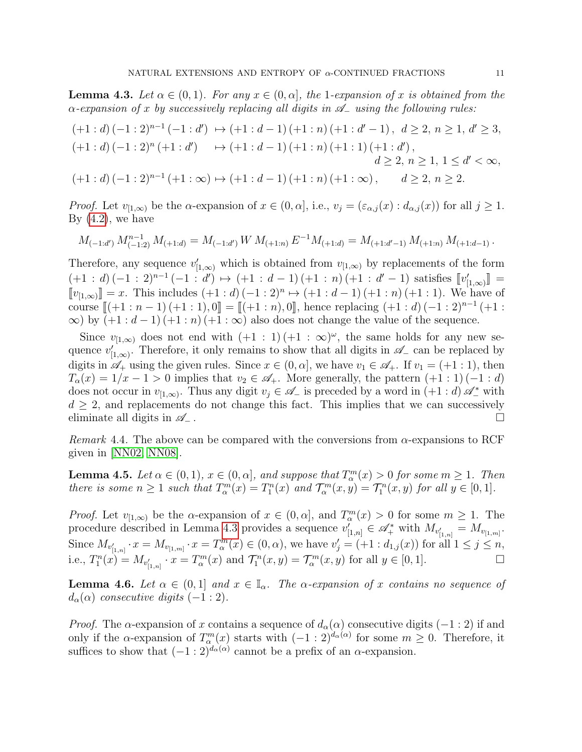**Lemma 4.3.** *Let $\alpha \in (0,1)$. For any $x \in (0,\alpha]$, the 1-expansion of $x$ is obtained from the $\alpha$-expansion of $x$ by successively replacing all digits in $\mathscr{A}_-$ using the following rules:*

$$
\begin{aligned}
&(+1:d)\,(-1:2)^{n-1}\,(-1:d') \;\mapsto (+1:d-1)\,(+1:n)\,(+1:d'-1)\,, \;\; d\ge 2,\ n\ge 1,\ d'\ge 3,\\
&(+1:d)\,(-1:2)^{n}\,(+1:d') \quad\;\; \mapsto (+1:d-1)\,(+1:n)\,(+1:1)\,(+1:d')\,,\\
&\hspace{22em} d\ge 2,\ n\ge 1,\ 1\le d'<\infty,\\
&(+1:d)\,(-1:2)^{n-1}\,(+1:\infty) \mapsto (+1:d-1)\,(+1:n)\,(+1:\infty)\,, \qquad d\ge 2,\ n\ge 2.
\end{aligned}
$$

*Proof.* Let $v_{[1,\infty)}$ be the $\alpha$-expansion of $x \in (0,\alpha]$, i.e., $v_j = (\varepsilon_{\alpha,j}(x) : d_{\alpha,j}(x))$ for all $j \ge 1$. By (4.2), we have

$$M_{(-1:d')}\, M_{(-1:2)}^{n-1}\, M_{(+1:d)} = M_{(-1:d')}\, W\, M_{(+1:n)}\, E^{-1} M_{(+1:d)} = M_{(+1:d'-1)}\, M_{(+1:n)}\, M_{(+1:d-1)}\,.$$

Therefore, any sequence $v'_{[1,\infty)}$ which is obtained from $v_{[1,\infty)}$ by replacements of the form $(+1:d)\,(-1:2)^{n-1}\,(-1:d') \mapsto (+1:d-1)\,(+1:n)\,(+1:d'-1)$ satisfies $[\![v'_{[1,\infty)}]\!] = [\![v_{[1,\infty)}]\!] = x$. This includes $(+1:d)\,(-1:2)^n \mapsto (+1:d-1)\,(+1:n)\,(+1:1)$. We have of course $[\![(+1:n-1)\,(+1:1), 0]\!] = [\![(+1:n), 0]\!]$, hence replacing $(+1:d)\,(-1:2)^{n-1}\,(+1:\infty)$ by $(+1:d-1)\,(+1:n)\,(+1:\infty)$ also does not change the value of the sequence.

Since $v_{[1,\infty)}$ does not end with $(+1:1)\,(+1:\infty)^\omega$, the same holds for any new sequence $v'_{[1,\infty)}$. Therefore, it only remains to show that all digits in $\mathscr{A}_-$ can be replaced by digits in $\mathscr{A}_+$ using the given rules. Since $x \in (0,\alpha]$, we have $v_1 \in \mathscr{A}_+$. If $v_1 = (+1:1)$, then $T_\alpha(x) = 1/x - 1 > 0$ implies that $v_2 \in \mathscr{A}_+$. More generally, the pattern $(+1:1)\,(-1:d)$ does not occur in $v_{[1,\infty)}$. Thus any digit $v_j \in \mathscr{A}_-$ is preceded by a word in $(+1:d)\,\mathscr{A}_-^*$ with $d \ge 2$, and replacements do not change this fact. This implies that we can successively eliminate all digits in $\mathscr{A}_-$. □

*Remark* 4.4. The above can be compared with the conversions from $\alpha$-expansions to RCF given in [NN02, NN08].

**Lemma 4.5.** *Let $\alpha \in (0,1)$, $x \in (0,\alpha]$, and suppose that $T_\alpha^m(x) > 0$ for some $m \ge 1$. Then there is some $n \ge 1$ such that $T_\alpha^m(x) = T_1^n(x)$ and $\mathcal{T}_\alpha^m(x,y) = \mathcal{T}_1^n(x,y)$ for all $y \in [0,1]$.*

*Proof.* Let $v_{[1,\infty)}$ be the $\alpha$-expansion of $x \in (0,\alpha]$, and $T_\alpha^m(x) > 0$ for some $m \ge 1$. The procedure described in Lemma 4.3 provides a sequence $v'_{[1,n]} \in \mathscr{A}_+^*$ with $M_{v'_{[1,n]}} = M_{v_{[1,m]}}$. Since $M_{v'_{[1,n]}} \cdot x = M_{v_{[1,m]}} \cdot x = T_\alpha^m(x) \in (0,\alpha)$, we have $v'_j = (+1 : d_{1,j}(x))$ for all $1 \le j \le n$, i.e., $T_1^n(x) = M_{v'_{[1,n]}} \cdot x = T_\alpha^m(x)$ and $\mathcal{T}_1^n(x,y) = \mathcal{T}_\alpha^m(x,y)$ for all $y \in [0,1]$. □

**Lemma 4.6.** *Let $\alpha \in (0,1]$ and $x \in \mathbb{I}_\alpha$. The $\alpha$-expansion of $x$ contains no sequence of $d_\alpha(\alpha)$ consecutive digits $(-1:2)$.*

*Proof.* The $\alpha$-expansion of $x$ contains a sequence of $d_\alpha(\alpha)$ consecutive digits $(-1:2)$ if and only if the $\alpha$-expansion of $T_\alpha^m(x)$ starts with $(-1:2)^{d_\alpha(\alpha)}$ for some $m \ge 0$. Therefore, it suffices to show that $(-1:2)^{d_\alpha(\alpha)}$ cannot be a prefix of an $\alpha$-expansion.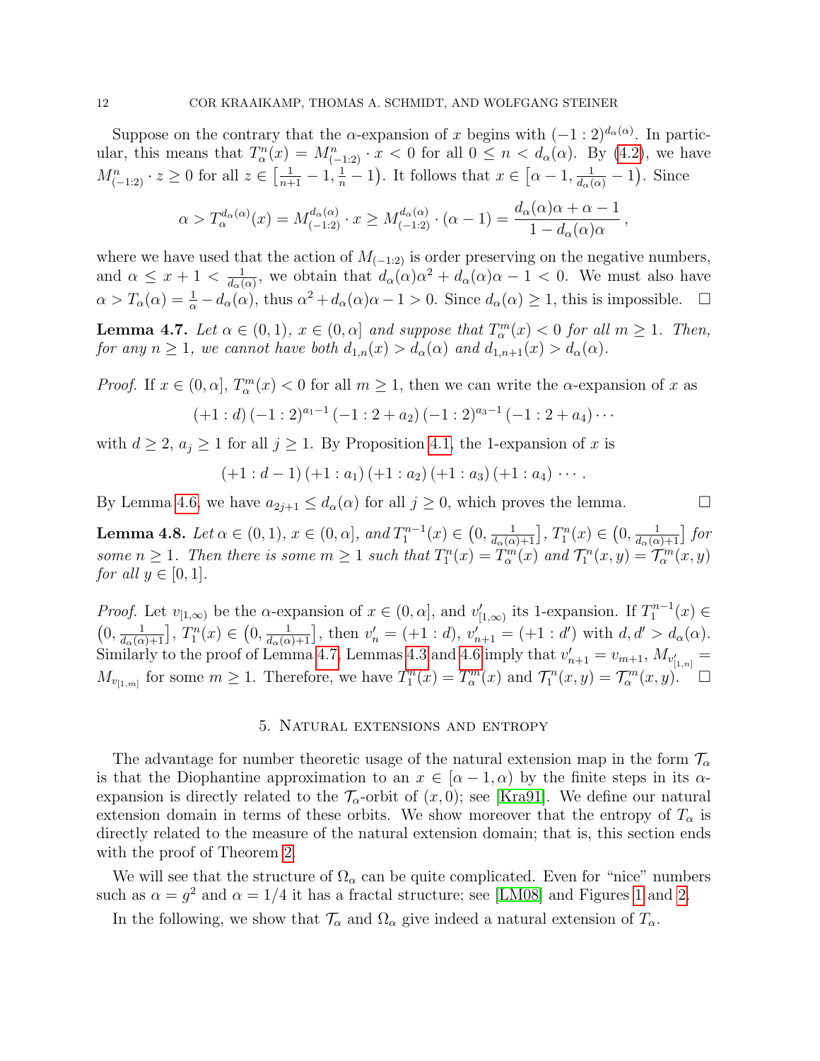Suppose on the contrary that the $\alpha$-expansion of $x$ begins with $(-1:2)^{d_\alpha(\alpha)}$. In particular, this means that $T_\alpha^n(x) = M_{(-1:2)}^n \cdot x < 0$ for all $0 \le n < d_\alpha(\alpha)$. By (4.2), we have $M_{(-1:2)}^n \cdot z \ge 0$ for all $z \in \left[\frac{1}{n+1} - 1, \frac{1}{n} - 1\right)$. It follows that $x \in \left[\alpha - 1, \frac{1}{d_\alpha(\alpha)} - 1\right)$. Since

$$\alpha > T_\alpha^{d_\alpha(\alpha)}(x) = M_{(-1:2)}^{d_\alpha(\alpha)} \cdot x \ge M_{(-1:2)}^{d_\alpha(\alpha)} \cdot (\alpha - 1) = \frac{d_\alpha(\alpha)\alpha + \alpha - 1}{1 - d_\alpha(\alpha)\alpha},$$

where we have used that the action of $M_{(-1:2)}$ is order preserving on the negative numbers, and $\alpha \le x + 1 < \frac{1}{d_\alpha(\alpha)}$, we obtain that $d_\alpha(\alpha)\alpha^2 + d_\alpha(\alpha)\alpha - 1 < 0$. We must also have $\alpha > T_\alpha(\alpha) = \frac{1}{\alpha} - d_\alpha(\alpha)$, thus $\alpha^2 + d_\alpha(\alpha)\alpha - 1 > 0$. Since $d_\alpha(\alpha) \ge 1$, this is impossible. $\square$

**Lemma 4.7.** *Let $\alpha \in (0,1)$, $x \in (0, \alpha]$ and suppose that $T_\alpha^m(x) < 0$ for all $m \ge 1$. Then, for any $n \ge 1$, we cannot have both $d_{1,n}(x) > d_\alpha(\alpha)$ and $d_{1,n+1}(x) > d_\alpha(\alpha)$.*

*Proof.* If $x \in (0, \alpha]$, $T_\alpha^m(x) < 0$ for all $m \ge 1$, then we can write the $\alpha$-expansion of $x$ as

$$(+1:d)\,(-1:2)^{a_1 - 1}\,(-1:2+a_2)\,(-1:2)^{a_3-1}\,(-1:2+a_4)\cdots$$

with $d \ge 2$, $a_j \ge 1$ for all $j \ge 1$. By Proposition 4.1, the 1-expansion of $x$ is

$$(+1:d-1)\,(+1:a_1)\,(+1:a_2)\,(+1:a_3)\,(+1:a_4)\,\cdots.$$

By Lemma 4.6, we have $a_{2j+1} \le d_\alpha(\alpha)$ for all $j \ge 0$, which proves the lemma. $\square$

**Lemma 4.8.** *Let $\alpha \in (0,1)$, $x \in (0, \alpha]$, and $T_1^{n-1}(x) \in \left(0, \frac{1}{d_\alpha(\alpha)+1}\right]$, $T_1^n(x) \in \left(0, \frac{1}{d_\alpha(\alpha)+1}\right]$ for some $n \ge 1$. Then there is some $m \ge 1$ such that $T_1^n(x) = T_\alpha^m(x)$ and $\mathcal{T}_1^n(x,y) = \mathcal{T}_\alpha^m(x,y)$ for all $y \in [0,1]$.*

*Proof.* Let $v_{[1,\infty)}$ be the $\alpha$-expansion of $x \in (0, \alpha]$, and $v'_{[1,\infty)}$ its 1-expansion. If $T_1^{n-1}(x) \in \left(0, \frac{1}{d_\alpha(\alpha)+1}\right]$, $T_1^n(x) \in \left(0, \frac{1}{d_\alpha(\alpha)+1}\right]$, then $v'_n = (+1:d)$, $v'_{n+1} = (+1:d')$ with $d, d' > d_\alpha(\alpha)$. Similarly to the proof of Lemma 4.7, Lemmas 4.3 and 4.6 imply that $v'_{n+1} = v_{m+1}$, $M_{v'_{[1,n]}} = M_{v_{[1,m]}}$ for some $m \ge 1$. Therefore, we have $T_1^n(x) = T_\alpha^m(x)$ and $\mathcal{T}_1^n(x,y) = \mathcal{T}_\alpha^m(x,y)$. $\square$

## 5. Natural extensions and entropy

The advantage for number theoretic usage of the natural extension map in the form $\mathcal{T}_\alpha$ is that the Diophantine approximation to an $x \in [\alpha - 1, \alpha)$ by the finite steps in its $\alpha$-expansion is directly related to the $\mathcal{T}_\alpha$-orbit of $(x, 0)$; see [Kra91]. We define our natural extension domain in terms of these orbits. We show moreover that the entropy of $T_\alpha$ is directly related to the measure of the natural extension domain; that is, this section ends with the proof of Theorem 2.

We will see that the structure of $\Omega_\alpha$ can be quite complicated. Even for "nice" numbers such as $\alpha = g^2$ and $\alpha = 1/4$ it has a fractal structure; see [LM08] and Figures 1 and 2.

In the following, we show that $\mathcal{T}_\alpha$ and $\Omega_\alpha$ give indeed a natural extension of $T_\alpha$.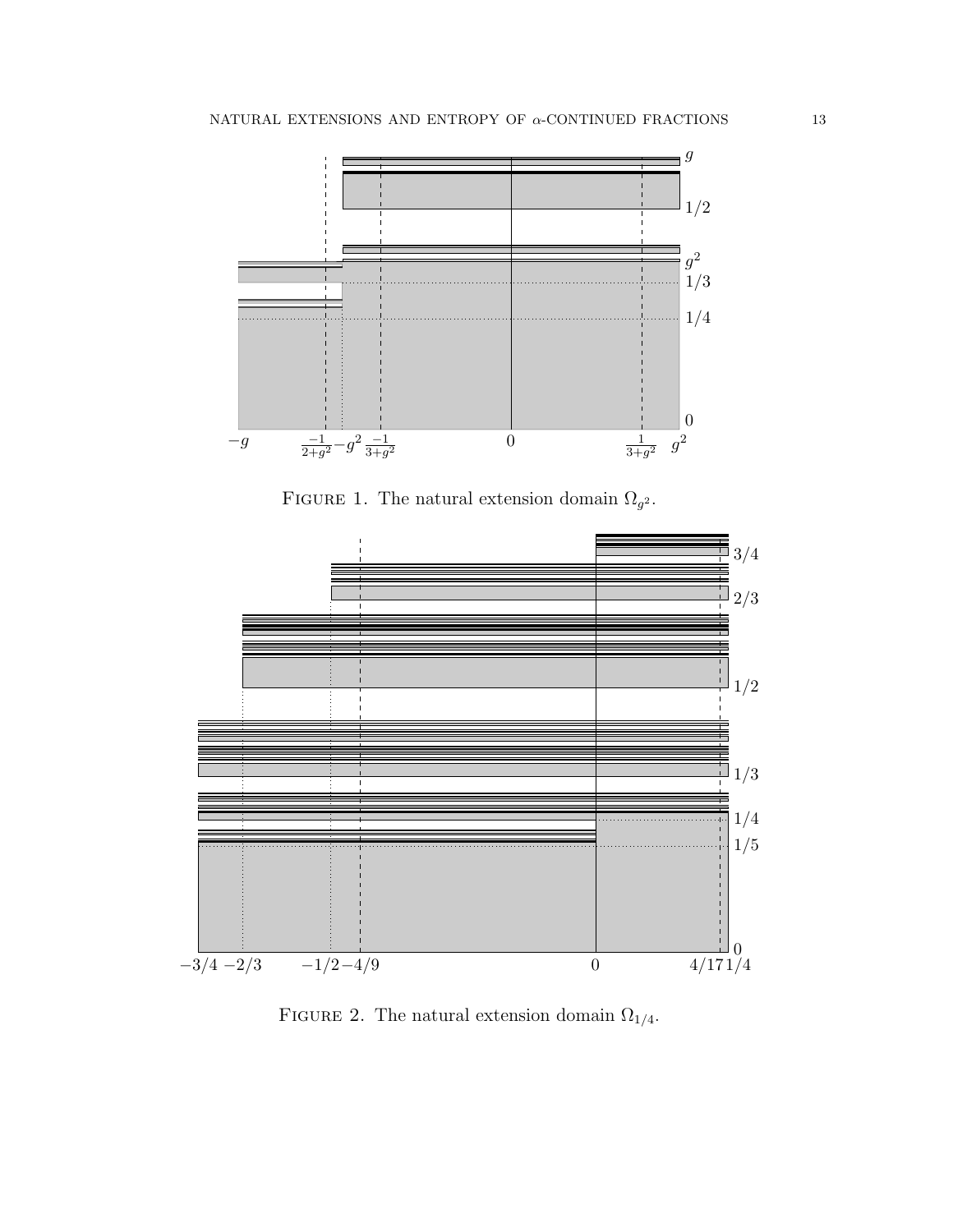Figure 1. The natural extension domain $\Omega_{g^2}$.

Figure 2. The natural extension domain $\Omega_{1/4}$.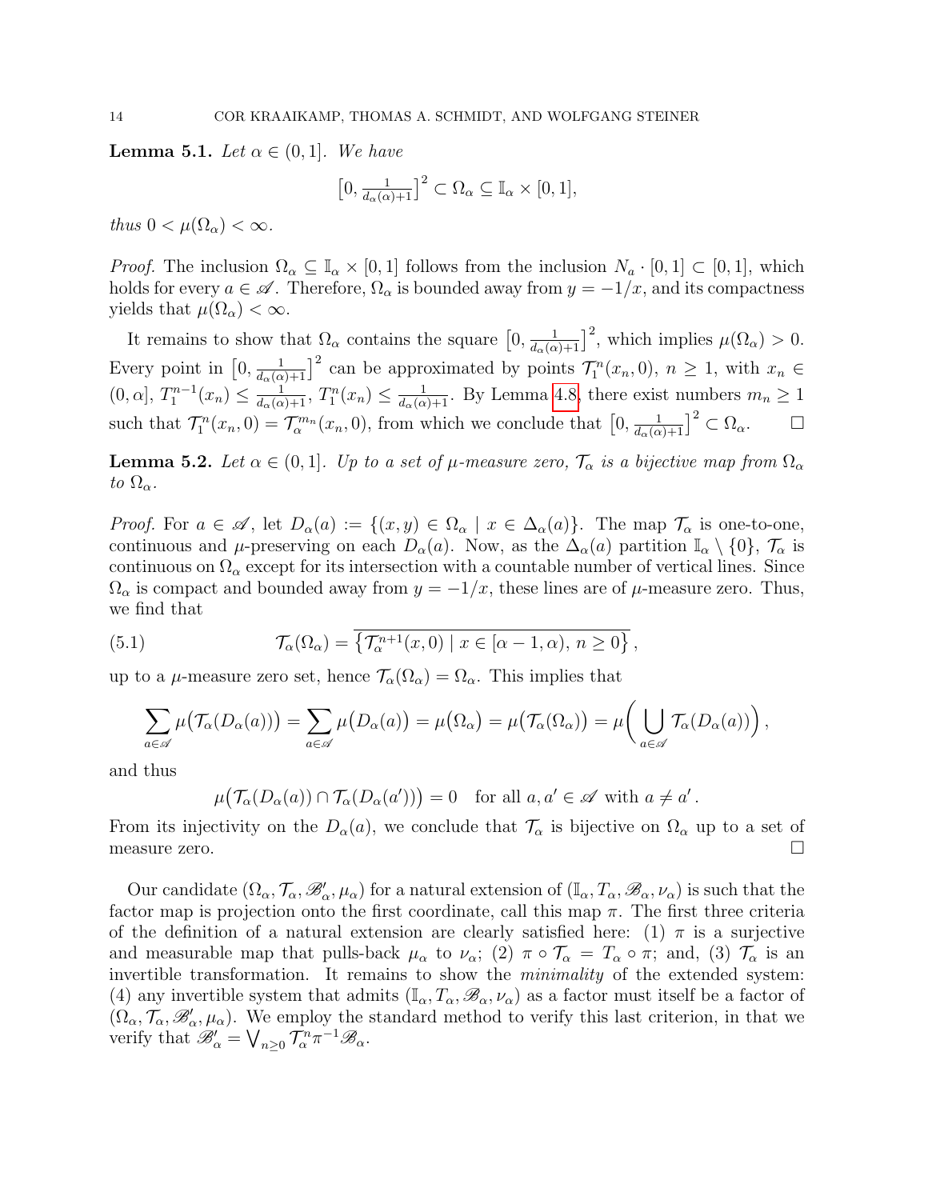**Lemma 5.1.** *Let $\alpha \in (0,1]$. We have*

$$\big[0, \tfrac{1}{d_\alpha(\alpha)+1}\big]^2 \subset \Omega_\alpha \subseteq \mathbb{I}_\alpha \times [0,1],$$

*thus $0 < \mu(\Omega_\alpha) < \infty$.*

*Proof.* The inclusion $\Omega_\alpha \subseteq \mathbb{I}_\alpha \times [0,1]$ follows from the inclusion $N_a \cdot [0,1] \subset [0,1]$, which holds for every $a \in \mathscr{A}$. Therefore, $\Omega_\alpha$ is bounded away from $y = -1/x$, and its compactness yields that $\mu(\Omega_\alpha) < \infty$.

It remains to show that $\Omega_\alpha$ contains the square $\big[0, \frac{1}{d_\alpha(\alpha)+1}\big]^2$, which implies $\mu(\Omega_\alpha) > 0$. Every point in $\big[0, \frac{1}{d_\alpha(\alpha)+1}\big]^2$ can be approximated by points $\mathcal{T}_1^n(x_n, 0)$, $n \ge 1$, with $x_n \in (0, \alpha]$, $T_1^{n-1}(x_n) \le \frac{1}{d_\alpha(\alpha)+1}$, $T_1^n(x_n) \le \frac{1}{d_\alpha(\alpha)+1}$. By Lemma 4.8, there exist numbers $m_n \ge 1$ such that $\mathcal{T}_1^n(x_n, 0) = \mathcal{T}_\alpha^{m_n}(x_n, 0)$, from which we conclude that $\big[0, \frac{1}{d_\alpha(\alpha)+1}\big]^2 \subset \Omega_\alpha$. $\square$

**Lemma 5.2.** *Let $\alpha \in (0,1]$. Up to a set of $\mu$-measure zero, $\mathcal{T}_\alpha$ is a bijective map from $\Omega_\alpha$ to $\Omega_\alpha$.*

*Proof.* For $a \in \mathscr{A}$, let $D_\alpha(a) := \{(x,y) \in \Omega_\alpha \mid x \in \Delta_\alpha(a)\}$. The map $\mathcal{T}_\alpha$ is one-to-one, continuous and $\mu$-preserving on each $D_\alpha(a)$. Now, as the $\Delta_\alpha(a)$ partition $\mathbb{I}_\alpha \setminus \{0\}$, $\mathcal{T}_\alpha$ is continuous on $\Omega_\alpha$ except for its intersection with a countable number of vertical lines. Since $\Omega_\alpha$ is compact and bounded away from $y = -1/x$, these lines are of $\mu$-measure zero. Thus, we find that

$$\mathcal{T}_\alpha(\Omega_\alpha) = \overline{\big\{\mathcal{T}_\alpha^{n+1}(x, 0) \mid x \in [\alpha - 1, \alpha),\, n \ge 0\big\}}\,, \tag{5.1}$$

up to a $\mu$-measure zero set, hence $\mathcal{T}_\alpha(\Omega_\alpha) = \Omega_\alpha$. This implies that

$$\sum_{a \in \mathscr{A}} \mu\big(\mathcal{T}_\alpha(D_\alpha(a))\big) = \sum_{a \in \mathscr{A}} \mu\big(D_\alpha(a)\big) = \mu\big(\Omega_\alpha\big) = \mu\big(\mathcal{T}_\alpha(\Omega_\alpha)\big) = \mu\bigg(\bigcup_{a \in \mathscr{A}} \mathcal{T}_\alpha(D_\alpha(a))\bigg)\,,$$

and thus

$$\mu\big(\mathcal{T}_\alpha(D_\alpha(a)) \cap \mathcal{T}_\alpha(D_\alpha(a'))\big) = 0 \quad \text{for all } a, a' \in \mathscr{A} \text{ with } a \neq a'\,.$$

From its injectivity on the $D_\alpha(a)$, we conclude that $\mathcal{T}_\alpha$ is bijective on $\Omega_\alpha$ up to a set of measure zero. $\square$

Our candidate $(\Omega_\alpha, \mathcal{T}_\alpha, \mathscr{B}'_\alpha, \mu_\alpha)$ for a natural extension of $(\mathbb{I}_\alpha, T_\alpha, \mathscr{B}_\alpha, \nu_\alpha)$ is such that the factor map is projection onto the first coordinate, call this map $\pi$. The first three criteria of the definition of a natural extension are clearly satisfied here: (1) $\pi$ is a surjective and measurable map that pulls-back $\mu_\alpha$ to $\nu_\alpha$; (2) $\pi \circ \mathcal{T}_\alpha = T_\alpha \circ \pi$; and, (3) $\mathcal{T}_\alpha$ is an invertible transformation. It remains to show the *minimality* of the extended system: (4) any invertible system that admits $(\mathbb{I}_\alpha, T_\alpha, \mathscr{B}_\alpha, \nu_\alpha)$ as a factor must itself be a factor of $(\Omega_\alpha, \mathcal{T}_\alpha, \mathscr{B}'_\alpha, \mu_\alpha)$. We employ the standard method to verify this last criterion, in that we verify that $\mathscr{B}'_\alpha = \bigvee_{n \ge 0} \mathcal{T}_\alpha^n \pi^{-1} \mathscr{B}_\alpha$.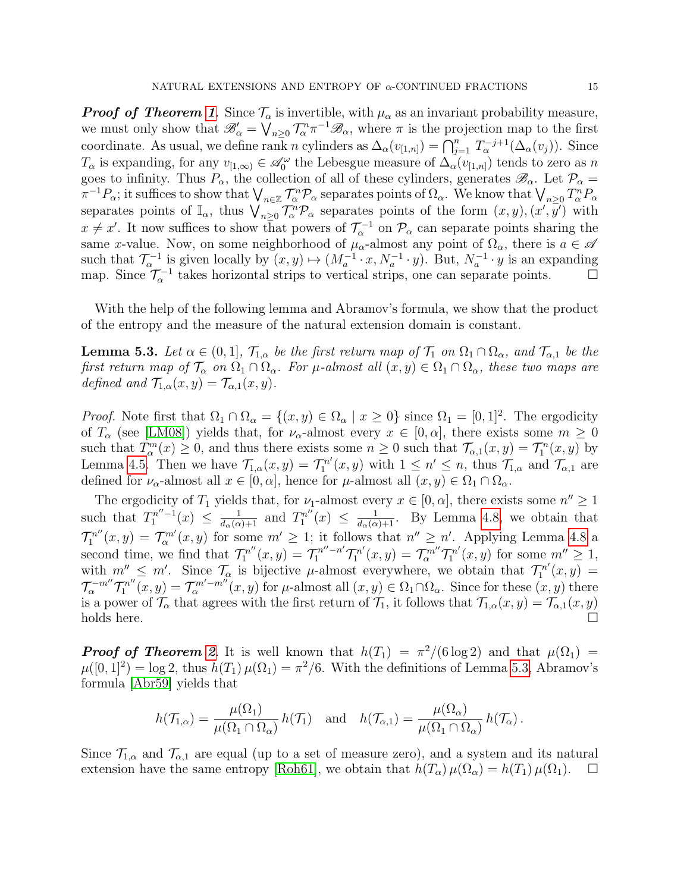***Proof of Theorem 1.*** Since $\mathcal{T}_\alpha$ is invertible, with $\mu_\alpha$ as an invariant probability measure, we must only show that $\mathscr{B}'_\alpha = \bigvee_{n\geq 0} \mathcal{T}_\alpha^n \pi^{-1}\mathscr{B}_\alpha$, where $\pi$ is the projection map to the first coordinate. As usual, we define rank $n$ cylinders as $\Delta_\alpha(v_{[1,n]}) = \bigcap_{j=1}^n T_\alpha^{-j+1}(\Delta_\alpha(v_j))$. Since $T_\alpha$ is expanding, for any $v_{[1,\infty)} \in \mathscr{A}_0^\omega$ the Lebesgue measure of $\Delta_\alpha(v_{[1,n]})$ tends to zero as $n$ goes to infinity. Thus $P_\alpha$, the collection of all of these cylinders, generates $\mathscr{B}_\alpha$. Let $\mathcal{P}_\alpha = \pi^{-1}P_\alpha$; it suffices to show that $\bigvee_{n\in\mathbb{Z}} \mathcal{T}_\alpha^n \mathcal{P}_\alpha$ separates points of $\Omega_\alpha$. We know that $\bigvee_{n\geq 0} T_\alpha^n P_\alpha$ separates points of $\mathbb{I}_\alpha$, thus $\bigvee_{n\geq 0} \mathcal{T}_\alpha^n \mathcal{P}_\alpha$ separates points of the form $(x,y),(x',y')$ with $x \neq x'$. It now suffices to show that powers of $\mathcal{T}_\alpha^{-1}$ on $\mathcal{P}_\alpha$ can separate points sharing the same $x$-value. Now, on some neighborhood of $\mu_\alpha$-almost any point of $\Omega_\alpha$, there is $a \in \mathscr{A}$ such that $\mathcal{T}_\alpha^{-1}$ is given locally by $(x,y) \mapsto (M_a^{-1}\cdot x, N_a^{-1}\cdot y)$. But, $N_a^{-1}\cdot y$ is an expanding map. Since $\mathcal{T}_\alpha^{-1}$ takes horizontal strips to vertical strips, one can separate points. □

With the help of the following lemma and Abramov's formula, we show that the product of the entropy and the measure of the natural extension domain is constant.

**Lemma 5.3.** *Let $\alpha \in (0,1]$, $\mathcal{T}_{1,\alpha}$ be the first return map of $\mathcal{T}_1$ on $\Omega_1 \cap \Omega_\alpha$, and $\mathcal{T}_{\alpha,1}$ be the first return map of $\mathcal{T}_\alpha$ on $\Omega_1 \cap \Omega_\alpha$. For $\mu$-almost all $(x,y) \in \Omega_1 \cap \Omega_\alpha$, these two maps are defined and $\mathcal{T}_{1,\alpha}(x,y) = \mathcal{T}_{\alpha,1}(x,y)$.*

*Proof.* Note first that $\Omega_1 \cap \Omega_\alpha = \{(x,y) \in \Omega_\alpha \mid x \geq 0\}$ since $\Omega_1 = [0,1]^2$. The ergodicity of $T_\alpha$ (see [LM08]) yields that, for $\nu_\alpha$-almost every $x \in [0,\alpha]$, there exists some $m \geq 0$ such that $T_\alpha^m(x) \geq 0$, and thus there exists some $n \geq 0$ such that $\mathcal{T}_{\alpha,1}(x,y) = \mathcal{T}_1^n(x,y)$ by Lemma 4.5. Then we have $\mathcal{T}_{1,\alpha}(x,y) = \mathcal{T}_1^{n'}(x,y)$ with $1 \leq n' \leq n$, thus $\mathcal{T}_{1,\alpha}$ and $\mathcal{T}_{\alpha,1}$ are defined for $\nu_\alpha$-almost all $x \in [0,\alpha]$, hence for $\mu$-almost all $(x,y) \in \Omega_1 \cap \Omega_\alpha$.

The ergodicity of $T_1$ yields that, for $\nu_1$-almost every $x \in [0,\alpha]$, there exists some $n'' \geq 1$ such that $T_1^{n''-1}(x) \leq \frac{1}{d_\alpha(\alpha)+1}$ and $T_1^{n''}(x) \leq \frac{1}{d_\alpha(\alpha)+1}$. By Lemma 4.8, we obtain that $\mathcal{T}_1^{n''}(x,y) = \mathcal{T}_\alpha^{m'}(x,y)$ for some $m' \geq 1$; it follows that $n'' \geq n'$. Applying Lemma 4.8 a second time, we find that $\mathcal{T}_1^{n''}(x,y) = \mathcal{T}_1^{n''-n'}\mathcal{T}_1^{n'}(x,y) = \mathcal{T}_\alpha^{m''}\mathcal{T}_1^{n'}(x,y)$ for some $m'' \geq 1$, with $m'' \leq m'$. Since $\mathcal{T}_\alpha$ is bijective $\mu$-almost everywhere, we obtain that $\mathcal{T}_1^{n'}(x,y) = \mathcal{T}_\alpha^{-m''}\mathcal{T}_1^{n''}(x,y) = \mathcal{T}_\alpha^{m'-m''}(x,y)$ for $\mu$-almost all $(x,y) \in \Omega_1 \cap \Omega_\alpha$. Since for these $(x,y)$ there is a power of $\mathcal{T}_\alpha$ that agrees with the first return of $\mathcal{T}_1$, it follows that $\mathcal{T}_{1,\alpha}(x,y) = \mathcal{T}_{\alpha,1}(x,y)$ holds here. □

***Proof of Theorem 2.*** It is well known that $h(T_1) = \pi^2/(6\log 2)$ and that $\mu(\Omega_1) = \mu([0,1]^2) = \log 2$, thus $h(T_1)\,\mu(\Omega_1) = \pi^2/6$. With the definitions of Lemma 5.3, Abramov's formula [Abr59] yields that

$$h(\mathcal{T}_{1,\alpha}) = \frac{\mu(\Omega_1)}{\mu(\Omega_1 \cap \Omega_\alpha)}\, h(\mathcal{T}_1) \quad \text{and} \quad h(\mathcal{T}_{\alpha,1}) = \frac{\mu(\Omega_\alpha)}{\mu(\Omega_1 \cap \Omega_\alpha)}\, h(\mathcal{T}_\alpha).$$

Since $\mathcal{T}_{1,\alpha}$ and $\mathcal{T}_{\alpha,1}$ are equal (up to a set of measure zero), and a system and its natural extension have the same entropy [Roh61], we obtain that $h(T_\alpha)\,\mu(\Omega_\alpha) = h(T_1)\,\mu(\Omega_1)$. □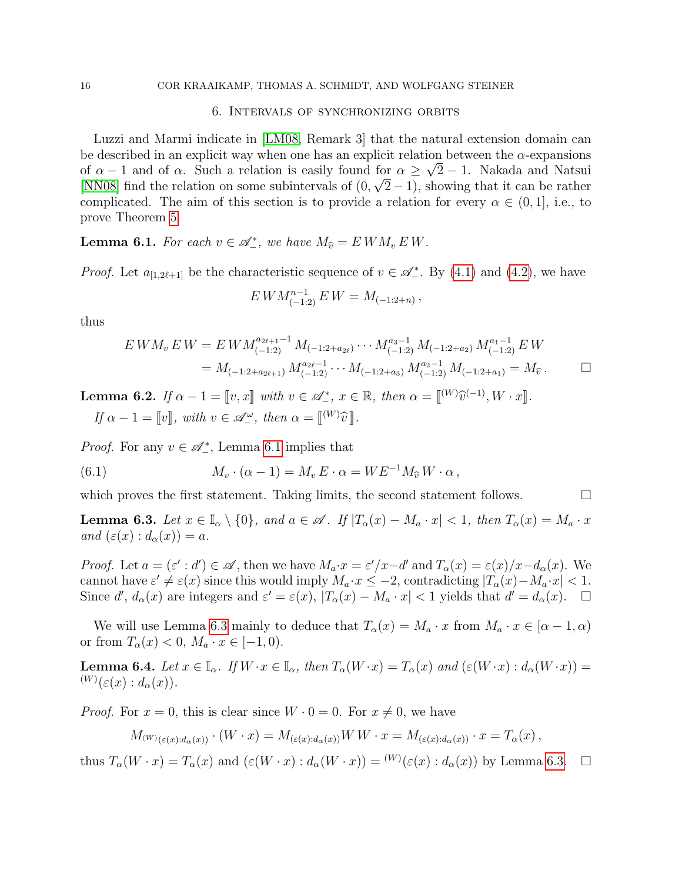## 6. Intervals of synchronizing orbits

Luzzi and Marmi indicate in [LM08, Remark 3] that the natural extension domain can be described in an explicit way when one has an explicit relation between the $\alpha$-expansions of $\alpha - 1$ and of $\alpha$. Such a relation is easily found for $\alpha \geq \sqrt{2} - 1$. Nakada and Natsui [NN08] find the relation on some subintervals of $(0, \sqrt{2} - 1)$, showing that it can be rather complicated. The aim of this section is to provide a relation for every $\alpha \in (0, 1]$, i.e., to prove Theorem 5.

**Lemma 6.1.** *For each $v \in \mathscr{A}_-^*$, we have $M_{\widehat{v}} = E\,W M_v\, E\,W$.*

*Proof.* Let $a_{[1,2\ell+1]}$ be the characteristic sequence of $v \in \mathscr{A}_-^*$. By (4.1) and (4.2), we have

$$E\,W M_{(-1:2)}^{n-1}\, E\,W = M_{(-1:2+n)}\,,$$

thus

$$\begin{aligned} E\,W M_v\, E\,W &= E\,W M_{(-1:2)}^{a_{2\ell+1}-1}\, M_{(-1:2+a_{2\ell})} \cdots M_{(-1:2)}^{a_3-1}\, M_{(-1:2+a_2)}\, M_{(-1:2)}^{a_1-1}\, E\,W \\ &= M_{(-1:2+a_{2\ell+1})}\, M_{(-1:2)}^{a_{2\ell}-1} \cdots M_{(-1:2+a_3)}\, M_{(-1:2)}^{a_2-1}\, M_{(-1:2+a_1)} = M_{\widehat{v}}\,. \end{aligned}$$

□

**Lemma 6.2.** *If $\alpha - 1 = [\![v, x]\!]$ with $v \in \mathscr{A}_-^*$, $x \in \mathbb{R}$, then $\alpha = [\![{}^{(W)}\widehat{v}^{(-1)}, W \cdot x]\!]$.*

*If $\alpha - 1 = [\![v]\!]$, with $v \in \mathscr{A}_-^\omega$, then $\alpha = [\![{}^{(W)}\widehat{v}]\!]$.*

*Proof.* For any $v \in \mathscr{A}_-^*$, Lemma 6.1 implies that

$$M_v \cdot (\alpha - 1) = M_v\, E \cdot \alpha = W E^{-1} M_{\widehat{v}}\, W \cdot \alpha\,, \tag{6.1}$$

which proves the first statement. Taking limits, the second statement follows. □

**Lemma 6.3.** *Let $x \in \mathbb{I}_\alpha \setminus \{0\}$, and $a \in \mathscr{A}$. If $|T_\alpha(x) - M_a \cdot x| < 1$, then $T_\alpha(x) = M_a \cdot x$ and $(\varepsilon(x) : d_\alpha(x)) = a$.*

*Proof.* Let $a = (\varepsilon' : d') \in \mathscr{A}$, then we have $M_a \cdot x = \varepsilon'/x - d'$ and $T_\alpha(x) = \varepsilon(x)/x - d_\alpha(x)$. We cannot have $\varepsilon' \neq \varepsilon(x)$ since this would imply $M_a \cdot x \leq -2$, contradicting $|T_\alpha(x) - M_a \cdot x| < 1$. Since $d'$, $d_\alpha(x)$ are integers and $\varepsilon' = \varepsilon(x)$, $|T_\alpha(x) - M_a \cdot x| < 1$ yields that $d' = d_\alpha(x)$. □

We will use Lemma 6.3 mainly to deduce that $T_\alpha(x) = M_a \cdot x$ from $M_a \cdot x \in [\alpha - 1, \alpha)$ or from $T_\alpha(x) < 0$, $M_a \cdot x \in [-1, 0)$.

**Lemma 6.4.** *Let $x \in \mathbb{I}_\alpha$. If $W \cdot x \in \mathbb{I}_\alpha$, then $T_\alpha(W \cdot x) = T_\alpha(x)$ and $(\varepsilon(W \cdot x) : d_\alpha(W \cdot x)) = {}^{(W)}(\varepsilon(x) : d_\alpha(x))$.*

*Proof.* For $x = 0$, this is clear since $W \cdot 0 = 0$. For $x \neq 0$, we have

$$M_{{}^{(W)}(\varepsilon(x):d_\alpha(x))} \cdot (W \cdot x) = M_{(\varepsilon(x):d_\alpha(x))} W\, W \cdot x = M_{(\varepsilon(x):d_\alpha(x))} \cdot x = T_\alpha(x)\,,$$

thus $T_\alpha(W \cdot x) = T_\alpha(x)$ and $(\varepsilon(W \cdot x) : d_\alpha(W \cdot x)) = {}^{(W)}(\varepsilon(x) : d_\alpha(x))$ by Lemma 6.3. □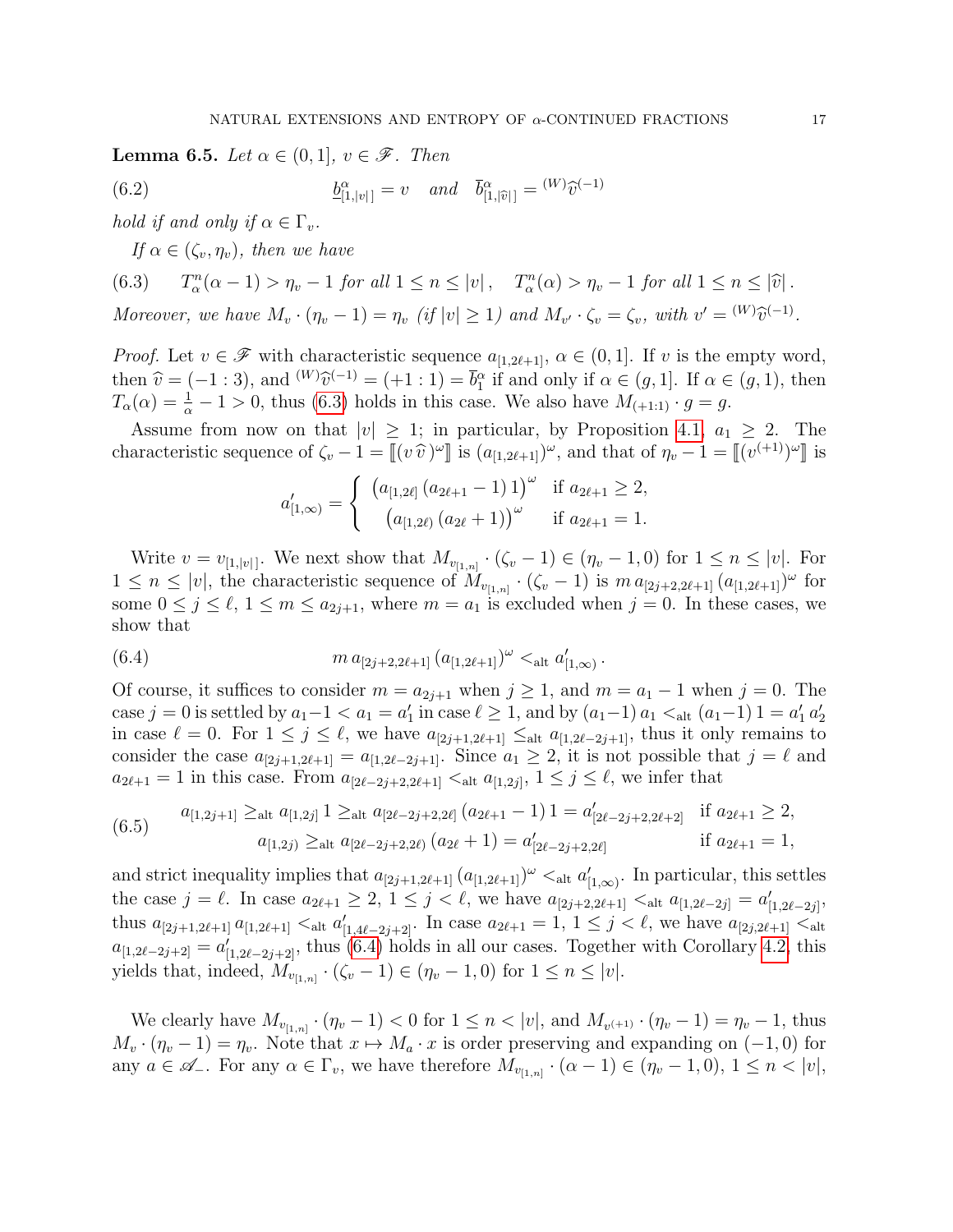**Lemma 6.5.** *Let $\alpha \in (0,1]$, $v \in \mathscr{F}$. Then*

$$\underline{b}^{\alpha}_{[1,|v|]} = v \quad \text{and} \quad \overline{b}^{\alpha}_{[1,|\widehat{v}|]} = {}^{(W)}\widehat{v}^{(-1)} \tag{6.2}$$

*hold if and only if $\alpha \in \Gamma_v$.*

*If $\alpha \in (\zeta_v, \eta_v)$, then we have*

$$T^n_\alpha(\alpha - 1) > \eta_v - 1 \text{ for all } 1 \le n \le |v|\,, \quad T^n_\alpha(\alpha) > \eta_v - 1 \text{ for all } 1 \le n \le |\widehat{v}|\,. \tag{6.3}$$

*Moreover, we have $M_v \cdot (\eta_v - 1) = \eta_v$ (if $|v| \ge 1$) and $M_{v'} \cdot \zeta_v = \zeta_v$, with $v' = {}^{(W)}\widehat{v}^{(-1)}$.*

*Proof.* Let $v \in \mathscr{F}$ with characteristic sequence $a_{[1,2\ell+1]}$, $\alpha \in (0,1]$. If $v$ is the empty word, then $\widehat{v} = (-1:3)$, and ${}^{(W)}\widehat{v}^{(-1)} = (+1:1) = \overline{b}^{\alpha}_1$ if and only if $\alpha \in (g,1]$. If $\alpha \in (g,1)$, then $T_\alpha(\alpha) = \frac{1}{\alpha} - 1 > 0$, thus (6.3) holds in this case. We also have $M_{(+1:1)} \cdot g = g$.

Assume from now on that $|v| \ge 1$; in particular, by Proposition 4.1, $a_1 \ge 2$. The characteristic sequence of $\zeta_v - 1 = [\![(v\,\widehat{v}\,)^\omega]\!]$ is $(a_{[1,2\ell+1]})^\omega$, and that of $\eta_v - 1 = [\![(v^{(+1)})^\omega]\!]$ is

$$a'_{[1,\infty)} = \begin{cases} \big(a_{[1,2\ell]}\,(a_{2\ell+1} - 1)\,1\big)^\omega & \text{if } a_{2\ell+1} \ge 2, \\ \big(a_{[1,2\ell)}\,(a_{2\ell} + 1)\big)^\omega & \text{if } a_{2\ell+1} = 1. \end{cases}$$

Write $v = v_{[1,|v|]}$. We next show that $M_{v_{[1,n]}} \cdot (\zeta_v - 1) \in (\eta_v - 1, 0)$ for $1 \le n \le |v|$. For $1 \le n \le |v|$, the characteristic sequence of $M_{v_{[1,n]}} \cdot (\zeta_v - 1)$ is $m\,a_{[2j+2,2\ell+1]}\,(a_{[1,2\ell+1]})^\omega$ for some $0 \le j \le \ell$, $1 \le m \le a_{2j+1}$, where $m = a_1$ is excluded when $j = 0$. In these cases, we show that

$$m\,a_{[2j+2,2\ell+1]}\,(a_{[1,2\ell+1]})^\omega <_{\mathrm{alt}} a'_{[1,\infty)}\,. \tag{6.4}$$

Of course, it suffices to consider $m = a_{2j+1}$ when $j \ge 1$, and $m = a_1 - 1$ when $j = 0$. The case $j = 0$ is settled by $a_1 - 1 < a_1 = a'_1$ in case $\ell \ge 1$, and by $(a_1 - 1)\,a_1 <_{\mathrm{alt}} (a_1 - 1)\,1 = a'_1\,a'_2$ in case $\ell = 0$. For $1 \le j \le \ell$, we have $a_{[2j+1,2\ell+1]} \le_{\mathrm{alt}} a_{[1,2\ell-2j+1]}$, thus it only remains to consider the case $a_{[2j+1,2\ell+1]} = a_{[1,2\ell-2j+1]}$. Since $a_1 \ge 2$, it is not possible that $j = \ell$ and $a_{2\ell+1} = 1$ in this case. From $a_{[2\ell-2j+2,2\ell+1]} <_{\mathrm{alt}} a_{[1,2j]}$, $1 \le j \le \ell$, we infer that

$$\begin{aligned} a_{[1,2j+1]} \ge_{\mathrm{alt}} a_{[1,2j]}\,1 \ge_{\mathrm{alt}} a_{[2\ell-2j+2,2\ell]}\,(a_{2\ell+1} - 1)\,1 &= a'_{[2\ell-2j+2,2\ell+2]} && \text{if } a_{2\ell+1} \ge 2, \\ a_{[1,2j)} \ge_{\mathrm{alt}} a_{[2\ell-2j+2,2\ell)}\,(a_{2\ell} + 1) &= a'_{[2\ell-2j+2,2\ell]} && \text{if } a_{2\ell+1} = 1, \end{aligned} \tag{6.5}$$

and strict inequality implies that $a_{[2j+1,2\ell+1]}\,(a_{[1,2\ell+1]})^\omega <_{\mathrm{alt}} a'_{[1,\infty)}$. In particular, this settles the case $j = \ell$. In case $a_{2\ell+1} \ge 2$, $1 \le j < \ell$, we have $a_{[2j+2,2\ell+1]} <_{\mathrm{alt}} a_{[1,2\ell-2j]} = a'_{[1,2\ell-2j]}$, thus $a_{[2j+1,2\ell+1]}\,a_{[1,2\ell+1]} <_{\mathrm{alt}} a'_{[1,4\ell-2j+2]}$. In case $a_{2\ell+1} = 1$, $1 \le j < \ell$, we have $a_{[2j,2\ell+1]} <_{\mathrm{alt}} a_{[1,2\ell-2j+2]} = a'_{[1,2\ell-2j+2]}$, thus (6.4) holds in all our cases. Together with Corollary 4.2, this yields that, indeed, $M_{v_{[1,n]}} \cdot (\zeta_v - 1) \in (\eta_v - 1, 0)$ for $1 \le n \le |v|$.

We clearly have $M_{v_{[1,n]}} \cdot (\eta_v - 1) < 0$ for $1 \le n < |v|$, and $M_{v^{(+1)}} \cdot (\eta_v - 1) = \eta_v - 1$, thus $M_v \cdot (\eta_v - 1) = \eta_v$. Note that $x \mapsto M_a \cdot x$ is order preserving and expanding on $(-1,0)$ for any $a \in \mathscr{A}_-$. For any $\alpha \in \Gamma_v$, we have therefore $M_{v_{[1,n]}} \cdot (\alpha - 1) \in (\eta_v - 1, 0)$, $1 \le n < |v|$,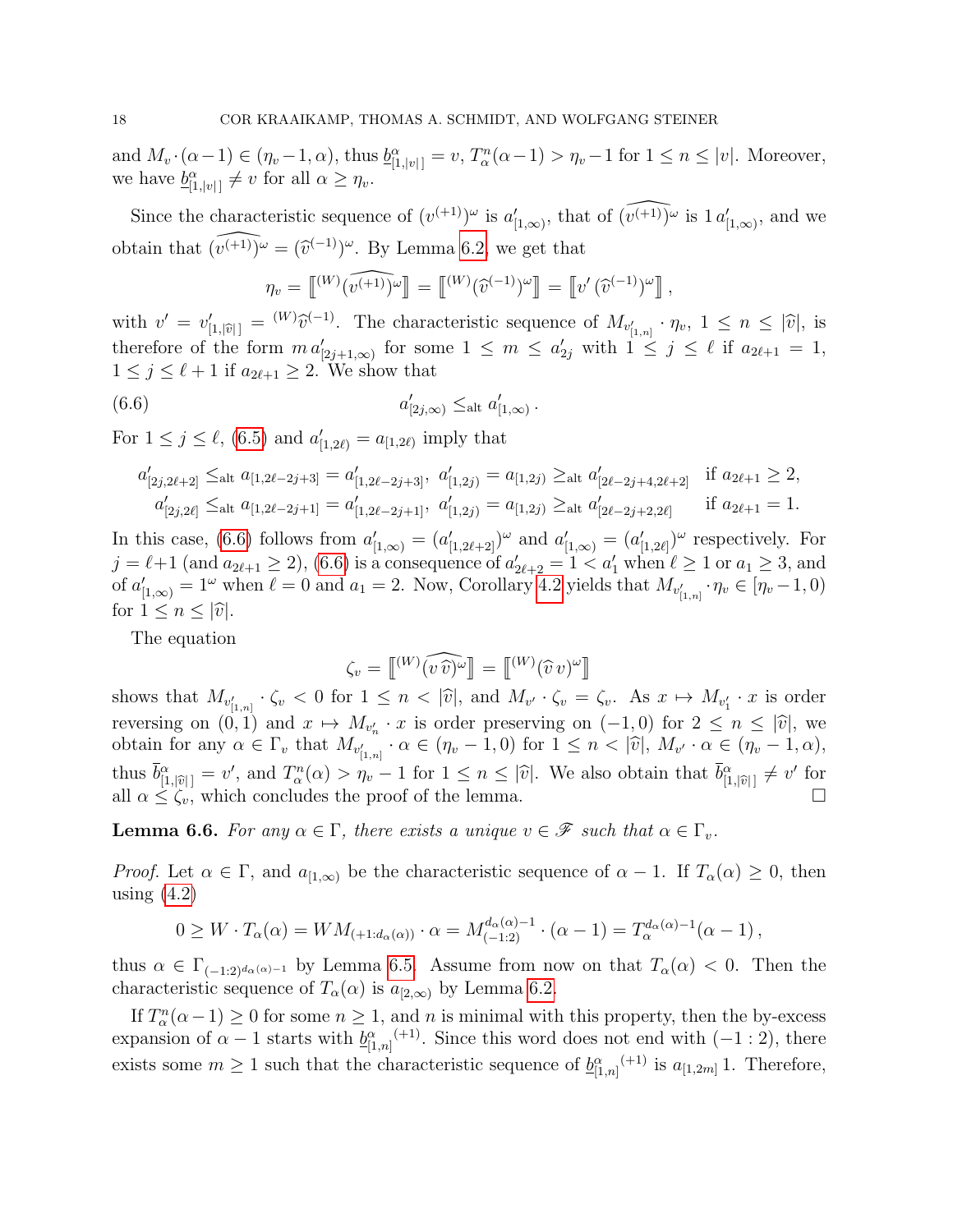and $M_v \cdot (\alpha - 1) \in (\eta_v - 1, \alpha)$, thus $\underline{b}^\alpha_{[1,|v|]} = v$, $T^n_\alpha(\alpha-1) > \eta_v - 1$ for $1 \le n \le |v|$. Moreover, we have $\underline{b}^\alpha_{[1,|v|]} \ne v$ for all $\alpha \ge \eta_v$.

Since the characteristic sequence of $(v^{(+1)})^\omega$ is $a'_{[1,\infty)}$, that of $\widehat{(v^{(+1)})^\omega}$ is $1\, a'_{[1,\infty)}$, and we obtain that $\widehat{(v^{(+1)})^\omega} = (\widehat{v}^{(-1)})^\omega$. By Lemma 6.2, we get that

$$\eta_v = \left[\!\left[{}^{(W)}\widehat{(v^{(+1)})^\omega}\right]\!\right] = \left[\!\left[{}^{(W)}(\widehat{v}^{(-1)})^\omega\right]\!\right] = \left[\!\left[v'\, (\widehat{v}^{(-1)})^\omega\right]\!\right],$$

with $v' = v'_{[1,|\widehat{v}|]} = {}^{(W)}\widehat{v}^{(-1)}$. The characteristic sequence of $M_{v'_{[1,n]}} \cdot \eta_v$, $1 \le n \le |\widehat{v}|$, is therefore of the form $m\, a'_{[2j+1,\infty)}$ for some $1 \le m \le a'_{2j}$ with $1 \le j \le \ell$ if $a_{2\ell+1} = 1$, $1 \le j \le \ell+1$ if $a_{2\ell+1} \ge 2$. We show that

$$a'_{[2j,\infty)} \le_{\mathrm{alt}} a'_{[1,\infty)}\,. \tag{6.6}$$

For $1 \le j \le \ell$, (6.5) and $a'_{[1,2\ell)} = a_{[1,2\ell)}$ imply that

$$\begin{aligned} a'_{[2j,2\ell+2]} &\le_{\mathrm{alt}} a_{[1,2\ell-2j+3]} = a'_{[1,2\ell-2j+3]},\ a'_{[1,2j)} = a_{[1,2j)} \ge_{\mathrm{alt}} a'_{[2\ell-2j+4,2\ell+2]} \quad \text{if } a_{2\ell+1} \ge 2,\\ a'_{[2j,2\ell]} &\le_{\mathrm{alt}} a_{[1,2\ell-2j+1]} = a'_{[1,2\ell-2j+1]},\ a'_{[1,2j)} = a_{[1,2j)} \ge_{\mathrm{alt}} a'_{[2\ell-2j+2,2\ell]} \quad \text{if } a_{2\ell+1} = 1. \end{aligned}$$

In this case, (6.6) follows from $a'_{[1,\infty)} = (a'_{[1,2\ell+2]})^\omega$ and $a'_{[1,\infty)} = (a'_{[1,2\ell]})^\omega$ respectively. For $j = \ell+1$ (and $a_{2\ell+1} \ge 2$), (6.6) is a consequence of $a'_{2\ell+2} = 1 < a'_1$ when $\ell \ge 1$ or $a_1 \ge 3$, and of $a'_{[1,\infty)} = 1^\omega$ when $\ell = 0$ and $a_1 = 2$. Now, Corollary 4.2 yields that $M_{v'_{[1,n]}} \cdot \eta_v \in [\eta_v - 1, 0)$ for $1 \le n \le |\widehat{v}|$.

The equation

$$\zeta_v = \left[\!\left[{}^{(W)}\widehat{(v\,\widehat{v})^\omega}\right]\!\right] = \left[\!\left[{}^{(W)}(\widehat{v}\, v)^\omega\right]\!\right]$$

shows that $M_{v'_{[1,n]}} \cdot \zeta_v < 0$ for $1 \le n < |\widehat{v}|$, and $M_{v'} \cdot \zeta_v = \zeta_v$. As $x \mapsto M_{v'_1} \cdot x$ is order reversing on $(0,1)$ and $x \mapsto M_{v'_n} \cdot x$ is order preserving on $(-1,0)$ for $2 \le n \le |\widehat{v}|$, we obtain for any $\alpha \in \Gamma_v$ that $M_{v'_{[1,n]}} \cdot \alpha \in (\eta_v - 1, 0)$ for $1 \le n < |\widehat{v}|$, $M_{v'} \cdot \alpha \in (\eta_v - 1, \alpha)$, thus $\overline{b}^\alpha_{[1,|\widehat{v}|]} = v'$, and $T^n_\alpha(\alpha) > \eta_v - 1$ for $1 \le n \le |\widehat{v}|$. We also obtain that $\overline{b}^\alpha_{[1,|\widehat{v}|]} \ne v'$ for all $\alpha \le \zeta_v$, which concludes the proof of the lemma. $\square$

**Lemma 6.6.** *For any $\alpha \in \Gamma$, there exists a unique $v \in \mathscr{F}$ such that $\alpha \in \Gamma_v$.*

*Proof.* Let $\alpha \in \Gamma$, and $a_{[1,\infty)}$ be the characteristic sequence of $\alpha - 1$. If $T_\alpha(\alpha) \ge 0$, then using (4.2)

$$0 \ge W \cdot T_\alpha(\alpha) = W M_{(+1:d_\alpha(\alpha))} \cdot \alpha = M^{d_\alpha(\alpha)-1}_{(-1:2)} \cdot (\alpha - 1) = T^{d_\alpha(\alpha)-1}_\alpha(\alpha - 1)\,,$$

thus $\alpha \in \Gamma_{(-1:2)^{d_\alpha(\alpha)-1}}$ by Lemma 6.5. Assume from now on that $T_\alpha(\alpha) < 0$. Then the characteristic sequence of $T_\alpha(\alpha)$ is $a_{[2,\infty)}$ by Lemma 6.2.

If $T^n_\alpha(\alpha - 1) \ge 0$ for some $n \ge 1$, and $n$ is minimal with this property, then the by-excess expansion of $\alpha - 1$ starts with $\underline{b}^{\alpha}_{[1,n]}{}^{(+1)}$. Since this word does not end with $(-1:2)$, there exists some $m \ge 1$ such that the characteristic sequence of $\underline{b}^{\alpha}_{[1,n]}{}^{(+1)}$ is $a_{[1,2m]}\, 1$. Therefore,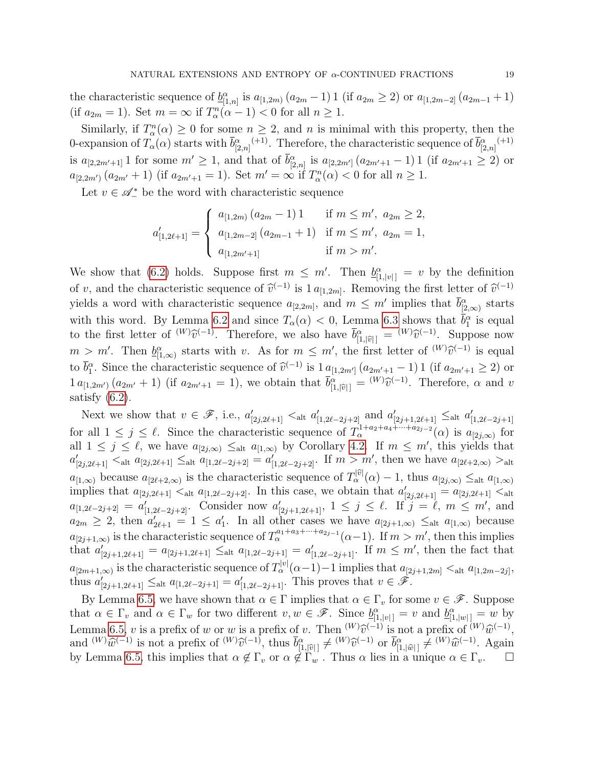the characteristic sequence of $\underline{b}^\alpha_{[1,n]}$ is $a_{[1,2m)}\,(a_{2m}-1)\,1$ (if $a_{2m}\geq 2$) or $a_{[1,2m-2]}\,(a_{2m-1}+1)$ (if $a_{2m}=1$). Set $m=\infty$ if $T^n_\alpha(\alpha-1)<0$ for all $n\geq 1$.

Similarly, if $T^n_\alpha(\alpha)\geq 0$ for some $n\geq 2$, and $n$ is minimal with this property, then the 0-expansion of $T_\alpha(\alpha)$ starts with $\overline{b}^\alpha_{[2,n]}{}^{(+1)}$. Therefore, the characteristic sequence of $\overline{b}^\alpha_{[2,n]}{}^{(+1)}$ is $a_{[2,2m'+1]}\,1$ for some $m'\geq 1$, and that of $\overline{b}^\alpha_{[2,n]}$ is $a_{[2,2m']}\,(a_{2m'+1}-1)\,1$ (if $a_{2m'+1}\geq 2$) or $a_{[2,2m')}\,(a_{2m'}+1)$ (if $a_{2m'+1}=1$). Set $m'=\infty$ if $T^n_\alpha(\alpha)<0$ for all $n\geq 1$.

Let $v\in\mathscr{A}^*_-$ be the word with characteristic sequence

$$a'_{[1,2\ell+1]}=\begin{cases} a_{[1,2m)}\,(a_{2m}-1)\,1 & \text{if } m\leq m',\ a_{2m}\geq 2,\\ a_{[1,2m-2]}\,(a_{2m-1}+1) & \text{if } m\leq m',\ a_{2m}=1,\\ a_{[1,2m'+1]} & \text{if } m>m'.\end{cases}$$

We show that (6.2) holds. Suppose first $m\leq m'$. Then $\underline{b}^\alpha_{[1,|v|]}=v$ by the definition of $v$, and the characteristic sequence of $\widehat{v}^{(-1)}$ is $1\,a_{[1,2m]}$. Removing the first letter of $\widehat{v}^{(-1)}$ yields a word with characteristic sequence $a_{[2,2m]}$, and $m\leq m'$ implies that $\overline{b}^\alpha_{[2,\infty)}$ starts with this word. By Lemma 6.2 and since $T_\alpha(\alpha)<0$, Lemma 6.3 shows that $\overline{b}^\alpha_1$ is equal to the first letter of ${}^{(W)}\widehat{v}^{(-1)}$. Therefore, we also have $\overline{b}^\alpha_{[1,|\widehat{v}|]}={}^{(W)}\widehat{v}^{(-1)}$. Suppose now $m>m'$. Then $\underline{b}^\alpha_{[1,\infty)}$ starts with $v$. As for $m\leq m'$, the first letter of ${}^{(W)}\widehat{v}^{(-1)}$ is equal to $\overline{b}^\alpha_1$. Since the characteristic sequence of $\widehat{v}^{(-1)}$ is $1\,a_{[1,2m']}\,(a_{2m'+1}-1)\,1$ (if $a_{2m'+1}\geq 2$) or $1\,a_{[1,2m')}\,(a_{2m'}+1)$ (if $a_{2m'+1}=1$), we obtain that $\overline{b}^\alpha_{[1,|\widehat{v}|]}={}^{(W)}\widehat{v}^{(-1)}$. Therefore, $\alpha$ and $v$ satisfy (6.2).

Next we show that $v\in\mathscr{F}$, i.e., $a'_{[2j,2\ell+1]}<_{\text{alt}}a'_{[1,2\ell-2j+2]}$ and $a'_{[2j+1,2\ell+1]}\leq_{\text{alt}}a'_{[1,2\ell-2j+1]}$ for all $1\leq j\leq\ell$. Since the characteristic sequence of $T_\alpha^{1+a_2+a_4+\cdots+a_{2j-2}}(\alpha)$ is $a_{[2j,\infty)}$ for all $1\leq j\leq\ell$, we have $a_{[2j,\infty)}\leq_{\text{alt}}a_{[1,\infty)}$ by Corollary 4.2. If $m\leq m'$, this yields that $a'_{[2j,2\ell+1]}<_{\text{alt}}a_{[2j,2\ell+1]}\leq_{\text{alt}}a_{[1,2\ell-2j+2]}=a'_{[1,2\ell-2j+2]}$. If $m>m'$, then we have $a_{[2\ell+2,\infty)}>_{\text{alt}}a_{[1,\infty)}$ because $a_{[2\ell+2,\infty)}$ is the characteristic sequence of $T_\alpha^{|\widehat{v}|}(\alpha)-1$, thus $a_{[2j,\infty)}\leq_{\text{alt}}a_{[1,\infty)}$ implies that $a_{[2j,2\ell+1]}<_{\text{alt}}a_{[1,2\ell-2j+2]}$. In this case, we obtain that $a'_{[2j,2\ell+1]}=a_{[2j,2\ell+1]}<_{\text{alt}}a_{[1,2\ell-2j+2]}=a'_{[1,2\ell-2j+2]}$. Consider now $a'_{[2j+1,2\ell+1]}$, $1\leq j\leq\ell$. If $j=\ell$, $m\leq m'$, and $a_{2m}\geq 2$, then $a'_{2\ell+1}=1\leq a'_1$. In all other cases we have $a_{[2j+1,\infty)}\leq_{\text{alt}}a_{[1,\infty)}$ because $a_{[2j+1,\infty)}$ is the characteristic sequence of $T_\alpha^{a_1+a_3+\cdots+a_{2j-1}}(\alpha-1)$. If $m>m'$, then this implies that $a'_{[2j+1,2\ell+1]}=a_{[2j+1,2\ell+1]}\leq_{\text{alt}}a_{[1,2\ell-2j+1]}=a'_{[1,2\ell-2j+1]}$. If $m\leq m'$, then the fact that $a_{[2m+1,\infty)}$ is the characteristic sequence of $T_\alpha^{|v|}(\alpha-1)-1$ implies that $a_{[2j+1,2m]}<_{\text{alt}}a_{[1,2m-2j]}$, thus $a'_{[2j+1,2\ell+1]}\leq_{\text{alt}}a_{[1,2\ell-2j+1]}=a'_{[1,2\ell-2j+1]}$. This proves that $v\in\mathscr{F}$.

By Lemma 6.5, we have shown that $\alpha\in\Gamma$ implies that $\alpha\in\Gamma_v$ for some $v\in\mathscr{F}$. Suppose that $\alpha\in\Gamma_v$ and $\alpha\in\Gamma_w$ for two different $v,w\in\mathscr{F}$. Since $\underline{b}^\alpha_{[1,|v|]}=v$ and $\underline{b}^\alpha_{[1,|w|]}=w$ by Lemma 6.5, $v$ is a prefix of $w$ or $w$ is a prefix of $v$. Then ${}^{(W)}\widehat{v}^{(-1)}$ is not a prefix of ${}^{(W)}\widehat{w}^{(-1)}$, and ${}^{(W)}\widehat{w}^{(-1)}$ is not a prefix of ${}^{(W)}\widehat{v}^{(-1)}$, thus $\overline{b}^\alpha_{[1,|\widehat{v}|]}\neq{}^{(W)}\widehat{v}^{(-1)}$ or $\overline{b}^\alpha_{[1,|\widehat{w}|]}\neq{}^{(W)}\widehat{w}^{(-1)}$. Again by Lemma 6.5, this implies that $\alpha\notin\Gamma_v$ or $\alpha\notin\Gamma_w$ . Thus $\alpha$ lies in a unique $\alpha\in\Gamma_v$. $\square$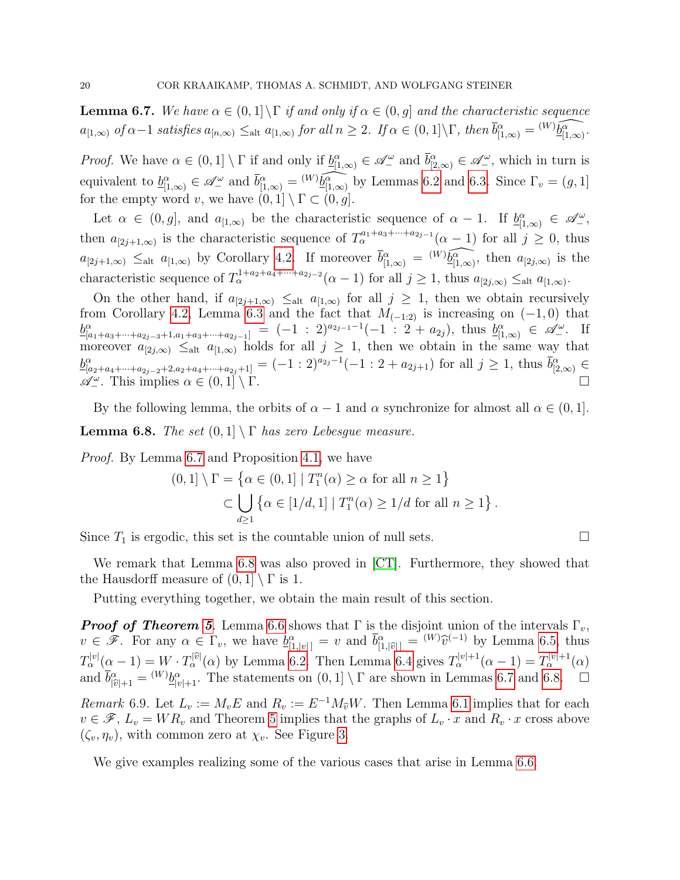**Lemma 6.7.** *We have $\alpha \in (0,1]\setminus\Gamma$ if and only if $\alpha \in (0,g]$ and the characteristic sequence $a_{[1,\infty)}$ of $\alpha-1$ satisfies $a_{[n,\infty)} \le_{\mathrm{alt}} a_{[1,\infty)}$ for all $n \ge 2$. If $\alpha \in (0,1]\setminus\Gamma$, then $\overline{b}^\alpha_{[1,\infty)} = {}^{(W)}\widehat{\underline{b}^\alpha_{[1,\infty)}}$.*

*Proof.* We have $\alpha \in (0,1] \setminus \Gamma$ if and only if $\underline{b}^\alpha_{[1,\infty)} \in \mathscr{A}_-^\omega$ and $\overline{b}^\alpha_{[2,\infty)} \in \mathscr{A}_-^\omega$, which in turn is equivalent to $\underline{b}^\alpha_{[1,\infty)} \in \mathscr{A}_-^\omega$ and $\overline{b}^\alpha_{[1,\infty)} = {}^{(W)}\widehat{\underline{b}^\alpha_{[1,\infty)}}$ by Lemmas 6.2 and 6.3. Since $\Gamma_v = (g,1]$ for the empty word $v$, we have $(0,1] \setminus \Gamma \subset (0,g]$.

Let $\alpha \in (0,g]$, and $a_{[1,\infty)}$ be the characteristic sequence of $\alpha - 1$. If $\underline{b}^\alpha_{[1,\infty)} \in \mathscr{A}_-^\omega$, then $a_{[2j+1,\infty)}$ is the characteristic sequence of $T_\alpha^{a_1+a_3+\cdots+a_{2j-1}}(\alpha-1)$ for all $j \ge 0$, thus $a_{[2j+1,\infty)} \le_{\mathrm{alt}} a_{[1,\infty)}$ by Corollary 4.2. If moreover $\overline{b}^\alpha_{[1,\infty)} = {}^{(W)}\widehat{\underline{b}^\alpha_{[1,\infty)}}$, then $a_{[2j,\infty)}$ is the characteristic sequence of $T_\alpha^{1+a_2+a_4+\cdots+a_{2j-2}}(\alpha-1)$ for all $j \ge 1$, thus $a_{[2j,\infty)} \le_{\mathrm{alt}} a_{[1,\infty)}$.

On the other hand, if $a_{[2j+1,\infty)} \le_{\mathrm{alt}} a_{[1,\infty)}$ for all $j \ge 1$, then we obtain recursively from Corollary 4.2, Lemma 6.3 and the fact that $M_{(-1:2)}$ is increasing on $(-1,0)$ that $\underline{b}^\alpha_{[a_1+a_3+\cdots+a_{2j-3}+1,a_1+a_3+\cdots+a_{2j-1}]} = (-1:2)^{a_{2j-1}-1}(-1:2+a_{2j})$, thus $\underline{b}^\alpha_{[1,\infty)} \in \mathscr{A}_-^\omega$. If moreover $a_{[2j,\infty)} \le_{\mathrm{alt}} a_{[1,\infty)}$ holds for all $j \ge 1$, then we obtain in the same way that $\underline{b}^\alpha_{[a_2+a_4+\cdots+a_{2j-2}+2,a_2+a_4+\cdots+a_{2j}+1]} = (-1:2)^{a_{2j}-1}(-1:2+a_{2j+1})$ for all $j \ge 1$, thus $\overline{b}^\alpha_{[2,\infty)} \in \mathscr{A}_-^\omega$. This implies $\alpha \in (0,1] \setminus \Gamma$. ∎

By the following lemma, the orbits of $\alpha - 1$ and $\alpha$ synchronize for almost all $\alpha \in (0,1]$.

**Lemma 6.8.** *The set $(0,1] \setminus \Gamma$ has zero Lebesgue measure.*

*Proof.* By Lemma 6.7 and Proposition 4.1, we have

$$
\begin{aligned}
(0,1] \setminus \Gamma &= \big\{\alpha \in (0,1] \mid T_1^n(\alpha) \ge \alpha \text{ for all } n \ge 1\big\} \\
&\subset \bigcup_{d \ge 1} \big\{\alpha \in [1/d,1] \mid T_1^n(\alpha) \ge 1/d \text{ for all } n \ge 1\big\}.
\end{aligned}
$$

Since $T_1$ is ergodic, this set is the countable union of null sets. ∎

We remark that Lemma 6.8 was also proved in [CT]. Furthermore, they showed that the Hausdorff measure of $(0,1] \setminus \Gamma$ is 1.

Putting everything together, we obtain the main result of this section.

***Proof of Theorem 5.*** Lemma 6.6 shows that $\Gamma$ is the disjoint union of the intervals $\Gamma_v$, $v \in \mathscr{F}$. For any $\alpha \in \Gamma_v$, we have $\underline{b}^\alpha_{[1,|v|]} = v$ and $\overline{b}^\alpha_{[1,|\widehat{v}|]} = {}^{(W)}\widehat{v}^{(-1)}$ by Lemma 6.5, thus $T_\alpha^{|v|}(\alpha-1) = W \cdot T_\alpha^{|\widehat{v}|}(\alpha)$ by Lemma 6.2. Then Lemma 6.4 gives $T_\alpha^{|v|+1}(\alpha-1) = T_\alpha^{|\widehat{v}|+1}(\alpha)$ and $\overline{b}^\alpha_{|\widehat{v}|+1} = {}^{(W)}\underline{b}^\alpha_{|v|+1}$. The statements on $(0,1] \setminus \Gamma$ are shown in Lemmas 6.7 and 6.8. ∎

*Remark* 6.9. Let $L_v := M_v E$ and $R_v := E^{-1} M_{\widehat{v}} W$. Then Lemma 6.1 implies that for each $v \in \mathscr{F}$, $L_v = W R_v$ and Theorem 5 implies that the graphs of $L_v \cdot x$ and $R_v \cdot x$ cross above $(\zeta_v, \eta_v)$, with common zero at $\chi_v$. See Figure 3.

We give examples realizing some of the various cases that arise in Lemma 6.6.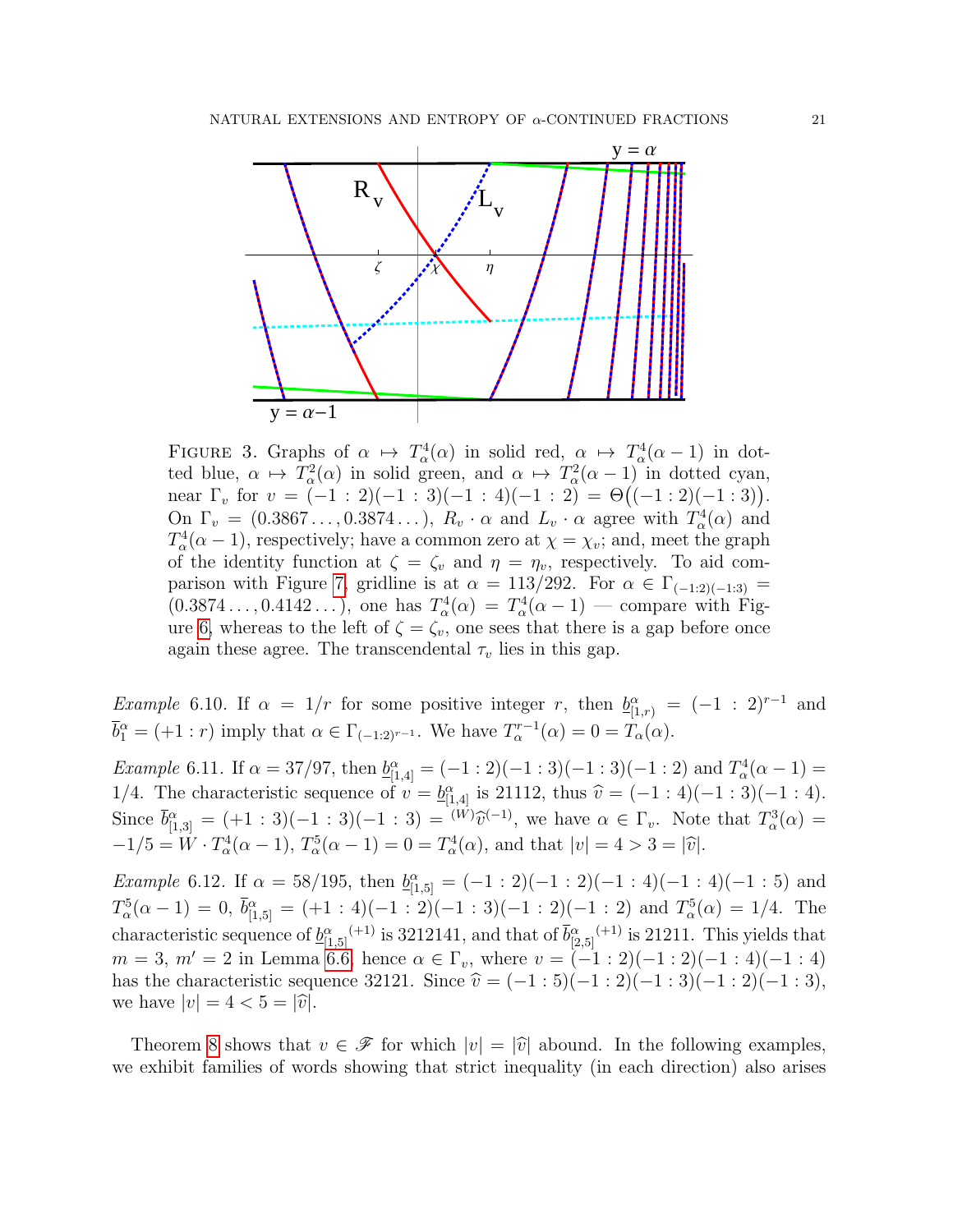Figure 3. Graphs of $\alpha \mapsto T^4_\alpha(\alpha)$ in solid red, $\alpha \mapsto T^4_\alpha(\alpha-1)$ in dotted blue, $\alpha \mapsto T^2_\alpha(\alpha)$ in solid green, and $\alpha \mapsto T^2_\alpha(\alpha-1)$ in dotted cyan, near $\Gamma_v$ for $v = (-1:2)(-1:3)(-1:4)(-1:2) = \Theta\big((-1:2)(-1:3)\big)$. On $\Gamma_v = (0.3867\ldots, 0.3874\ldots)$, $R_v \cdot \alpha$ and $L_v \cdot \alpha$ agree with $T^4_\alpha(\alpha)$ and $T^4_\alpha(\alpha-1)$, respectively; have a common zero at $\chi = \chi_v$; and, meet the graph of the identity function at $\zeta = \zeta_v$ and $\eta = \eta_v$, respectively. To aid comparison with Figure 7, gridline is at $\alpha = 113/292$. For $\alpha \in \Gamma_{(-1:2)(-1:3)} = (0.3874\ldots, 0.4142\ldots)$, one has $T^4_\alpha(\alpha) = T^4_\alpha(\alpha-1)$ — compare with Figure 6, whereas to the left of $\zeta = \zeta_v$, one sees that there is a gap before once again these agree. The transcendental $\tau_v$ lies in this gap.

*Example* 6.10. If $\alpha = 1/r$ for some positive integer $r$, then $\underline{b}^\alpha_{[1,r)} = (-1:2)^{r-1}$ and $\overline{b}^\alpha_1 = (+1:r)$ imply that $\alpha \in \Gamma_{(-1:2)^{r-1}}$. We have $T^{r-1}_\alpha(\alpha) = 0 = T_\alpha(\alpha)$.

*Example* 6.11. If $\alpha = 37/97$, then $\underline{b}^\alpha_{[1,4]} = (-1:2)(-1:3)(-1:3)(-1:2)$ and $T^4_\alpha(\alpha-1) = 1/4$. The characteristic sequence of $v = \underline{b}^\alpha_{[1,4]}$ is 21112, thus $\widehat{v} = (-1:4)(-1:3)(-1:4)$. Since $\overline{b}^\alpha_{[1,3]} = (+1:3)(-1:3)(-1:3) = {}^{(W)}\widehat{v}^{(-1)}$, we have $\alpha \in \Gamma_v$. Note that $T^3_\alpha(\alpha) = -1/5 = W \cdot T^4_\alpha(\alpha-1)$, $T^5_\alpha(\alpha-1) = 0 = T^4_\alpha(\alpha)$, and that $|v| = 4 > 3 = |\widehat{v}|$.

*Example* 6.12. If $\alpha = 58/195$, then $\underline{b}^\alpha_{[1,5]} = (-1:2)(-1:2)(-1:4)(-1:4)(-1:5)$ and $T^5_\alpha(\alpha-1) = 0$, $\overline{b}^\alpha_{[1,5]} = (+1:4)(-1:2)(-1:3)(-1:2)(-1:2)$ and $T^5_\alpha(\alpha) = 1/4$. The characteristic sequence of ${\underline{b}^\alpha_{[1,5]}}^{(+1)}$ is 3212141, and that of ${\overline{b}^\alpha_{[2,5]}}^{(+1)}$ is 21211. This yields that $m = 3$, $m' = 2$ in Lemma 6.6, hence $\alpha \in \Gamma_v$, where $v = (-1:2)(-1:2)(-1:4)(-1:4)$ has the characteristic sequence 32121. Since $\widehat{v} = (-1:5)(-1:2)(-1:3)(-1:2)(-1:3)$, we have $|v| = 4 < 5 = |\widehat{v}|$.

Theorem 8 shows that $v \in \mathscr{F}$ for which $|v| = |\widehat{v}|$ abound. In the following examples, we exhibit families of words showing that strict inequality (in each direction) also arises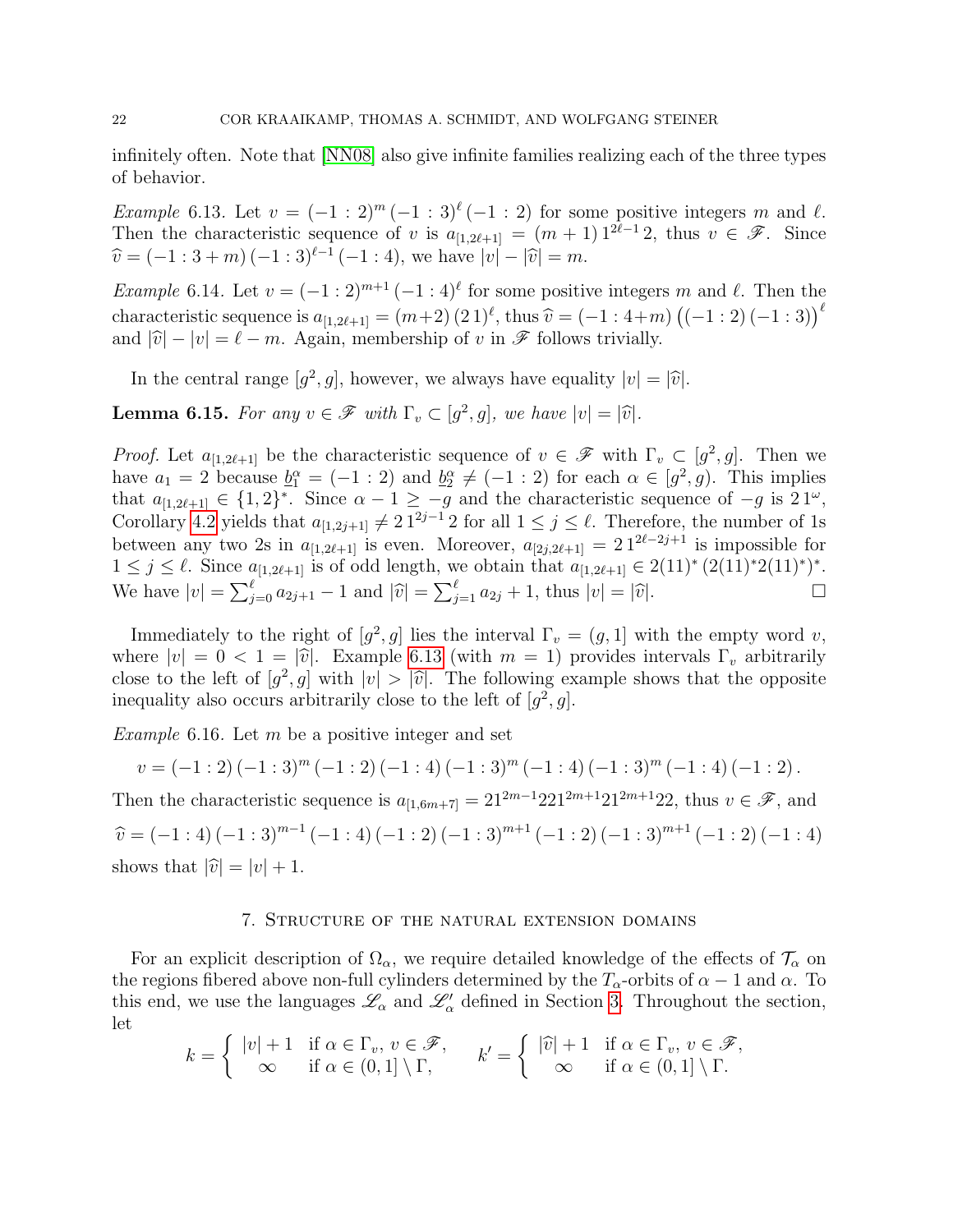infinitely often. Note that [NN08] also give infinite families realizing each of the three types of behavior.

*Example* 6.13. Let $v = (-1:2)^m\,(-1:3)^\ell\,(-1:2)$ for some positive integers $m$ and $\ell$. Then the characteristic sequence of $v$ is $a_{[1,2\ell+1]} = (m+1)\,1^{2\ell-1}\,2$, thus $v \in \mathscr{F}$. Since $\widehat{v} = (-1:3+m)\,(-1:3)^{\ell-1}\,(-1:4)$, we have $|v| - |\widehat{v}| = m$.

*Example* 6.14. Let $v = (-1:2)^{m+1}\,(-1:4)^\ell$ for some positive integers $m$ and $\ell$. Then the characteristic sequence is $a_{[1,2\ell+1]} = (m+2)\,(2\,1)^\ell$, thus $\widehat{v} = (-1:4+m)\,\big((-1:2)\,(-1:3)\big)^\ell$ and $|\widehat{v}| - |v| = \ell - m$. Again, membership of $v$ in $\mathscr{F}$ follows trivially.

In the central range $[g^2, g]$, however, we always have equality $|v| = |\widehat{v}|$.

**Lemma 6.15.** *For any $v \in \mathscr{F}$ with $\Gamma_v \subset [g^2, g]$, we have $|v| = |\widehat{v}|$.*

*Proof.* Let $a_{[1,2\ell+1]}$ be the characteristic sequence of $v \in \mathscr{F}$ with $\Gamma_v \subset [g^2, g]$. Then we have $a_1 = 2$ because $\underline{b}_1^\alpha = (-1:2)$ and $\underline{b}_2^\alpha \neq (-1:2)$ for each $\alpha \in [g^2, g)$. This implies that $a_{[1,2\ell+1]} \in \{1,2\}^*$. Since $\alpha - 1 \geq -g$ and the characteristic sequence of $-g$ is $2\,1^\omega$, Corollary 4.2 yields that $a_{[1,2j+1]} \neq 2\,1^{2j-1}\,2$ for all $1 \leq j \leq \ell$. Therefore, the number of 1s between any two 2s in $a_{[1,2\ell+1]}$ is even. Moreover, $a_{[2j,2\ell+1]} = 2\,1^{2\ell-2j+1}$ is impossible for $1 \leq j \leq \ell$. Since $a_{[1,2\ell+1]}$ is of odd length, we obtain that $a_{[1,2\ell+1]} \in 2(11)^*\,(2(11)^*2(11)^*)^*$. We have $|v| = \sum_{j=0}^{\ell} a_{2j+1} - 1$ and $|\widehat{v}| = \sum_{j=1}^{\ell} a_{2j} + 1$, thus $|v| = |\widehat{v}|$. □

Immediately to the right of $[g^2, g]$ lies the interval $\Gamma_v = (g, 1]$ with the empty word $v$, where $|v| = 0 < 1 = |\widehat{v}|$. Example 6.13 (with $m = 1$) provides intervals $\Gamma_v$ arbitrarily close to the left of $[g^2, g]$ with $|v| > |\widehat{v}|$. The following example shows that the opposite inequality also occurs arbitrarily close to the left of $[g^2, g]$.

*Example* 6.16. Let $m$ be a positive integer and set

$$v = (-1:2)\,(-1:3)^m\,(-1:2)\,(-1:4)\,(-1:3)^m\,(-1:4)\,(-1:3)^m\,(-1:4)\,(-1:2)\,.$$

Then the characteristic sequence is $a_{[1,6m+7]} = 21^{2m-1}221^{2m+1}21^{2m+1}22$, thus $v \in \mathscr{F}$, and

$$\widehat{v} = (-1:4)\,(-1:3)^{m-1}\,(-1:4)\,(-1:2)\,(-1:3)^{m+1}\,(-1:2)\,(-1:3)^{m+1}\,(-1:2)\,(-1:4)$$

shows that $|\widehat{v}| = |v| + 1$.

## 7. Structure of the natural extension domains

For an explicit description of $\Omega_\alpha$, we require detailed knowledge of the effects of $\mathcal{T}_\alpha$ on the regions fibered above non-full cylinders determined by the $T_\alpha$-orbits of $\alpha - 1$ and $\alpha$. To this end, we use the languages $\mathscr{L}_\alpha$ and $\mathscr{L}'_\alpha$ defined in Section 3. Throughout the section, let

$$k = \begin{cases} |v| + 1 & \text{if } \alpha \in \Gamma_v,\ v \in \mathscr{F}, \\ \infty & \text{if } \alpha \in (0,1] \setminus \Gamma, \end{cases} \qquad k' = \begin{cases} |\widehat{v}| + 1 & \text{if } \alpha \in \Gamma_v,\ v \in \mathscr{F}, \\ \infty & \text{if } \alpha \in (0,1] \setminus \Gamma. \end{cases}$$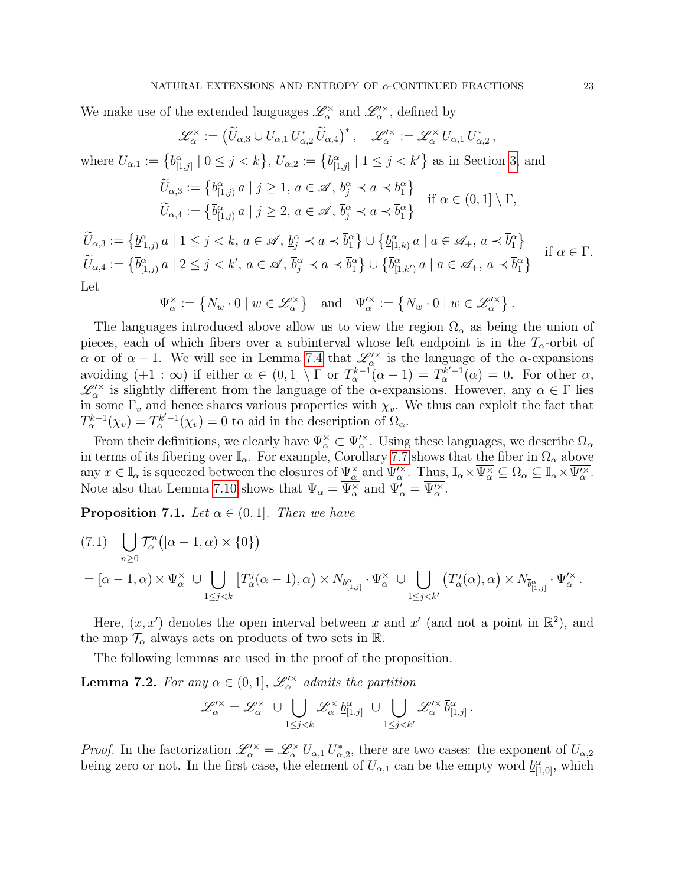We make use of the extended languages $\mathscr{L}_\alpha^\times$ and $\mathscr{L}_\alpha'^\times$, defined by

$$\mathscr{L}_\alpha^\times := \big(\widetilde{U}_{\alpha,3} \cup U_{\alpha,1}\, U_{\alpha,2}^*\, \widetilde{U}_{\alpha,4}\big)^*\,, \quad \mathscr{L}_\alpha'^\times := \mathscr{L}_\alpha^\times\, U_{\alpha,1}\, U_{\alpha,2}^*\,,$$

where $U_{\alpha,1} := \big\{\underline{b}^\alpha_{[1,j]} \mid 0 \le j < k\big\}$, $U_{\alpha,2} := \big\{\overline{b}^\alpha_{[1,j]} \mid 1 \le j < k'\big\}$ as in Section 3, and

$$\begin{aligned} \widetilde{U}_{\alpha,3} &:= \big\{\underline{b}^\alpha_{[1,j)}\, a \mid j \ge 1,\, a \in \mathscr{A},\, \underline{b}^\alpha_j \prec a \prec \overline{b}^\alpha_1\big\} \\ \widetilde{U}_{\alpha,4} &:= \big\{\overline{b}^\alpha_{[1,j)}\, a \mid j \ge 2,\, a \in \mathscr{A},\, \overline{b}^\alpha_j \prec a \prec \overline{b}^\alpha_1\big\} \end{aligned} \quad \text{if } \alpha \in (0,1] \setminus \Gamma,$$

$$\begin{aligned} \widetilde{U}_{\alpha,3} &:= \big\{\underline{b}^\alpha_{[1,j)}\, a \mid 1 \le j < k,\, a \in \mathscr{A},\, \underline{b}^\alpha_j \prec a \prec \overline{b}^\alpha_1\big\} \cup \big\{\underline{b}^\alpha_{[1,k)}\, a \mid a \in \mathscr{A}_+,\, a \prec \overline{b}^\alpha_1\big\} \\ \widetilde{U}_{\alpha,4} &:= \big\{\overline{b}^\alpha_{[1,j)}\, a \mid 2 \le j < k',\, a \in \mathscr{A},\, \overline{b}^\alpha_j \prec a \prec \overline{b}^\alpha_1\big\} \cup \big\{\overline{b}^\alpha_{[1,k')}\, a \mid a \in \mathscr{A}_+,\, a \prec \overline{b}^\alpha_1\big\} \end{aligned} \quad \text{if } \alpha \in \Gamma.$$

Let

$$\Psi_\alpha^\times := \big\{N_w \cdot 0 \mid w \in \mathscr{L}_\alpha^\times\big\} \quad \text{and} \quad \Psi_\alpha'^\times := \big\{N_w \cdot 0 \mid w \in \mathscr{L}_\alpha'^\times\big\}.$$

The languages introduced above allow us to view the region $\Omega_\alpha$ as being the union of pieces, each of which fibers over a subinterval whose left endpoint is in the $T_\alpha$-orbit of $\alpha$ or of $\alpha - 1$. We will see in Lemma 7.4 that $\mathscr{L}_\alpha'^\times$ is the language of the $\alpha$-expansions avoiding $(+1 : \infty)$ if either $\alpha \in (0,1] \setminus \Gamma$ or $T_\alpha^{k-1}(\alpha - 1) = T_\alpha^{k'-1}(\alpha) = 0$. For other $\alpha$, $\mathscr{L}_\alpha'^\times$ is slightly different from the language of the $\alpha$-expansions. However, any $\alpha \in \Gamma$ lies in some $\Gamma_v$ and hence shares various properties with $\chi_v$. We thus can exploit the fact that $T_\alpha^{k-1}(\chi_v) = T_\alpha^{k'-1}(\chi_v) = 0$ to aid in the description of $\Omega_\alpha$.

From their definitions, we clearly have $\Psi_\alpha^\times \subset \Psi_\alpha'^\times$. Using these languages, we describe $\Omega_\alpha$ in terms of its fibering over $\mathbb{I}_\alpha$. For example, Corollary 7.7 shows that the fiber in $\Omega_\alpha$ above any $x \in \mathbb{I}_\alpha$ is squeezed between the closures of $\Psi_\alpha^\times$ and $\Psi_\alpha'^\times$. Thus, $\mathbb{I}_\alpha \times \overline{\Psi_\alpha^\times} \subseteq \Omega_\alpha \subseteq \mathbb{I}_\alpha \times \overline{\Psi_\alpha'^\times}$. Note also that Lemma 7.10 shows that $\Psi_\alpha = \overline{\Psi_\alpha^\times}$ and $\Psi'_\alpha = \overline{\Psi_\alpha'^\times}$.

**Proposition 7.1.** *Let $\alpha \in (0,1]$. Then we have*

$$\begin{aligned} &\bigcup_{n \ge 0} \mathcal{T}_\alpha^n\big([\alpha - 1, \alpha) \times \{0\}\big) \qquad (7.1) \\ &= [\alpha - 1, \alpha) \times \Psi_\alpha^\times \;\cup \bigcup_{1 \le j < k} \big[T_\alpha^j(\alpha - 1), \alpha\big) \times N_{\underline{b}^\alpha_{[1,j]}} \cdot \Psi_\alpha^\times \;\cup \bigcup_{1 \le j < k'} \big(T_\alpha^j(\alpha), \alpha\big) \times N_{\overline{b}^\alpha_{[1,j]}} \cdot \Psi_\alpha'^\times\,. \end{aligned}$$

Here, $(x, x')$ denotes the open interval between $x$ and $x'$ (and not a point in $\mathbb{R}^2$), and the map $\mathcal{T}_\alpha$ always acts on products of two sets in $\mathbb{R}$.

The following lemmas are used in the proof of the proposition.

**Lemma 7.2.** *For any $\alpha \in (0,1]$, $\mathscr{L}_\alpha'^\times$ admits the partition*

$$\mathscr{L}_\alpha'^\times = \mathscr{L}_\alpha^\times \;\cup \bigcup_{1 \le j < k} \mathscr{L}_\alpha^\times\, \underline{b}^\alpha_{[1,j]} \;\cup \bigcup_{1 \le j < k'} \mathscr{L}_\alpha'^\times\, \overline{b}^\alpha_{[1,j]}\,.$$

*Proof.* In the factorization $\mathscr{L}_\alpha'^\times = \mathscr{L}_\alpha^\times\, U_{\alpha,1}\, U_{\alpha,2}^*$, there are two cases: the exponent of $U_{\alpha,2}$ being zero or not. In the first case, the element of $U_{\alpha,1}$ can be the empty word $\underline{b}^\alpha_{[1,0]}$, which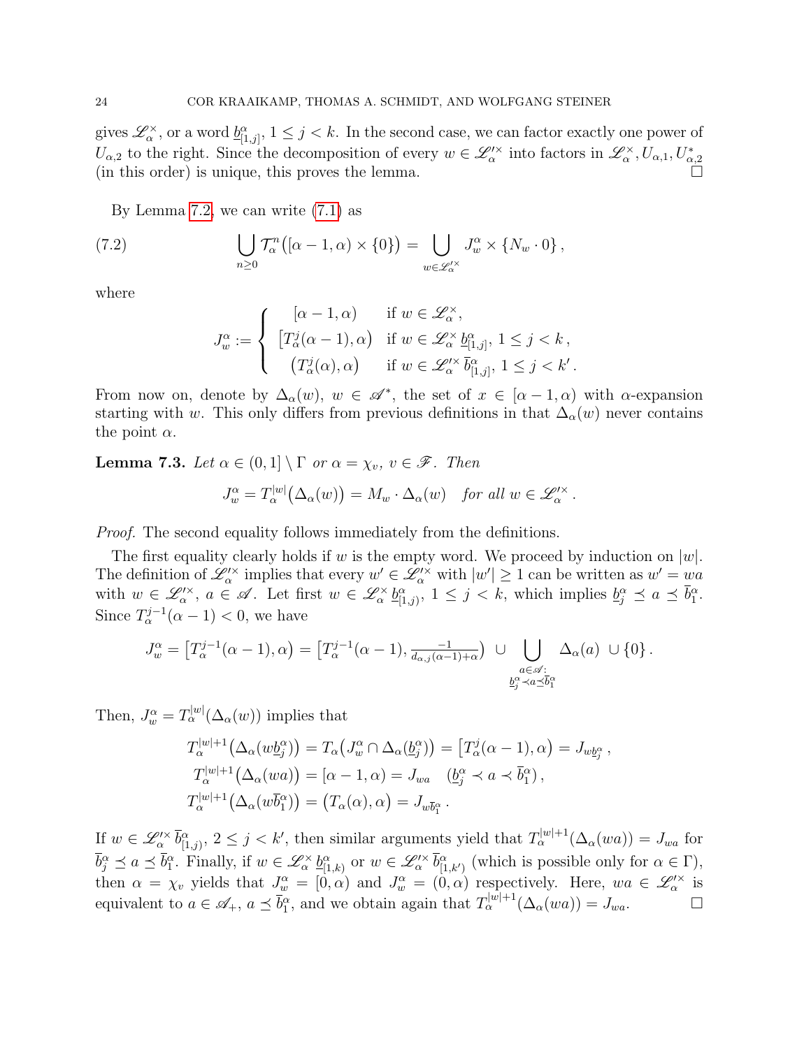gives $\mathscr{L}_\alpha^\times$, or a word $\underline{b}^\alpha_{[1,j]}$, $1 \le j < k$. In the second case, we can factor exactly one power of $U_{\alpha,2}$ to the right. Since the decomposition of every $w \in \mathscr{L}_\alpha'^\times$ into factors in $\mathscr{L}_\alpha^\times, U_{\alpha,1}, U_{\alpha,2}^*$ (in this order) is unique, this proves the lemma. $\square$

By Lemma 7.2, we can write (7.1) as

$$\bigcup_{n\ge 0} \mathcal{T}_\alpha^n\big([\alpha-1,\alpha)\times\{0\}\big) = \bigcup_{w\in\mathscr{L}_\alpha'^\times} J_w^\alpha \times \{N_w\cdot 0\}\,, \tag{7.2}$$

where

$$J_w^\alpha := \begin{cases} [\alpha-1,\alpha) & \text{if } w\in\mathscr{L}_\alpha^\times,\\ \big[T_\alpha^j(\alpha-1),\alpha\big) & \text{if } w\in\mathscr{L}_\alpha^\times\,\underline{b}^\alpha_{[1,j]},\ 1\le j<k\,,\\ \big(T_\alpha^j(\alpha),\alpha\big) & \text{if } w\in\mathscr{L}_\alpha'^\times\,\overline{b}^\alpha_{[1,j]},\ 1\le j<k'\,.\end{cases}$$

From now on, denote by $\Delta_\alpha(w)$, $w\in\mathscr{A}^*$, the set of $x\in[\alpha-1,\alpha)$ with $\alpha$-expansion starting with $w$. This only differs from previous definitions in that $\Delta_\alpha(w)$ never contains the point $\alpha$.

**Lemma 7.3.** *Let $\alpha\in(0,1]\setminus\Gamma$ or $\alpha=\chi_v$, $v\in\mathscr{F}$. Then*

$$J_w^\alpha = T_\alpha^{|w|}\big(\Delta_\alpha(w)\big) = M_w\cdot\Delta_\alpha(w) \quad \textit{for all } w\in\mathscr{L}_\alpha'^\times\,.$$

*Proof.* The second equality follows immediately from the definitions.

The first equality clearly holds if $w$ is the empty word. We proceed by induction on $|w|$. The definition of $\mathscr{L}_\alpha'^\times$ implies that every $w'\in\mathscr{L}_\alpha'^\times$ with $|w'|\ge 1$ can be written as $w'=wa$ with $w\in\mathscr{L}_\alpha'^\times$, $a\in\mathscr{A}$. Let first $w\in\mathscr{L}_\alpha^\times\,\underline{b}^\alpha_{[1,j)}$, $1\le j<k$, which implies $\underline{b}^\alpha_j\preceq a\preceq\overline{b}^\alpha_1$. Since $T_\alpha^{j-1}(\alpha-1)<0$, we have

$$J_w^\alpha = \big[T_\alpha^{j-1}(\alpha-1),\alpha\big) = \big[T_\alpha^{j-1}(\alpha-1),\tfrac{-1}{d_{\alpha,j}(\alpha-1)+\alpha}\big)\ \cup \bigcup_{\substack{a\in\mathscr{A}:\\ \underline{b}^\alpha_j\prec a\preceq\overline{b}^\alpha_1}}\Delta_\alpha(a)\ \cup\{0\}\,.$$

Then, $J_w^\alpha = T_\alpha^{|w|}(\Delta_\alpha(w))$ implies that

$$\begin{aligned}
T_\alpha^{|w|+1}\big(\Delta_\alpha(w\underline{b}^\alpha_j)\big) &= T_\alpha\big(J_w^\alpha\cap\Delta_\alpha(\underline{b}^\alpha_j)\big) = \big[T_\alpha^j(\alpha-1),\alpha\big) = J_{w\underline{b}^\alpha_j}\,,\\
T_\alpha^{|w|+1}\big(\Delta_\alpha(wa)\big) &= [\alpha-1,\alpha) = J_{wa}\quad(\underline{b}^\alpha_j\prec a\prec\overline{b}^\alpha_1)\,,\\
T_\alpha^{|w|+1}\big(\Delta_\alpha(w\overline{b}^\alpha_1)\big) &= \big(T_\alpha(\alpha),\alpha\big) = J_{w\overline{b}^\alpha_1}\,.
\end{aligned}$$

If $w\in\mathscr{L}_\alpha'^\times\,\overline{b}^\alpha_{[1,j)}$, $2\le j<k'$, then similar arguments yield that $T_\alpha^{|w|+1}(\Delta_\alpha(wa))=J_{wa}$ for $\overline{b}^\alpha_j\preceq a\preceq\overline{b}^\alpha_1$. Finally, if $w\in\mathscr{L}_\alpha^\times\,\underline{b}^\alpha_{[1,k)}$ or $w\in\mathscr{L}_\alpha'^\times\,\overline{b}^\alpha_{[1,k')}$ (which is possible only for $\alpha\in\Gamma$), then $\alpha=\chi_v$ yields that $J_w^\alpha=[0,\alpha)$ and $J_w^\alpha=(0,\alpha)$ respectively. Here, $wa\in\mathscr{L}_\alpha'^\times$ is equivalent to $a\in\mathscr{A}_+$, $a\preceq\overline{b}^\alpha_1$, and we obtain again that $T_\alpha^{|w|+1}(\Delta_\alpha(wa))=J_{wa}$. $\square$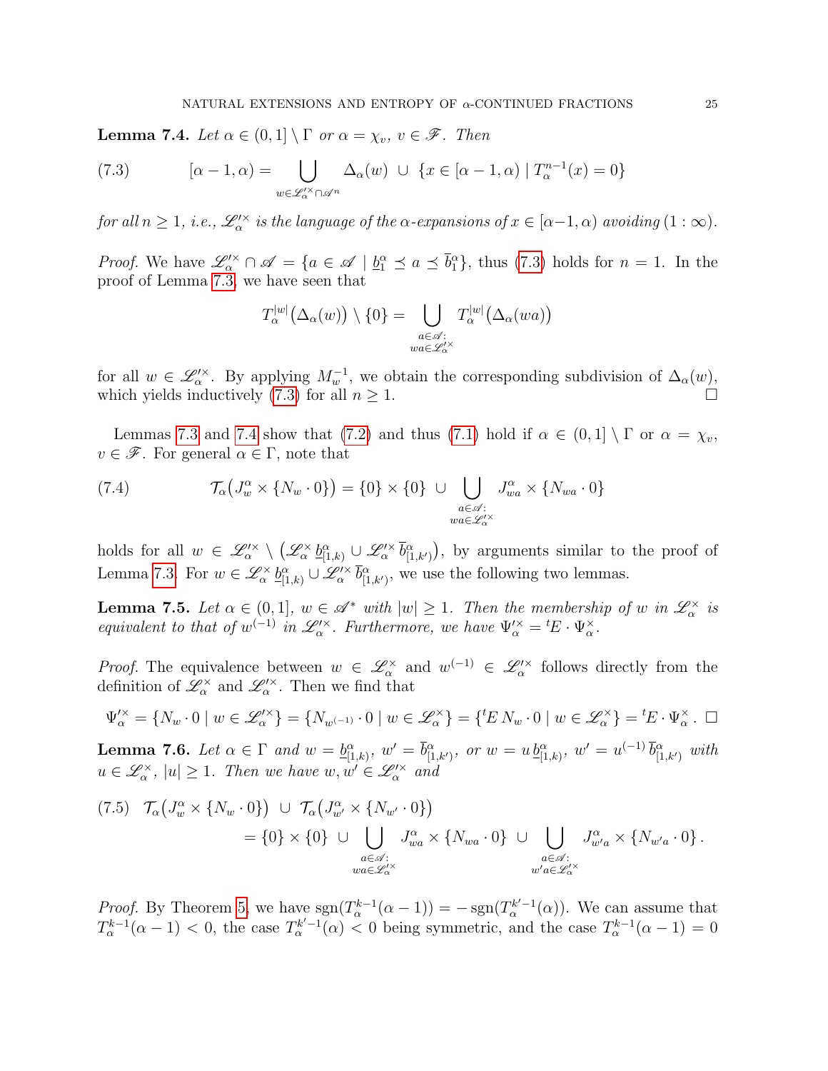**Lemma 7.4.** *Let $\alpha \in (0,1] \setminus \Gamma$ or $\alpha = \chi_v$, $v \in \mathscr{F}$. Then*

$$[\alpha-1,\alpha) = \bigcup_{w \in \mathscr{L}'^{\times}_\alpha \cap \mathscr{A}^n} \Delta_\alpha(w) \;\cup\; \{x \in [\alpha-1,\alpha) \mid T_\alpha^{n-1}(x) = 0\} \tag{7.3}$$

*for all $n \geq 1$, i.e., $\mathscr{L}'^{\times}_\alpha$ is the language of the $\alpha$-expansions of $x \in [\alpha-1,\alpha)$ avoiding $(1:\infty)$.*

*Proof.* We have $\mathscr{L}'^{\times}_\alpha \cap \mathscr{A} = \{a \in \mathscr{A} \mid \underline{b}_1^\alpha \preceq a \preceq \overline{b}_1^\alpha\}$, thus (7.3) holds for $n=1$. In the proof of Lemma 7.3, we have seen that

$$T_\alpha^{|w|}\big(\Delta_\alpha(w)\big) \setminus \{0\} = \bigcup_{\substack{a \in \mathscr{A}:\\ wa \in \mathscr{L}'^{\times}_\alpha}} T_\alpha^{|w|}\big(\Delta_\alpha(wa)\big)$$

for all $w \in \mathscr{L}'^{\times}_\alpha$. By applying $M_w^{-1}$, we obtain the corresponding subdivision of $\Delta_\alpha(w)$, which yields inductively (7.3) for all $n \geq 1$. $\square$

Lemmas 7.3 and 7.4 show that (7.2) and thus (7.1) hold if $\alpha \in (0,1] \setminus \Gamma$ or $\alpha = \chi_v$, $v \in \mathscr{F}$. For general $\alpha \in \Gamma$, note that

$$\mathcal{T}_\alpha\big(J_w^\alpha \times \{N_w \cdot 0\}\big) = \{0\} \times \{0\} \;\cup \bigcup_{\substack{a \in \mathscr{A}:\\ wa \in \mathscr{L}'^{\times}_\alpha}} J_{wa}^\alpha \times \{N_{wa} \cdot 0\} \tag{7.4}$$

holds for all $w \in \mathscr{L}'^{\times}_\alpha \setminus \big(\mathscr{L}^{\times}_\alpha\, \underline{b}^\alpha_{[1,k)} \cup \mathscr{L}'^{\times}_\alpha\, \overline{b}^\alpha_{[1,k')}\big)$, by arguments similar to the proof of Lemma 7.3. For $w \in \mathscr{L}^{\times}_\alpha\, \underline{b}^\alpha_{[1,k)} \cup \mathscr{L}'^{\times}_\alpha\, \overline{b}^\alpha_{[1,k')}$, we use the following two lemmas.

**Lemma 7.5.** *Let $\alpha \in (0,1]$, $w \in \mathscr{A}^*$ with $|w| \geq 1$. Then the membership of $w$ in $\mathscr{L}^{\times}_\alpha$ is equivalent to that of $w^{(-1)}$ in $\mathscr{L}'^{\times}_\alpha$. Furthermore, we have $\Psi'^{\times}_\alpha = {}^tE \cdot \Psi^{\times}_\alpha$.*

*Proof.* The equivalence between $w \in \mathscr{L}^{\times}_\alpha$ and $w^{(-1)} \in \mathscr{L}'^{\times}_\alpha$ follows directly from the definition of $\mathscr{L}^{\times}_\alpha$ and $\mathscr{L}'^{\times}_\alpha$. Then we find that

$$\Psi'^{\times}_\alpha = \{N_w \cdot 0 \mid w \in \mathscr{L}'^{\times}_\alpha\} = \{N_{w^{(-1)}} \cdot 0 \mid w \in \mathscr{L}^{\times}_\alpha\} = \{{}^tE\, N_w \cdot 0 \mid w \in \mathscr{L}^{\times}_\alpha\} = {}^tE \cdot \Psi^{\times}_\alpha\,. \;\square$$

**Lemma 7.6.** *Let $\alpha \in \Gamma$ and $w = \underline{b}^\alpha_{[1,k)}$, $w' = \overline{b}^\alpha_{[1,k')}$, or $w = u\, \underline{b}^\alpha_{[1,k)}$, $w' = u^{(-1)}\, \overline{b}^\alpha_{[1,k')}$ with $u \in \mathscr{L}^{\times}_\alpha$, $|u| \geq 1$. Then we have $w, w' \in \mathscr{L}'^{\times}_\alpha$ and*

$$\begin{aligned}\mathcal{T}_\alpha\big(J_w^\alpha \times \{N_w \cdot 0\}\big) \;\cup\; \mathcal{T}_\alpha\big(J_{w'}^\alpha \times \{N_{w'} \cdot 0\}\big) \\ = \{0\} \times \{0\} \;\cup \bigcup_{\substack{a \in \mathscr{A}:\\ wa \in \mathscr{L}'^{\times}_\alpha}} J_{wa}^\alpha \times \{N_{wa} \cdot 0\} \;\cup \bigcup_{\substack{a \in \mathscr{A}:\\ w'a \in \mathscr{L}'^{\times}_\alpha}} J_{w'a}^\alpha \times \{N_{w'a} \cdot 0\}\,.\end{aligned} \tag{7.5}$$

*Proof.* By Theorem 5, we have $\operatorname{sgn}(T_\alpha^{k-1}(\alpha-1)) = -\operatorname{sgn}(T_\alpha^{k'-1}(\alpha))$. We can assume that $T_\alpha^{k-1}(\alpha-1) < 0$, the case $T_\alpha^{k'-1}(\alpha) < 0$ being symmetric, and the case $T_\alpha^{k-1}(\alpha-1) = 0$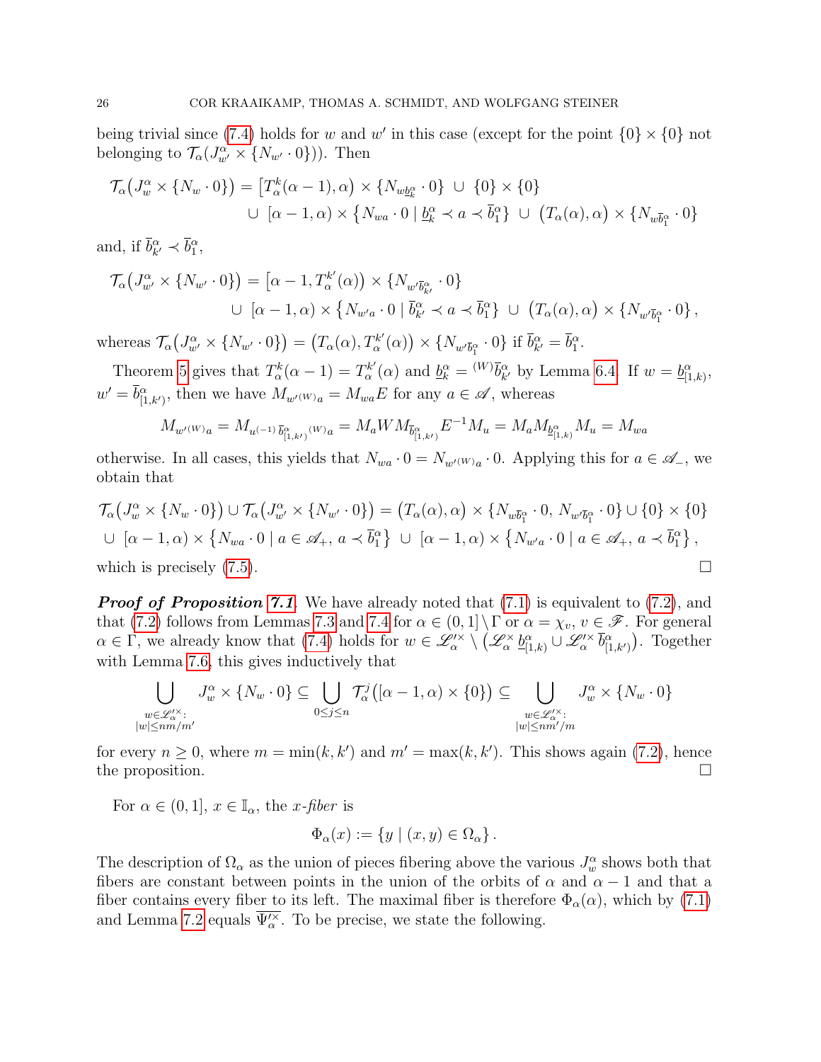being trivial since (7.4) holds for $w$ and $w'$ in this case (except for the point $\{0\} \times \{0\}$ not belonging to $\mathcal{T}_\alpha(J^\alpha_{w'} \times \{N_{w'} \cdot 0\})$). Then

$$\mathcal{T}_\alpha\big(J^\alpha_w \times \{N_w \cdot 0\}\big) = \big[T^k_\alpha(\alpha-1), \alpha\big) \times \{N_{w\underline{b}^\alpha_k} \cdot 0\} \,\cup\, \{0\} \times \{0\}$$
$$\cup\, [\alpha-1, \alpha) \times \big\{N_{wa} \cdot 0 \mid \underline{b}^\alpha_k \prec a \prec \overline{b}^\alpha_1\big\} \,\cup\, \big(T_\alpha(\alpha), \alpha\big) \times \{N_{w\overline{b}^\alpha_1} \cdot 0\}$$

and, if $\overline{b}^\alpha_{k'} \prec \overline{b}^\alpha_1$,

$$\mathcal{T}_\alpha\big(J^\alpha_{w'} \times \{N_{w'} \cdot 0\}\big) = \big[\alpha-1, T^{k'}_\alpha(\alpha)\big) \times \{N_{w'\overline{b}^\alpha_{k'}} \cdot 0\}$$
$$\cup\, [\alpha-1, \alpha) \times \big\{N_{w'a} \cdot 0 \mid \overline{b}^\alpha_{k'} \prec a \prec \overline{b}^\alpha_1\big\} \,\cup\, \big(T_\alpha(\alpha), \alpha\big) \times \{N_{w'\overline{b}^\alpha_1} \cdot 0\},$$

whereas $\mathcal{T}_\alpha\big(J^\alpha_{w'} \times \{N_{w'} \cdot 0\}\big) = \big(T_\alpha(\alpha), T^{k'}_\alpha(\alpha)\big) \times \{N_{w'\overline{b}^\alpha_1} \cdot 0\}$ if $\overline{b}^\alpha_{k'} = \overline{b}^\alpha_1$.

Theorem 5 gives that $T^k_\alpha(\alpha-1) = T^{k'}_\alpha(\alpha)$ and $\underline{b}^\alpha_k = {}^{(W)}\overline{b}^\alpha_{k'}$ by Lemma 6.4. If $w = \underline{b}^\alpha_{[1,k)}$, $w' = \overline{b}^\alpha_{[1,k')}$, then we have $M_{w'^{(W)}a} = M_{wa}E$ for any $a \in \mathscr{A}$, whereas

$$M_{w'^{(W)}a} = M_{u^{(-1)}\,\overline{b}^\alpha_{[1,k')}{}^{(W)}a} = M_a W M_{\overline{b}^\alpha_{[1,k')}} E^{-1} M_u = M_a M_{\underline{b}^\alpha_{[1,k)}} M_u = M_{wa}$$

otherwise. In all cases, this yields that $N_{wa} \cdot 0 = N_{w'^{(W)}a} \cdot 0$. Applying this for $a \in \mathscr{A}_-$, we obtain that

$$\mathcal{T}_\alpha\big(J^\alpha_w \times \{N_w \cdot 0\}\big) \cup \mathcal{T}_\alpha\big(J^\alpha_{w'} \times \{N_{w'} \cdot 0\}\big) = \big(T_\alpha(\alpha), \alpha\big) \times \{N_{w\overline{b}^\alpha_1} \cdot 0,\, N_{w'\overline{b}^\alpha_1} \cdot 0\} \cup \{0\} \times \{0\}$$
$$\cup\, [\alpha-1, \alpha) \times \big\{N_{wa} \cdot 0 \mid a \in \mathscr{A}_+,\, a \prec \overline{b}^\alpha_1\big\} \,\cup\, [\alpha-1, \alpha) \times \big\{N_{w'a} \cdot 0 \mid a \in \mathscr{A}_+,\, a \prec \overline{b}^\alpha_1\big\},$$

which is precisely (7.5). $\square$

***Proof of Proposition 7.1.*** We have already noted that (7.1) is equivalent to (7.2), and that (7.2) follows from Lemmas 7.3 and 7.4 for $\alpha \in (0,1] \setminus \Gamma$ or $\alpha = \chi_v$, $v \in \mathscr{F}$. For general $\alpha \in \Gamma$, we already know that (7.4) holds for $w \in \mathscr{L}'^{\times}_\alpha \setminus \big(\mathscr{L}^\times_\alpha\, \underline{b}^\alpha_{[1,k)} \cup \mathscr{L}'^{\times}_\alpha\, \overline{b}^\alpha_{[1,k')}\big)$. Together with Lemma 7.6, this gives inductively that

$$\bigcup_{\substack{w \in \mathscr{L}'^{\times}_\alpha:\\ |w| \le nm/m'}} J^\alpha_w \times \{N_w \cdot 0\} \subseteq \bigcup_{0 \le j \le n} \mathcal{T}^j_\alpha\big([\alpha-1, \alpha) \times \{0\}\big) \subseteq \bigcup_{\substack{w \in \mathscr{L}'^{\times}_\alpha:\\ |w| \le nm'/m}} J^\alpha_w \times \{N_w \cdot 0\}$$

for every $n \ge 0$, where $m = \min(k, k')$ and $m' = \max(k, k')$. This shows again (7.2), hence the proposition. $\square$

For $\alpha \in (0,1]$, $x \in \mathbb{I}_\alpha$, the *x-fiber* is

$$\Phi_\alpha(x) := \{y \mid (x,y) \in \Omega_\alpha\}.$$

The description of $\Omega_\alpha$ as the union of pieces fibering above the various $J^\alpha_w$ shows both that fibers are constant between points in the union of the orbits of $\alpha$ and $\alpha - 1$ and that a fiber contains every fiber to its left. The maximal fiber is therefore $\Phi_\alpha(\alpha)$, which by (7.1) and Lemma 7.2 equals $\overline{\Psi'^{\times}_\alpha}$. To be precise, we state the following.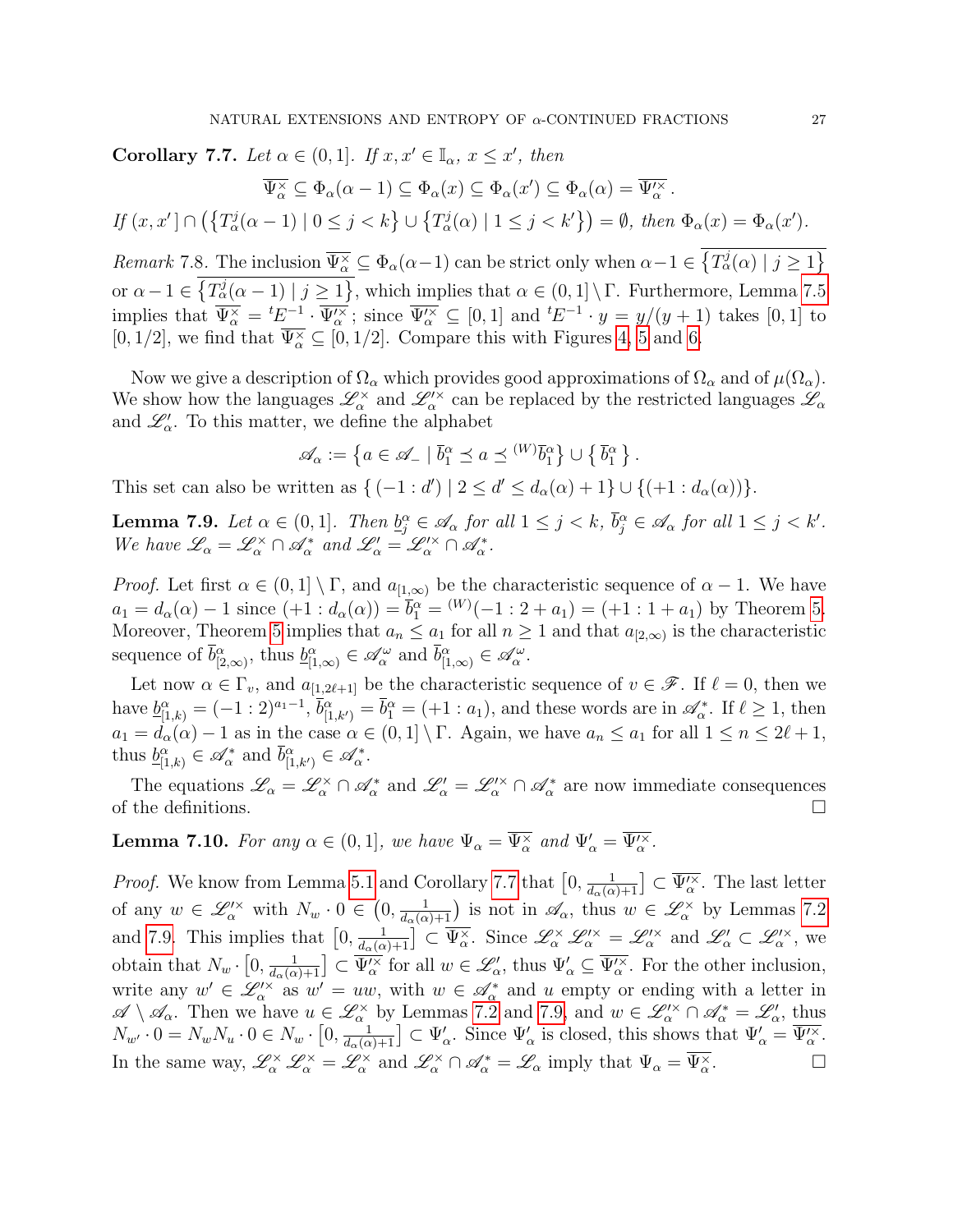**Corollary 7.7.** *Let $\alpha \in (0,1]$. If $x, x' \in \mathbb{I}_\alpha$, $x \le x'$, then*

$$\overline{\Psi_\alpha^\times} \subseteq \Phi_\alpha(\alpha-1) \subseteq \Phi_\alpha(x) \subseteq \Phi_\alpha(x') \subseteq \Phi_\alpha(\alpha) = \overline{\Psi_\alpha'^\times}\,.$$

*If $(x, x'\,] \cap \big(\{T_\alpha^j(\alpha-1) \mid 0 \le j < k\} \cup \{T_\alpha^j(\alpha) \mid 1 \le j < k'\}\big) = \emptyset$, then $\Phi_\alpha(x) = \Phi_\alpha(x')$.*

*Remark* 7.8. The inclusion $\overline{\Psi_\alpha^\times} \subseteq \Phi_\alpha(\alpha-1)$ can be strict only when $\alpha-1 \in \overline{\{T_\alpha^j(\alpha) \mid j \ge 1\}}$ or $\alpha - 1 \in \overline{\{T_\alpha^j(\alpha-1) \mid j \ge 1\}}$, which implies that $\alpha \in (0,1] \setminus \Gamma$. Furthermore, Lemma 7.5 implies that $\overline{\Psi_\alpha^\times} = {}^tE^{-1} \cdot \overline{\Psi_\alpha'^\times}$; since $\overline{\Psi_\alpha'^\times} \subseteq [0,1]$ and ${}^tE^{-1} \cdot y = y/(y+1)$ takes $[0,1]$ to $[0,1/2]$, we find that $\overline{\Psi_\alpha^\times} \subseteq [0,1/2]$. Compare this with Figures 4, 5 and 6.

Now we give a description of $\Omega_\alpha$ which provides good approximations of $\Omega_\alpha$ and of $\mu(\Omega_\alpha)$. We show how the languages $\mathscr{L}_\alpha^\times$ and $\mathscr{L}_\alpha'^\times$ can be replaced by the restricted languages $\mathscr{L}_\alpha$ and $\mathscr{L}_\alpha'$. To this matter, we define the alphabet

$$\mathscr{A}_\alpha := \big\{a \in \mathscr{A}_- \mid \overline{b}_1^\alpha \preceq a \preceq {}^{(W)}\overline{b}_1^\alpha\big\} \cup \big\{\,\overline{b}_1^\alpha\,\big\}\,.$$

This set can also be written as $\{\,(-1:d') \mid 2 \le d' \le d_\alpha(\alpha)+1\} \cup \{(+1:d_\alpha(\alpha))\}$.

**Lemma 7.9.** *Let $\alpha \in (0,1]$. Then $\underline{b}_j^\alpha \in \mathscr{A}_\alpha$ for all $1 \le j < k$, $\overline{b}_j^\alpha \in \mathscr{A}_\alpha$ for all $1 \le j < k'$. We have $\mathscr{L}_\alpha = \mathscr{L}_\alpha^\times \cap \mathscr{A}_\alpha^*$ and $\mathscr{L}_\alpha' = \mathscr{L}_\alpha'^\times \cap \mathscr{A}_\alpha^*$.*

*Proof.* Let first $\alpha \in (0,1] \setminus \Gamma$, and $a_{[1,\infty)}$ be the characteristic sequence of $\alpha - 1$. We have $a_1 = d_\alpha(\alpha) - 1$ since $(+1 : d_\alpha(\alpha)) = \overline{b}_1^\alpha = {}^{(W)}(-1 : 2 + a_1) = (+1 : 1 + a_1)$ by Theorem 5. Moreover, Theorem 5 implies that $a_n \le a_1$ for all $n \ge 1$ and that $a_{[2,\infty)}$ is the characteristic sequence of $\overline{b}_{[2,\infty)}^\alpha$, thus $\underline{b}_{[1,\infty)}^\alpha \in \mathscr{A}_\alpha^\omega$ and $\overline{b}_{[1,\infty)}^\alpha \in \mathscr{A}_\alpha^\omega$.

Let now $\alpha \in \Gamma_v$, and $a_{[1,2\ell+1]}$ be the characteristic sequence of $v \in \mathscr{F}$. If $\ell = 0$, then we have $\underline{b}_{[1,k)}^\alpha = (-1:2)^{a_1-1}$, $\overline{b}_{[1,k')}^\alpha = \overline{b}_1^\alpha = (+1 : a_1)$, and these words are in $\mathscr{A}_\alpha^*$. If $\ell \ge 1$, then $a_1 = d_\alpha(\alpha) - 1$ as in the case $\alpha \in (0,1] \setminus \Gamma$. Again, we have $a_n \le a_1$ for all $1 \le n \le 2\ell+1$, thus $\underline{b}_{[1,k)}^\alpha \in \mathscr{A}_\alpha^*$ and $\overline{b}_{[1,k')}^\alpha \in \mathscr{A}_\alpha^*$.

The equations $\mathscr{L}_\alpha = \mathscr{L}_\alpha^\times \cap \mathscr{A}_\alpha^*$ and $\mathscr{L}_\alpha' = \mathscr{L}_\alpha'^\times \cap \mathscr{A}_\alpha^*$ are now immediate consequences of the definitions. $\square$

**Lemma 7.10.** *For any $\alpha \in (0,1]$, we have $\Psi_\alpha = \overline{\Psi_\alpha^\times}$ and $\Psi_\alpha' = \overline{\Psi_\alpha'^\times}$.*

*Proof.* We know from Lemma 5.1 and Corollary 7.7 that $\big[0, \frac{1}{d_\alpha(\alpha)+1}\big] \subset \overline{\Psi_\alpha'^\times}$. The last letter of any $w \in \mathscr{L}_\alpha'^\times$ with $N_w \cdot 0 \in \big(0, \frac{1}{d_\alpha(\alpha)+1}\big)$ is not in $\mathscr{A}_\alpha$, thus $w \in \mathscr{L}_\alpha^\times$ by Lemmas 7.2 and 7.9. This implies that $\big[0, \frac{1}{d_\alpha(\alpha)+1}\big] \subset \overline{\Psi_\alpha^\times}$. Since $\mathscr{L}_\alpha^\times\, \mathscr{L}_\alpha'^\times = \mathscr{L}_\alpha'^\times$ and $\mathscr{L}_\alpha' \subset \mathscr{L}_\alpha'^\times$, we obtain that $N_w \cdot \big[0, \frac{1}{d_\alpha(\alpha)+1}\big] \subset \overline{\Psi_\alpha'^\times}$ for all $w \in \mathscr{L}_\alpha'$, thus $\Psi_\alpha' \subseteq \overline{\Psi_\alpha'^\times}$. For the other inclusion, write any $w' \in \mathscr{L}_\alpha'^\times$ as $w' = uw$, with $w \in \mathscr{A}_\alpha^*$ and $u$ empty or ending with a letter in $\mathscr{A} \setminus \mathscr{A}_\alpha$. Then we have $u \in \mathscr{L}_\alpha^\times$ by Lemmas 7.2 and 7.9, and $w \in \mathscr{L}_\alpha'^\times \cap \mathscr{A}_\alpha^* = \mathscr{L}_\alpha'$, thus $N_{w'} \cdot 0 = N_w N_u \cdot 0 \in N_w \cdot \big[0, \frac{1}{d_\alpha(\alpha)+1}\big] \subset \Psi_\alpha'$. Since $\Psi_\alpha'$ is closed, this shows that $\Psi_\alpha' = \overline{\Psi_\alpha'^\times}$. In the same way, $\mathscr{L}_\alpha^\times\, \mathscr{L}_\alpha^\times = \mathscr{L}_\alpha^\times$ and $\mathscr{L}_\alpha^\times \cap \mathscr{A}_\alpha^* = \mathscr{L}_\alpha$ imply that $\Psi_\alpha = \overline{\Psi_\alpha^\times}$. $\square$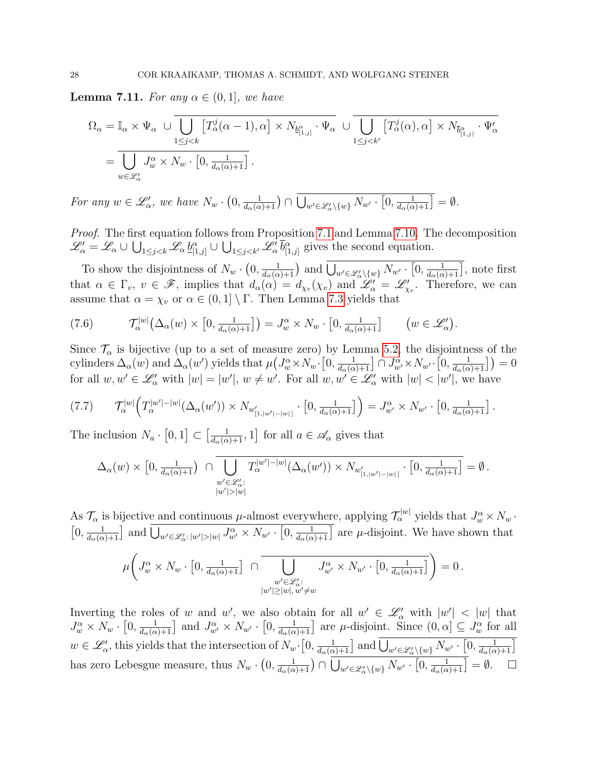**Lemma 7.11.** *For any $\alpha \in (0,1]$, we have*

$$\Omega_\alpha = \mathbb{I}_\alpha \times \Psi_\alpha \ \cup \overline{\bigcup_{1\le j<k} \big[T_\alpha^j(\alpha-1), \alpha\big] \times N_{\underline{b}^\alpha_{[1,j]}} \cdot \Psi_\alpha} \ \cup \overline{\bigcup_{1\le j<k'} \big[T_\alpha^j(\alpha), \alpha\big] \times N_{\overline{b}^\alpha_{[1,j)}} \cdot \Psi'_\alpha}$$
$$= \overline{\bigcup_{w\in \mathscr{L}'_\alpha} J_w^\alpha \times N_w \cdot \big[0, \tfrac{1}{d_\alpha(\alpha)+1}\big]}\,.$$

*For any $w \in \mathscr{L}'_\alpha$, we have $N_w \cdot \big(0, \frac{1}{d_\alpha(\alpha)+1}\big) \cap \overline{\bigcup_{w'\in\mathscr{L}'_\alpha\setminus\{w\}} N_{w'} \cdot \big[0, \frac{1}{d_\alpha(\alpha)+1}\big]} = \emptyset$.*

*Proof.* The first equation follows from Proposition 7.1 and Lemma 7.10. The decomposition $\mathscr{L}'_\alpha = \mathscr{L}_\alpha \cup \bigcup_{1\le j<k} \mathscr{L}_\alpha\, \underline{b}^\alpha_{[1,j]} \cup \bigcup_{1\le j<k'} \mathscr{L}'_\alpha\, \overline{b}^\alpha_{[1,j]}$ gives the second equation.

To show the disjointness of $N_w \cdot \big(0, \frac{1}{d_\alpha(\alpha)+1}\big)$ and $\overline{\bigcup_{w'\in\mathscr{L}'_\alpha\setminus\{w\}} N_{w'} \cdot \big[0, \frac{1}{d_\alpha(\alpha)+1}\big]}$, note first that $\alpha \in \Gamma_v$, $v \in \mathscr{F}$, implies that $d_\alpha(\alpha) = d_{\chi_v}(\chi_v)$ and $\mathscr{L}'_\alpha = \mathscr{L}'_{\chi_v}$. Therefore, we can assume that $\alpha = \chi_v$ or $\alpha \in (0,1] \setminus \Gamma$. Then Lemma 7.3 yields that

$$\mathcal{T}_\alpha^{|w|}\big(\Delta_\alpha(w) \times \big[0, \tfrac{1}{d_\alpha(\alpha)+1}\big]\big) = J_w^\alpha \times N_w \cdot \big[0, \tfrac{1}{d_\alpha(\alpha)+1}\big] \qquad \big(w \in \mathscr{L}'_\alpha\big). \tag{7.6}$$

Since $\mathcal{T}_\alpha$ is bijective (up to a set of measure zero) by Lemma 5.2, the disjointness of the cylinders $\Delta_\alpha(w)$ and $\Delta_\alpha(w')$ yields that $\mu\big(J_w^\alpha \times N_w \cdot \big[0, \frac{1}{d_\alpha(\alpha)+1}\big] \cap J_{w'}^\alpha \times N_{w'} \cdot \big[0, \frac{1}{d_\alpha(\alpha)+1}\big]\big) = 0$ for all $w, w' \in \mathscr{L}'_\alpha$ with $|w| = |w'|$, $w \ne w'$. For all $w, w' \in \mathscr{L}'_\alpha$ with $|w| < |w'|$, we have

$$\mathcal{T}_\alpha^{|w|}\Big(T_\alpha^{|w'|-|w|}(\Delta_\alpha(w')) \times N_{w'_{[1,|w'|-|w|]}} \cdot \big[0, \tfrac{1}{d_\alpha(\alpha)+1}\big]\Big) = J_{w'}^\alpha \times N_{w'} \cdot \big[0, \tfrac{1}{d_\alpha(\alpha)+1}\big]\,. \tag{7.7}$$

The inclusion $N_a \cdot [0,1] \subset \big[\frac{1}{d_\alpha(\alpha)+1}, 1\big]$ for all $a \in \mathscr{A}_\alpha$ gives that

$$\Delta_\alpha(w) \times \big[0, \tfrac{1}{d_\alpha(\alpha)+1}\big) \ \cap \overline{\bigcup_{\substack{w'\in\mathscr{L}'_\alpha:\\ |w'|>|w|}} T_\alpha^{|w'|-|w|}(\Delta_\alpha(w')) \times N_{w'_{[1,|w'|-|w|]}} \cdot \big[0, \tfrac{1}{d_\alpha(\alpha)+1}\big]} = \emptyset\,.$$

As $\mathcal{T}_\alpha$ is bijective and continuous $\mu$-almost everywhere, applying $\mathcal{T}_\alpha^{|w|}$ yields that $J_w^\alpha \times N_w \cdot \big[0, \frac{1}{d_\alpha(\alpha)+1}\big]$ and $\overline{\bigcup_{w'\in\mathscr{L}'_\alpha:\,|w'|>|w|} J_{w'}^\alpha \times N_{w'} \cdot \big[0, \frac{1}{d_\alpha(\alpha)+1}\big]}$ are $\mu$-disjoint. We have shown that

$$\mu\Bigg(J_w^\alpha \times N_w \cdot \big[0, \tfrac{1}{d_\alpha(\alpha)+1}\big] \ \cap \overline{\bigcup_{\substack{w'\in\mathscr{L}'_\alpha:\\ |w'|\ge|w|,\, w'\ne w}} J_{w'}^\alpha \times N_{w'} \cdot \big[0, \tfrac{1}{d_\alpha(\alpha)+1}\big]}\Bigg) = 0\,.$$

Inverting the roles of $w$ and $w'$, we also obtain for all $w' \in \mathscr{L}'_\alpha$ with $|w'| < |w|$ that $J_w^\alpha \times N_w \cdot \big[0, \frac{1}{d_\alpha(\alpha)+1}\big]$ and $J_{w'}^\alpha \times N_{w'} \cdot \big[0, \frac{1}{d_\alpha(\alpha)+1}\big]$ are $\mu$-disjoint. Since $(0,\alpha] \subseteq J_w^\alpha$ for all $w \in \mathscr{L}'_\alpha$, this yields that the intersection of $N_w \cdot \big[0, \frac{1}{d_\alpha(\alpha)+1}\big]$ and $\overline{\bigcup_{w'\in\mathscr{L}'_\alpha\setminus\{w\}} N_{w'} \cdot \big[0, \frac{1}{d_\alpha(\alpha)+1}\big]}$ has zero Lebesgue measure, thus $N_w \cdot \big(0, \frac{1}{d_\alpha(\alpha)+1}\big) \cap \overline{\bigcup_{w'\in\mathscr{L}'_\alpha\setminus\{w\}} N_{w'} \cdot \big[0, \frac{1}{d_\alpha(\alpha)+1}\big]} = \emptyset$. $\square$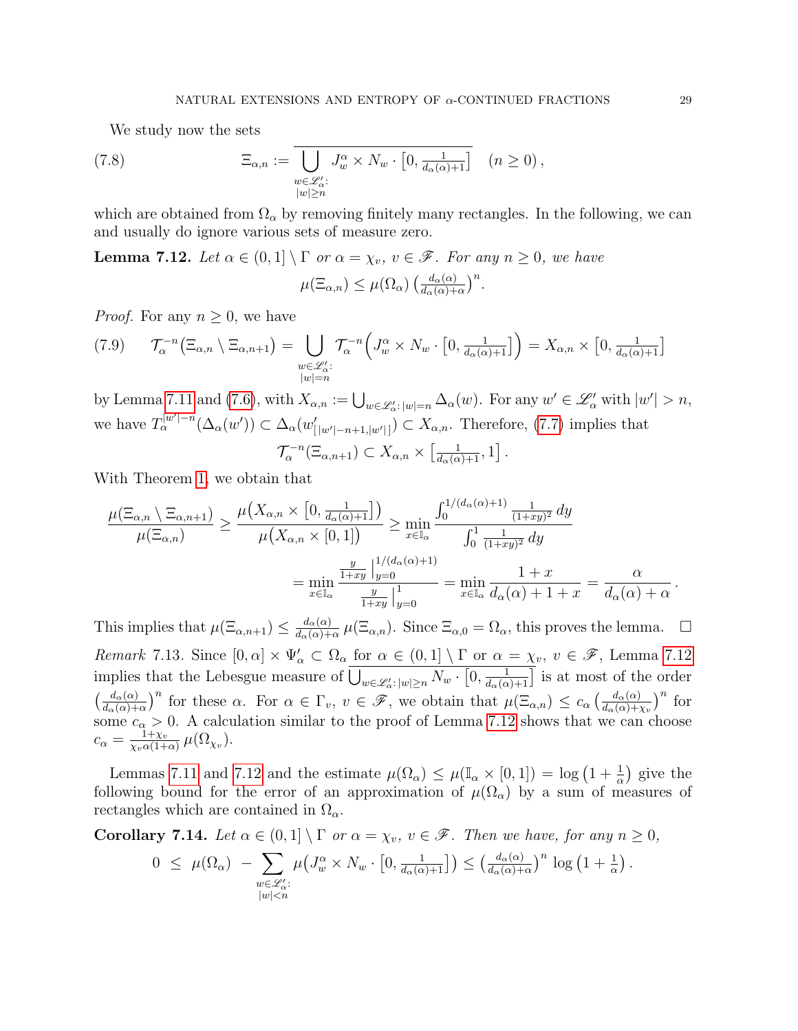We study now the sets

$$\Xi_{\alpha,n} := \overline{\bigcup_{\substack{w\in\mathscr{L}'_\alpha:\\ |w|\geq n}} J_w^\alpha \times N_w \cdot \left[0, \tfrac{1}{d_\alpha(\alpha)+1}\right]} \quad (n \geq 0), \tag{7.8}$$

which are obtained from $\Omega_\alpha$ by removing finitely many rectangles. In the following, we can and usually do ignore various sets of measure zero.

**Lemma 7.12.** *Let $\alpha \in (0,1] \setminus \Gamma$ or $\alpha = \chi_v$, $v \in \mathscr{F}$. For any $n \geq 0$, we have*

$$\mu(\Xi_{\alpha,n}) \leq \mu(\Omega_\alpha) \left(\tfrac{d_\alpha(\alpha)}{d_\alpha(\alpha)+\alpha}\right)^n.$$

*Proof.* For any $n \geq 0$, we have

$$\mathcal{T}_\alpha^{-n}\big(\Xi_{\alpha,n} \setminus \Xi_{\alpha,n+1}\big) = \bigcup_{\substack{w\in\mathscr{L}'_\alpha:\\ |w|=n}} \mathcal{T}_\alpha^{-n}\Big(J_w^\alpha \times N_w \cdot \left[0, \tfrac{1}{d_\alpha(\alpha)+1}\right]\Big) = X_{\alpha,n} \times \left[0, \tfrac{1}{d_\alpha(\alpha)+1}\right] \tag{7.9}$$

by Lemma 7.11 and (7.6), with $X_{\alpha,n} := \bigcup_{w\in\mathscr{L}'_\alpha:\,|w|=n} \Delta_\alpha(w)$. For any $w' \in \mathscr{L}'_\alpha$ with $|w'| > n$, we have $T_\alpha^{|w'|-n}(\Delta_\alpha(w')) \subset \Delta_\alpha(w'_{[|w'|-n+1,|w'|]}) \subset X_{\alpha,n}$. Therefore, (7.7) implies that

$$\mathcal{T}_\alpha^{-n}(\Xi_{\alpha,n+1}) \subset X_{\alpha,n} \times \left[\tfrac{1}{d_\alpha(\alpha)+1}, 1\right].$$

With Theorem 1, we obtain that

$$\frac{\mu(\Xi_{\alpha,n} \setminus \Xi_{\alpha,n+1})}{\mu(\Xi_{\alpha,n})} \geq \frac{\mu\big(X_{\alpha,n} \times \left[0, \tfrac{1}{d_\alpha(\alpha)+1}\right]\big)}{\mu\big(X_{\alpha,n} \times [0,1]\big)} \geq \min_{x\in\mathbb{I}_\alpha} \frac{\int_0^{1/(d_\alpha(\alpha)+1)} \frac{1}{(1+xy)^2}\,dy}{\int_0^1 \frac{1}{(1+xy)^2}\,dy}$$

$$= \min_{x\in\mathbb{I}_\alpha} \frac{\frac{y}{1+xy}\Big|_{y=0}^{1/(d_\alpha(\alpha)+1)}}{\frac{y}{1+xy}\Big|_{y=0}^{1}} = \min_{x\in\mathbb{I}_\alpha} \frac{1+x}{d_\alpha(\alpha)+1+x} = \frac{\alpha}{d_\alpha(\alpha)+\alpha}.$$

This implies that $\mu(\Xi_{\alpha,n+1}) \leq \frac{d_\alpha(\alpha)}{d_\alpha(\alpha)+\alpha}\,\mu(\Xi_{\alpha,n})$. Since $\Xi_{\alpha,0} = \Omega_\alpha$, this proves the lemma. $\square$

*Remark* 7.13. Since $[0,\alpha] \times \Psi'_\alpha \subset \Omega_\alpha$ for $\alpha \in (0,1] \setminus \Gamma$ or $\alpha = \chi_v$, $v \in \mathscr{F}$, Lemma 7.12 implies that the Lebesgue measure of $\overline{\bigcup_{w\in\mathscr{L}'_\alpha:\,|w|\geq n} N_w \cdot \left[0, \tfrac{1}{d_\alpha(\alpha)+1}\right]}$ is at most of the order $\left(\frac{d_\alpha(\alpha)}{d_\alpha(\alpha)+\alpha}\right)^n$ for these $\alpha$. For $\alpha \in \Gamma_v$, $v \in \mathscr{F}$, we obtain that $\mu(\Xi_{\alpha,n}) \leq c_\alpha \left(\frac{d_\alpha(\alpha)}{d_\alpha(\alpha)+\chi_v}\right)^n$ for some $c_\alpha > 0$. A calculation similar to the proof of Lemma 7.12 shows that we can choose $c_\alpha = \frac{1+\chi_v}{\chi_v \alpha(1+\alpha)}\,\mu(\Omega_{\chi_v})$.

Lemmas 7.11 and 7.12 and the estimate $\mu(\Omega_\alpha) \leq \mu(\mathbb{I}_\alpha \times [0,1]) = \log\left(1+\frac{1}{\alpha}\right)$ give the following bound for the error of an approximation of $\mu(\Omega_\alpha)$ by a sum of measures of rectangles which are contained in $\Omega_\alpha$.

**Corollary 7.14.** *Let $\alpha \in (0,1] \setminus \Gamma$ or $\alpha = \chi_v$, $v \in \mathscr{F}$. Then we have, for any $n \geq 0$,*

$$0 \;\leq\; \mu(\Omega_\alpha) \;-\sum_{\substack{w\in\mathscr{L}'_\alpha:\\ |w|<n}} \mu\big(J_w^\alpha \times N_w \cdot \left[0, \tfrac{1}{d_\alpha(\alpha)+1}\right]\big) \leq \left(\tfrac{d_\alpha(\alpha)}{d_\alpha(\alpha)+\alpha}\right)^n \log\left(1+\tfrac{1}{\alpha}\right).$$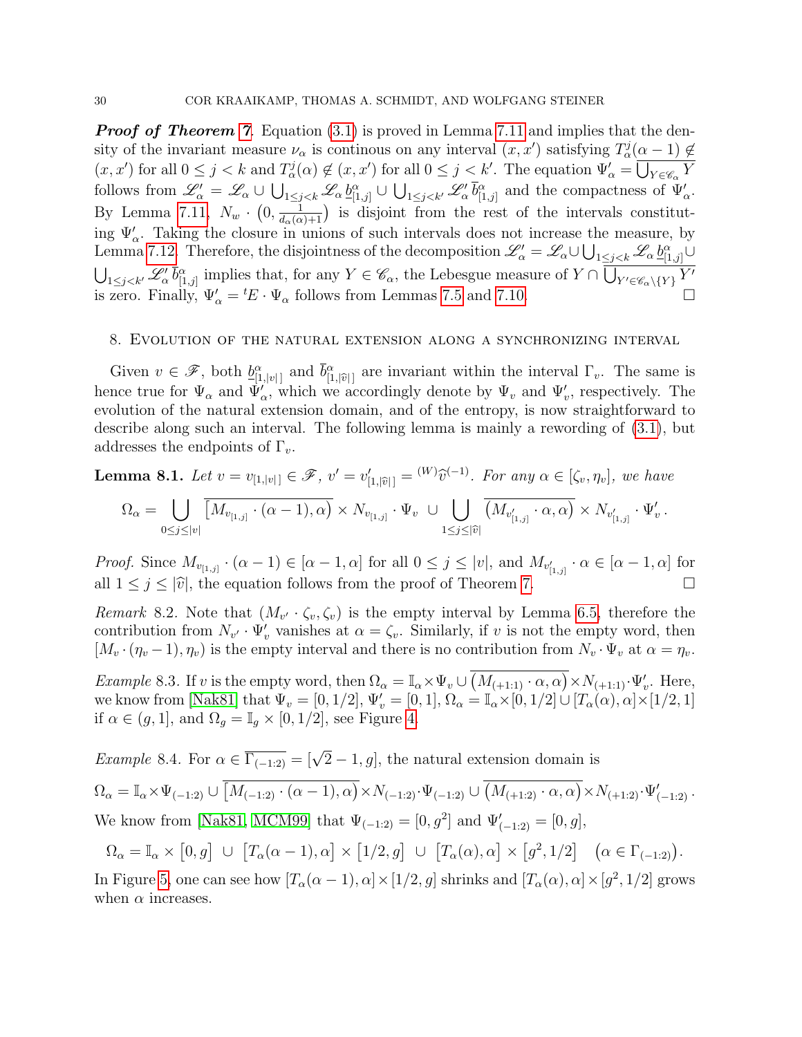***Proof of Theorem 7.*** Equation (3.1) is proved in Lemma 7.11 and implies that the density of the invariant measure $\nu_\alpha$ is continous on any interval $(x, x')$ satisfying $T_\alpha^j(\alpha-1) \notin (x, x')$ for all $0 \le j < k$ and $T_\alpha^j(\alpha) \notin (x, x')$ for all $0 \le j < k'$. The equation $\Psi'_\alpha = \overline{\bigcup_{Y \in \mathscr{C}_\alpha} Y}$ follows from $\mathscr{L}'_\alpha = \mathscr{L}_\alpha \cup \bigcup_{1 \le j < k} \mathscr{L}_\alpha \, \underline{b}^\alpha_{[1,j]} \cup \bigcup_{1 \le j < k'} \mathscr{L}'_\alpha \, \overline{b}^\alpha_{[1,j]}$ and the compactness of $\Psi'_\alpha$. By Lemma 7.11, $N_w \cdot \big(0, \frac{1}{d_\alpha(\alpha)+1}\big)$ is disjoint from the rest of the intervals constituting $\Psi'_\alpha$. Taking the closure in unions of such intervals does not increase the measure, by Lemma 7.12. Therefore, the disjointness of the decomposition $\mathscr{L}'_\alpha = \mathscr{L}_\alpha \cup \bigcup_{1 \le j < k} \mathscr{L}_\alpha \, \underline{b}^\alpha_{[1,j]} \cup \bigcup_{1 \le j < k'} \mathscr{L}'_\alpha \, \overline{b}^\alpha_{[1,j]}$ implies that, for any $Y \in \mathscr{C}_\alpha$, the Lebesgue measure of $Y \cap \overline{\bigcup_{Y' \in \mathscr{C}_\alpha \setminus \{Y\}} Y'}$ is zero. Finally, $\Psi'_\alpha = {}^tE \cdot \Psi_\alpha$ follows from Lemmas 7.5 and 7.10. $\square$

## 8. Evolution of the natural extension along a synchronizing interval

Given $v \in \mathscr{F}$, both $\underline{b}^\alpha_{[1,|v|]}$ and $\overline{b}^\alpha_{[1,|\widehat{v}|]}$ are invariant within the interval $\Gamma_v$. The same is hence true for $\Psi_\alpha$ and $\Psi'_\alpha$, which we accordingly denote by $\Psi_v$ and $\Psi'_v$, respectively. The evolution of the natural extension domain, and of the entropy, is now straightforward to describe along such an interval. The following lemma is mainly a rewording of (3.1), but addresses the endpoints of $\Gamma_v$.

**Lemma 8.1.** *Let $v = v_{[1,|v|]} \in \mathscr{F}$, $v' = v'_{[1,|\widehat{v}|]} = {}^{(W)}\widehat{v}^{(-1)}$. For any $\alpha \in [\zeta_v, \eta_v]$, we have*

$$\Omega_\alpha = \bigcup_{0 \le j \le |v|} \overline{\big[M_{v_{[1,j]}} \cdot (\alpha-1), \alpha\big)} \times N_{v_{[1,j]}} \cdot \Psi_v \;\cup \bigcup_{1 \le j \le |\widehat{v}|} \overline{\big(M_{v'_{[1,j]}} \cdot \alpha, \alpha\big)} \times N_{v'_{[1,j]}} \cdot \Psi'_v \,.$$

*Proof.* Since $M_{v_{[1,j]}} \cdot (\alpha-1) \in [\alpha-1, \alpha]$ for all $0 \le j \le |v|$, and $M_{v'_{[1,j]}} \cdot \alpha \in [\alpha-1, \alpha]$ for all $1 \le j \le |\widehat{v}|$, the equation follows from the proof of Theorem 7. $\square$

*Remark* 8.2. Note that $(M_{v'} \cdot \zeta_v, \zeta_v)$ is the empty interval by Lemma 6.5, therefore the contribution from $N_{v'} \cdot \Psi'_v$ vanishes at $\alpha = \zeta_v$. Similarly, if $v$ is not the empty word, then $[M_v \cdot (\eta_v - 1), \eta_v)$ is the empty interval and there is no contribution from $N_v \cdot \Psi_v$ at $\alpha = \eta_v$.

*Example* 8.3. If $v$ is the empty word, then $\Omega_\alpha = \mathbb{I}_\alpha \times \Psi_v \cup \overline{\big(M_{(+1:1)} \cdot \alpha, \alpha\big)} \times N_{(+1:1)} \cdot \Psi'_v$. Here, we know from [Nak81] that $\Psi_v = [0, 1/2]$, $\Psi'_v = [0, 1]$, $\Omega_\alpha = \mathbb{I}_\alpha \times [0, 1/2] \cup [T_\alpha(\alpha), \alpha] \times [1/2, 1]$ if $\alpha \in (g, 1]$, and $\Omega_g = \mathbb{I}_g \times [0, 1/2]$, see Figure 4.

*Example* 8.4. For $\alpha \in \overline{\Gamma_{(-1:2)}} = [\sqrt{2}-1, g]$, the natural extension domain is

$$\Omega_\alpha = \mathbb{I}_\alpha \times \Psi_{(-1:2)} \cup \overline{\big[M_{(-1:2)} \cdot (\alpha-1), \alpha\big)} \times N_{(-1:2)} \cdot \Psi_{(-1:2)} \cup \overline{\big(M_{(+1:2)} \cdot \alpha, \alpha\big)} \times N_{(+1:2)} \cdot \Psi'_{(-1:2)} \,.$$

We know from [Nak81, MCM99] that $\Psi_{(-1:2)} = [0, g^2]$ and $\Psi'_{(-1:2)} = [0, g]$,

$$\Omega_\alpha = \mathbb{I}_\alpha \times \big[0, g\big] \;\cup\; \big[T_\alpha(\alpha-1), \alpha\big] \times \big[1/2, g\big] \;\cup\; \big[T_\alpha(\alpha), \alpha\big] \times \big[g^2, 1/2\big] \quad \big(\alpha \in \Gamma_{(-1:2)}\big).$$

In Figure 5, one can see how $[T_\alpha(\alpha-1), \alpha] \times [1/2, g]$ shrinks and $[T_\alpha(\alpha), \alpha] \times [g^2, 1/2]$ grows when $\alpha$ increases.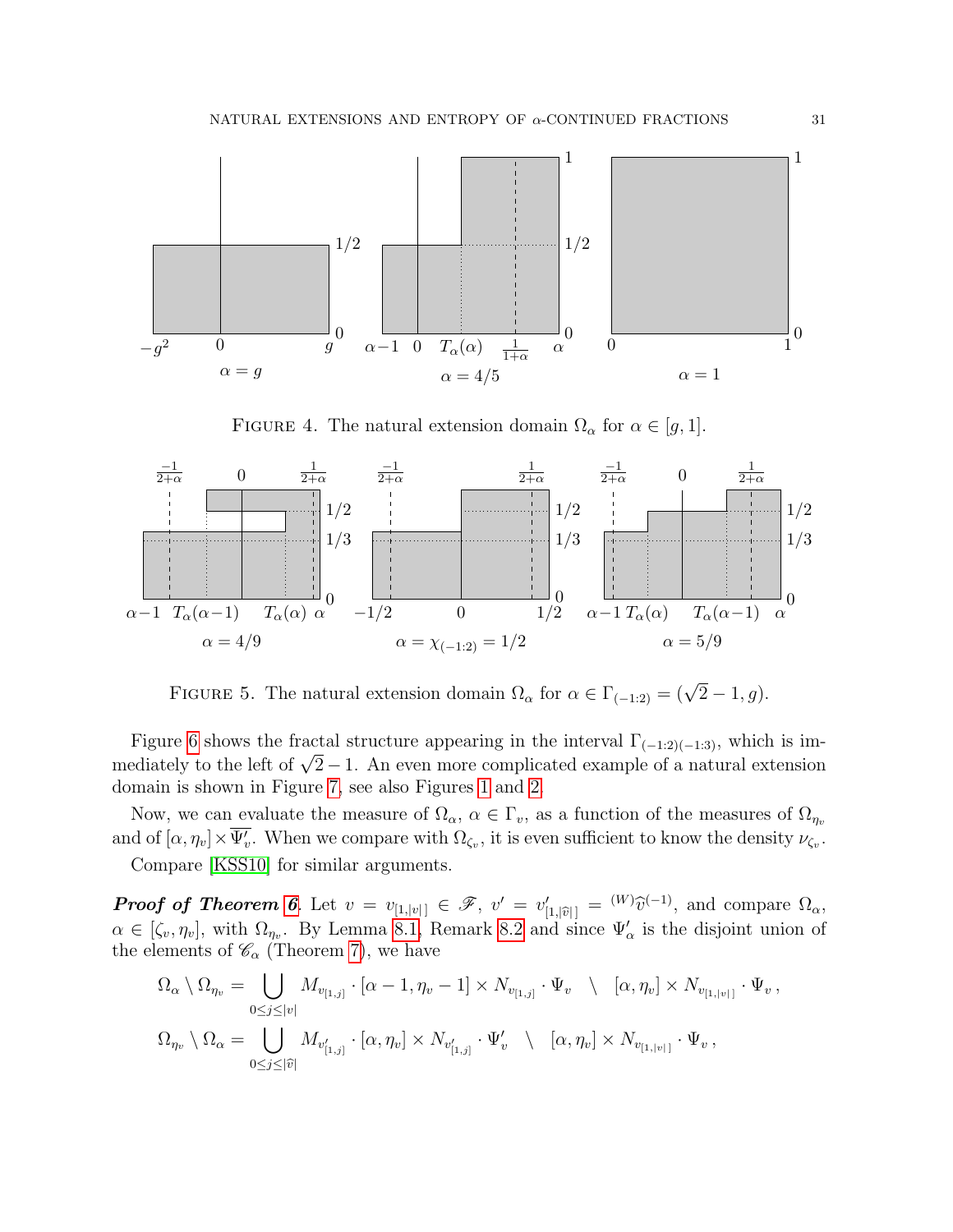FIGURE 4. The natural extension domain $\Omega_\alpha$ for $\alpha \in [g, 1]$.

FIGURE 5. The natural extension domain $\Omega_\alpha$ for $\alpha \in \Gamma_{(-1:2)} = (\sqrt{2}-1, g)$.

Figure 6 shows the fractal structure appearing in the interval $\Gamma_{(-1:2)(-1:3)}$, which is immediately to the left of $\sqrt{2}-1$. An even more complicated example of a natural extension domain is shown in Figure 7, see also Figures 1 and 2.

Now, we can evaluate the measure of $\Omega_\alpha$, $\alpha \in \Gamma_v$, as a function of the measures of $\Omega_{\eta_v}$ and of $[\alpha, \eta_v] \times \overline{\Psi'_v}$. When we compare with $\Omega_{\zeta_v}$, it is even sufficient to know the density $\nu_{\zeta_v}$.

Compare [KSS10] for similar arguments.

***Proof of Theorem 6.*** Let $v = v_{[1,|v|]} \in \mathscr{F}$, $v' = v'_{[1,|\widehat{v}|]} = {}^{(W)}\widehat{v}^{(-1)}$, and compare $\Omega_\alpha$, $\alpha \in [\zeta_v, \eta_v]$, with $\Omega_{\eta_v}$. By Lemma 8.1, Remark 8.2 and since $\Psi'_\alpha$ is the disjoint union of the elements of $\mathscr{C}_\alpha$ (Theorem 7), we have

$$\Omega_\alpha \setminus \Omega_{\eta_v} = \bigcup_{0 \le j \le |v|} M_{v_{[1,j]}} \cdot [\alpha - 1, \eta_v - 1] \times N_{v_{[1,j]}} \cdot \Psi_v \quad \setminus \quad [\alpha, \eta_v] \times N_{v_{[1,|v|]}} \cdot \Psi_v \,,$$

$$\Omega_{\eta_v} \setminus \Omega_\alpha = \bigcup_{0 \le j \le |\widehat{v}|} M_{v'_{[1,j]}} \cdot [\alpha, \eta_v] \times N_{v'_{[1,j]}} \cdot \Psi'_v \quad \setminus \quad [\alpha, \eta_v] \times N_{v_{[1,|v|]}} \cdot \Psi_v \,,$$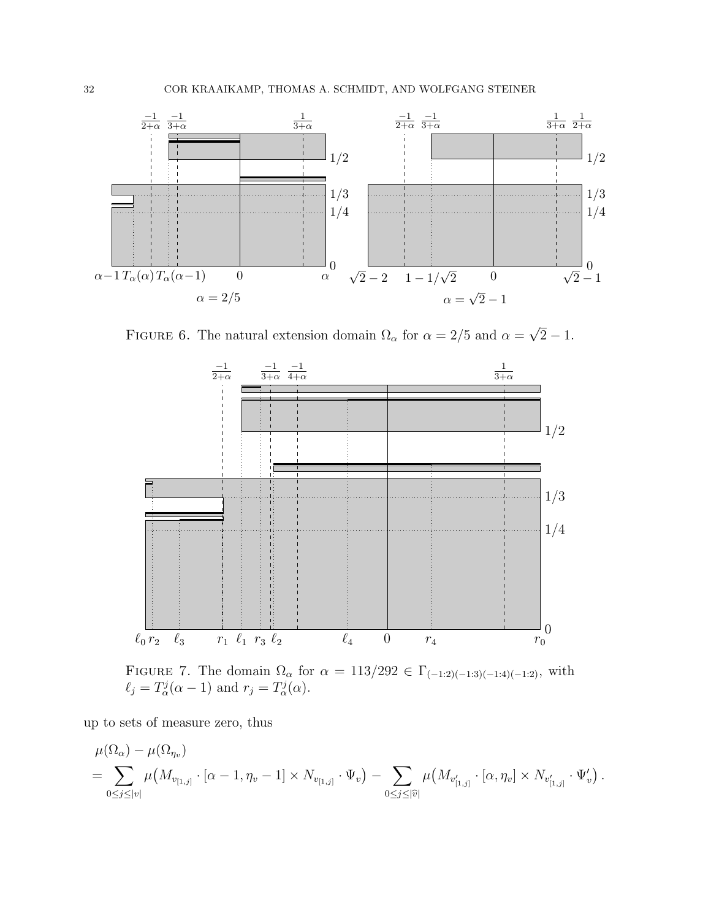FIGURE 6. The natural extension domain $\Omega_\alpha$ for $\alpha = 2/5$ and $\alpha = \sqrt{2} - 1$.

FIGURE 7. The domain $\Omega_\alpha$ for $\alpha = 113/292 \in \Gamma_{(-1:2)(-1:3)(-1:4)(-1:2)}$, with $\ell_j = T_\alpha^j(\alpha - 1)$ and $r_j = T_\alpha^j(\alpha)$.

up to sets of measure zero, thus

$$\mu(\Omega_\alpha) - \mu(\Omega_{\eta_v}) = \sum_{0 \le j \le |v|} \mu\big(M_{v_{[1,j]}} \cdot [\alpha - 1, \eta_v - 1] \times N_{v_{[1,j]}} \cdot \Psi_v\big) - \sum_{0 \le j \le |\widehat{v}|} \mu\big(M_{v'_{[1,j]}} \cdot [\alpha, \eta_v] \times N_{v'_{[1,j]}} \cdot \Psi'_v\big)\,.$$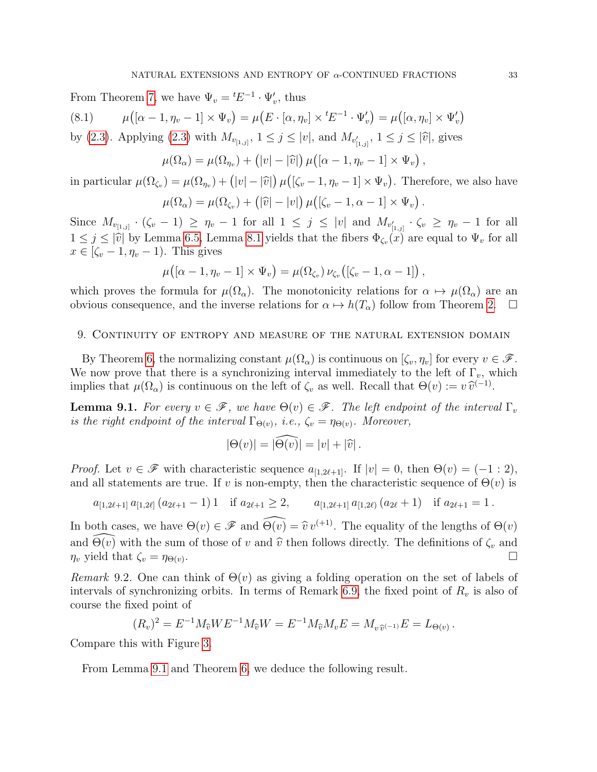From Theorem 7, we have $\Psi_v = {}^tE^{-1} \cdot \Psi'_v$, thus

$$\mu\big([\alpha-1,\eta_v-1]\times\Psi_v\big) = \mu\big(E\cdot[\alpha,\eta_v]\times {}^tE^{-1}\cdot\Psi'_v\big) = \mu\big([\alpha,\eta_v]\times\Psi'_v\big) \tag{8.1}$$

by (2.3). Applying (2.3) with $M_{v_{[1,j]}}$, $1\le j\le |v|$, and $M_{v'_{[1,j]}}$, $1\le j\le |\widehat{v}|$, gives

$$\mu(\Omega_\alpha) = \mu(\Omega_{\eta_v}) + \big(|v|-|\widehat{v}|\big)\,\mu\big([\alpha-1,\eta_v-1]\times\Psi_v\big)\,,$$

in particular $\mu(\Omega_{\zeta_v}) = \mu(\Omega_{\eta_v}) + \big(|v|-|\widehat{v}|\big)\,\mu\big([\zeta_v-1,\eta_v-1]\times\Psi_v\big)$. Therefore, we also have

$$\mu(\Omega_\alpha) = \mu(\Omega_{\zeta_v}) + \big(|\widehat{v}|-|v|\big)\,\mu\big([\zeta_v-1,\alpha-1]\times\Psi_v\big)\,.$$

Since $M_{v_{[1,j]}}\cdot(\zeta_v-1)\ge \eta_v-1$ for all $1\le j\le |v|$ and $M_{v'_{[1,j]}}\cdot\zeta_v\ge\eta_v-1$ for all $1\le j\le|\widehat{v}|$ by Lemma 6.5, Lemma 8.1 yields that the fibers $\Phi_{\zeta_v}(x)$ are equal to $\Psi_v$ for all $x\in[\zeta_v-1,\eta_v-1)$. This gives

$$\mu\big([\alpha-1,\eta_v-1]\times\Psi_v\big) = \mu(\Omega_{\zeta_v})\,\nu_{\zeta_v}\big([\zeta_v-1,\alpha-1]\big)\,,$$

which proves the formula for $\mu(\Omega_\alpha)$. The monotonicity relations for $\alpha\mapsto\mu(\Omega_\alpha)$ are an obvious consequence, and the inverse relations for $\alpha\mapsto h(T_\alpha)$ follow from Theorem 2. $\square$

## 9. Continuity of entropy and measure of the natural extension domain

By Theorem 6, the normalizing constant $\mu(\Omega_\alpha)$ is continuous on $[\zeta_v,\eta_v]$ for every $v\in\mathscr{F}$. We now prove that there is a synchronizing interval immediately to the left of $\Gamma_v$, which implies that $\mu(\Omega_\alpha)$ is continuous on the left of $\zeta_v$ as well. Recall that $\Theta(v) := v\,\widehat{v}^{(-1)}$.

**Lemma 9.1.** *For every $v\in\mathscr{F}$, we have $\Theta(v)\in\mathscr{F}$. The left endpoint of the interval $\Gamma_v$ is the right endpoint of the interval $\Gamma_{\Theta(v)}$, i.e., $\zeta_v=\eta_{\Theta(v)}$. Moreover,*

$$|\Theta(v)| = |\widehat{\Theta(v)}| = |v|+|\widehat{v}|\,.$$

*Proof.* Let $v\in\mathscr{F}$ with characteristic sequence $a_{[1,2\ell+1]}$. If $|v|=0$, then $\Theta(v)=(-1:2)$, and all statements are true. If $v$ is non-empty, then the characteristic sequence of $\Theta(v)$ is

$$a_{[1,2\ell+1]}\,a_{[1,2\ell]}\,(a_{2\ell+1}-1)\,1 \quad \text{if } a_{2\ell+1}\ge 2, \qquad a_{[1,2\ell+1]}\,a_{[1,2\ell)}\,(a_{2\ell}+1) \quad \text{if } a_{2\ell+1}=1\,.$$

In both cases, we have $\Theta(v)\in\mathscr{F}$ and $\widehat{\Theta(v)}=\widehat{v}\,v^{(+1)}$. The equality of the lengths of $\Theta(v)$ and $\widehat{\Theta(v)}$ with the sum of those of $v$ and $\widehat{v}$ then follows directly. The definitions of $\zeta_v$ and $\eta_v$ yield that $\zeta_v=\eta_{\Theta(v)}$. $\square$

*Remark* 9.2. One can think of $\Theta(v)$ as giving a folding operation on the set of labels of intervals of synchronizing orbits. In terms of Remark 6.9, the fixed point of $R_v$ is also of course the fixed point of

$$(R_v)^2 = E^{-1}M_{\widehat{v}}WE^{-1}M_{\widehat{v}}W = E^{-1}M_{\widehat{v}}M_vE = M_{v\,\widehat{v}^{(-1)}}E = L_{\Theta(v)}\,.$$

Compare this with Figure 3.

From Lemma 9.1 and Theorem 6, we deduce the following result.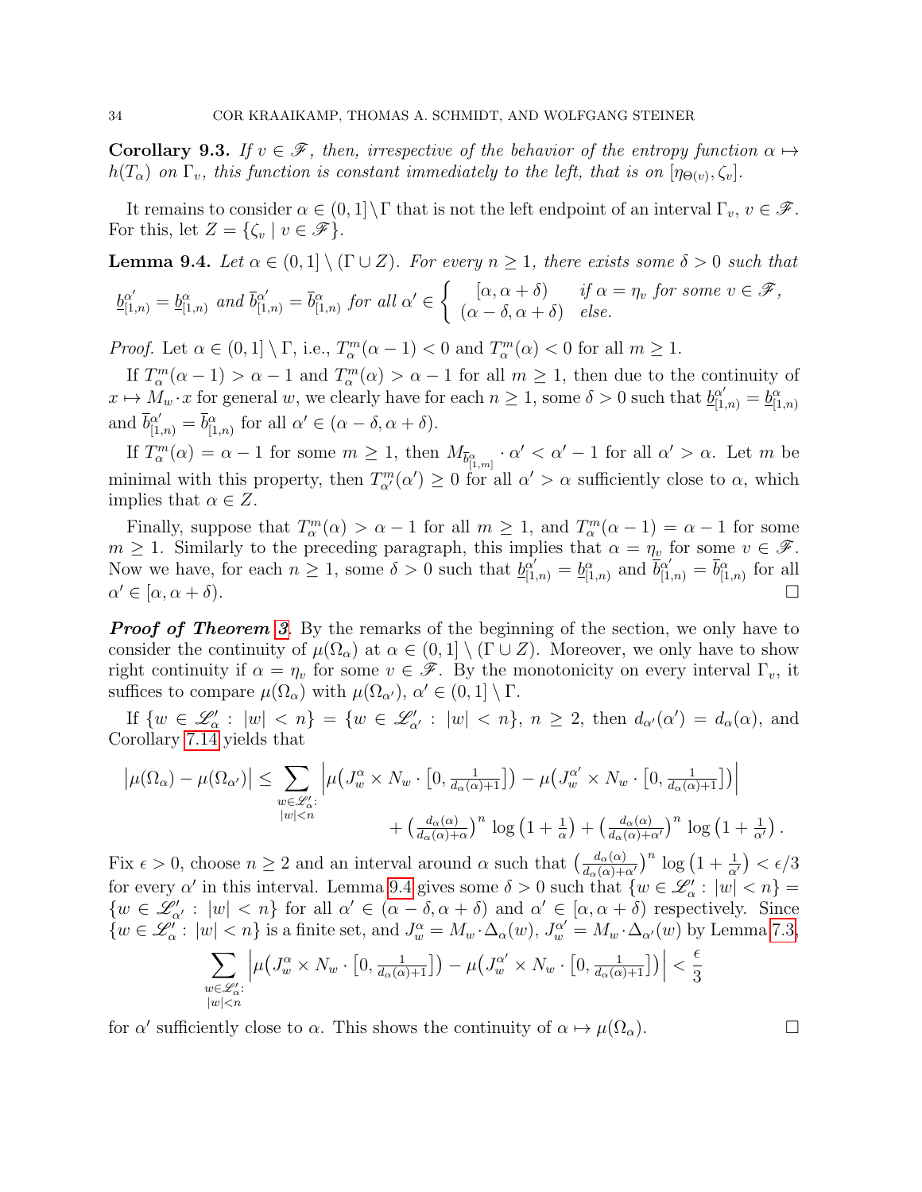**Corollary 9.3.** *If $v \in \mathscr{F}$, then, irrespective of the behavior of the entropy function $\alpha \mapsto h(T_\alpha)$ on $\Gamma_v$, this function is constant immediately to the left, that is on $[\eta_{\Theta(v)}, \zeta_v]$.*

It remains to consider $\alpha \in (0,1]\setminus\Gamma$ that is not the left endpoint of an interval $\Gamma_v$, $v \in \mathscr{F}$. For this, let $Z = \{\zeta_v \mid v \in \mathscr{F}\}$.

**Lemma 9.4.** *Let $\alpha \in (0,1] \setminus (\Gamma \cup Z)$. For every $n \geq 1$, there exists some $\delta > 0$ such that*

$$\underline{b}^{\alpha'}_{[1,n)} = \underline{b}^{\alpha}_{[1,n)} \text{ and } \overline{b}^{\alpha'}_{[1,n)} = \overline{b}^{\alpha}_{[1,n)} \text{ for all } \alpha' \in \begin{cases} [\alpha, \alpha+\delta) & \text{if } \alpha = \eta_v \text{ for some } v \in \mathscr{F}, \\ (\alpha-\delta, \alpha+\delta) & \text{else.} \end{cases}$$

*Proof.* Let $\alpha \in (0,1] \setminus \Gamma$, i.e., $T_\alpha^m(\alpha-1) < 0$ and $T_\alpha^m(\alpha) < 0$ for all $m \geq 1$.

If $T_\alpha^m(\alpha-1) > \alpha-1$ and $T_\alpha^m(\alpha) > \alpha - 1$ for all $m \geq 1$, then due to the continuity of $x \mapsto M_w \cdot x$ for general $w$, we clearly have for each $n \geq 1$, some $\delta > 0$ such that $\underline{b}^{\alpha'}_{[1,n)} = \underline{b}^{\alpha}_{[1,n)}$ and $\overline{b}^{\alpha'}_{[1,n)} = \overline{b}^{\alpha}_{[1,n)}$ for all $\alpha' \in (\alpha-\delta, \alpha+\delta)$.

If $T_\alpha^m(\alpha) = \alpha - 1$ for some $m \geq 1$, then $M_{\overline{b}^{\alpha}_{[1,m]}} \cdot \alpha' < \alpha' - 1$ for all $\alpha' > \alpha$. Let $m$ be minimal with this property, then $T_{\alpha'}^m(\alpha') \geq 0$ for all $\alpha' > \alpha$ sufficiently close to $\alpha$, which implies that $\alpha \in Z$.

Finally, suppose that $T_\alpha^m(\alpha) > \alpha - 1$ for all $m \geq 1$, and $T_\alpha^m(\alpha-1) = \alpha - 1$ for some $m \geq 1$. Similarly to the preceding paragraph, this implies that $\alpha = \eta_v$ for some $v \in \mathscr{F}$. Now we have, for each $n \geq 1$, some $\delta > 0$ such that $\underline{b}^{\alpha'}_{[1,n)} = \underline{b}^{\alpha}_{[1,n)}$ and $\overline{b}^{\alpha'}_{[1,n)} = \overline{b}^{\alpha}_{[1,n)}$ for all $\alpha' \in [\alpha, \alpha+\delta)$. $\square$

***Proof of Theorem 3.*** By the remarks of the beginning of the section, we only have to consider the continuity of $\mu(\Omega_\alpha)$ at $\alpha \in (0,1] \setminus (\Gamma \cup Z)$. Moreover, we only have to show right continuity if $\alpha = \eta_v$ for some $v \in \mathscr{F}$. By the monotonicity on every interval $\Gamma_v$, it suffices to compare $\mu(\Omega_\alpha)$ with $\mu(\Omega_{\alpha'})$, $\alpha' \in (0,1] \setminus \Gamma$.

If $\{w \in \mathscr{L}'_\alpha : |w| < n\} = \{w \in \mathscr{L}'_{\alpha'} : |w| < n\}$, $n \geq 2$, then $d_{\alpha'}(\alpha') = d_\alpha(\alpha)$, and Corollary 7.14 yields that

$$\begin{aligned}\big|\mu(\Omega_\alpha) - \mu(\Omega_{\alpha'})\big| \leq \sum_{\substack{w \in \mathscr{L}'_\alpha:\\ |w|<n}} \Big|\mu\big(J_w^\alpha \times N_w \cdot \big[0, \tfrac{1}{d_\alpha(\alpha)+1}\big]\big) - \mu\big(J_w^{\alpha'} \times N_w \cdot \big[0, \tfrac{1}{d_\alpha(\alpha)+1}\big]\big)\Big| \\ + \big(\tfrac{d_\alpha(\alpha)}{d_\alpha(\alpha)+\alpha}\big)^n \log\big(1+\tfrac{1}{\alpha}\big) + \big(\tfrac{d_\alpha(\alpha)}{d_\alpha(\alpha)+\alpha'}\big)^n \log\big(1+\tfrac{1}{\alpha'}\big).\end{aligned}$$

Fix $\epsilon > 0$, choose $n \geq 2$ and an interval around $\alpha$ such that $\big(\frac{d_\alpha(\alpha)}{d_\alpha(\alpha)+\alpha'}\big)^n \log\big(1+\frac{1}{\alpha'}\big) < \epsilon/3$ for every $\alpha'$ in this interval. Lemma 9.4 gives some $\delta > 0$ such that $\{w \in \mathscr{L}'_\alpha : |w| < n\} = \{w \in \mathscr{L}'_{\alpha'} : |w| < n\}$ for all $\alpha' \in (\alpha-\delta, \alpha+\delta)$ and $\alpha' \in [\alpha, \alpha+\delta)$ respectively. Since $\{w \in \mathscr{L}'_\alpha : |w| < n\}$ is a finite set, and $J_w^\alpha = M_w \cdot \Delta_\alpha(w)$, $J_w^{\alpha'} = M_w \cdot \Delta_{\alpha'}(w)$ by Lemma 7.3,

$$\sum_{\substack{w \in \mathscr{L}'_\alpha:\\ |w|<n}} \Big|\mu\big(J_w^\alpha \times N_w \cdot \big[0, \tfrac{1}{d_\alpha(\alpha)+1}\big]\big) - \mu\big(J_w^{\alpha'} \times N_w \cdot \big[0, \tfrac{1}{d_\alpha(\alpha)+1}\big]\big)\Big| < \frac{\epsilon}{3}$$

for $\alpha'$ sufficiently close to $\alpha$. This shows the continuity of $\alpha \mapsto \mu(\Omega_\alpha)$. $\square$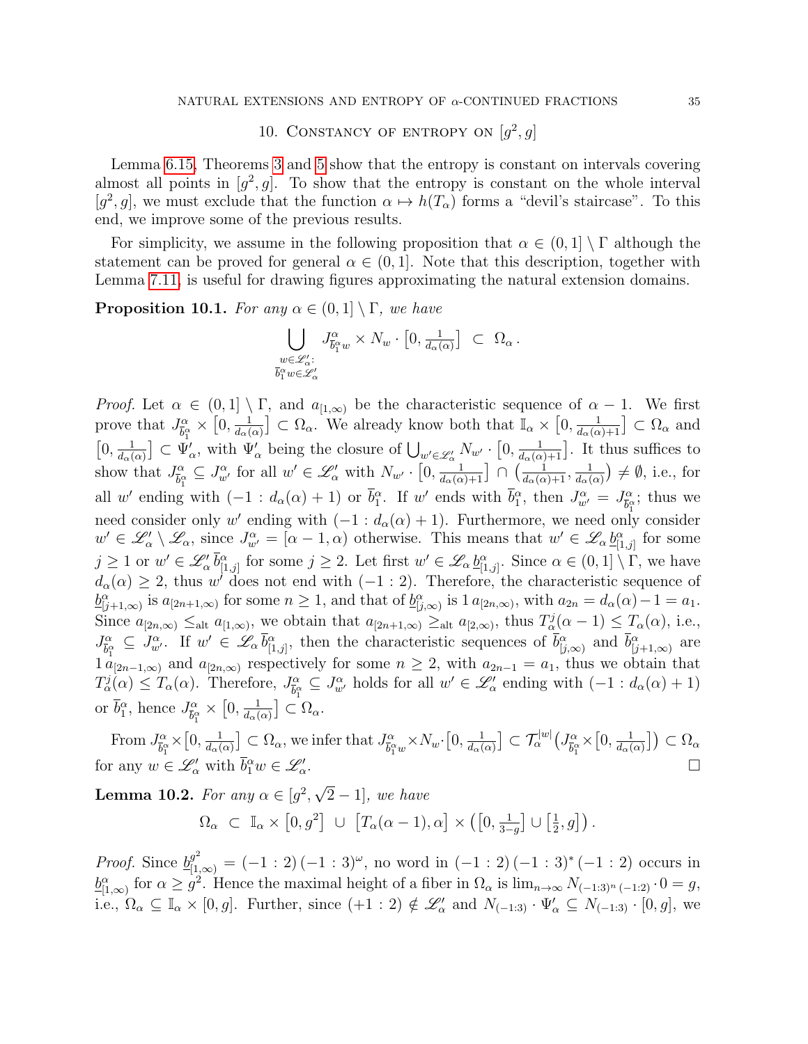## 10. Constancy of entropy on $[g^2, g]$

Lemma 6.15, Theorems 3 and 5 show that the entropy is constant on intervals covering almost all points in $[g^2, g]$. To show that the entropy is constant on the whole interval $[g^2, g]$, we must exclude that the function $\alpha \mapsto h(T_\alpha)$ forms a "devil's staircase". To this end, we improve some of the previous results.

For simplicity, we assume in the following proposition that $\alpha \in (0,1] \setminus \Gamma$ although the statement can be proved for general $\alpha \in (0,1]$. Note that this description, together with Lemma 7.11, is useful for drawing figures approximating the natural extension domains.

**Proposition 10.1.** *For any $\alpha \in (0,1] \setminus \Gamma$, we have*

$$\bigcup_{\substack{w \in \mathscr{L}'_\alpha: \\ \overline{b}_1^\alpha w \in \mathscr{L}'_\alpha}} J^\alpha_{\overline{b}_1^\alpha w} \times N_w \cdot \big[0, \tfrac{1}{d_\alpha(\alpha)}\big] \subset \Omega_\alpha .$$

*Proof.* Let $\alpha \in (0,1] \setminus \Gamma$, and $a_{[1,\infty)}$ be the characteristic sequence of $\alpha - 1$. We first prove that $J^\alpha_{\overline{b}_1^\alpha} \times \big[0, \frac{1}{d_\alpha(\alpha)}\big] \subset \Omega_\alpha$. We already know both that $\mathbb{I}_\alpha \times \big[0, \frac{1}{d_\alpha(\alpha)+1}\big] \subset \Omega_\alpha$ and $\big[0, \frac{1}{d_\alpha(\alpha)}\big] \subset \Psi'_\alpha$, with $\Psi'_\alpha$ being the closure of $\bigcup_{w' \in \mathscr{L}'_\alpha} N_{w'} \cdot \big[0, \frac{1}{d_\alpha(\alpha)+1}\big]$. It thus suffices to show that $J^\alpha_{\overline{b}_1^\alpha} \subseteq J^\alpha_{w'}$ for all $w' \in \mathscr{L}'_\alpha$ with $N_{w'} \cdot \big[0, \frac{1}{d_\alpha(\alpha)+1}\big] \cap \big(\frac{1}{d_\alpha(\alpha)+1}, \frac{1}{d_\alpha(\alpha)}\big) \neq \emptyset$, i.e., for all $w'$ ending with $(-1 : d_\alpha(\alpha)+1)$ or $\overline{b}_1^\alpha$. If $w'$ ends with $\overline{b}_1^\alpha$, then $J^\alpha_{w'} = J^\alpha_{\overline{b}_1^\alpha}$; thus we need consider only $w'$ ending with $(-1 : d_\alpha(\alpha)+1)$. Furthermore, we need only consider $w' \in \mathscr{L}'_\alpha \setminus \mathscr{L}_\alpha$, since $J^\alpha_{w'} = [\alpha - 1, \alpha)$ otherwise. This means that $w' \in \mathscr{L}_\alpha \underline{b}^\alpha_{[1,j]}$ for some $j \geq 1$ or $w' \in \mathscr{L}'_\alpha \overline{b}^\alpha_{[1,j]}$ for some $j \geq 2$. Let first $w' \in \mathscr{L}_\alpha \underline{b}^\alpha_{[1,j]}$. Since $\alpha \in (0,1] \setminus \Gamma$, we have $d_\alpha(\alpha) \geq 2$, thus $w'$ does not end with $(-1 : 2)$. Therefore, the characteristic sequence of $\underline{b}^\alpha_{[j+1,\infty)}$ is $a_{[2n+1,\infty)}$ for some $n \geq 1$, and that of $\underline{b}^\alpha_{[j,\infty)}$ is $1\, a_{[2n,\infty)}$, with $a_{2n} = d_\alpha(\alpha) - 1 = a_1$. Since $a_{[2n,\infty)} \leq_{\mathrm{alt}} a_{[1,\infty)}$, we obtain that $a_{[2n+1,\infty)} \geq_{\mathrm{alt}} a_{[2,\infty)}$, thus $T^j_\alpha(\alpha - 1) \leq T_\alpha(\alpha)$, i.e., $J^\alpha_{\overline{b}_1^\alpha} \subseteq J^\alpha_{w'}$. If $w' \in \mathscr{L}_\alpha \overline{b}^\alpha_{[1,j]}$, then the characteristic sequences of $\overline{b}^\alpha_{[j,\infty)}$ and $\overline{b}^\alpha_{[j+1,\infty)}$ are $1\, a_{[2n-1,\infty)}$ and $a_{[2n,\infty)}$ respectively for some $n \geq 2$, with $a_{2n-1} = a_1$, thus we obtain that $T^j_\alpha(\alpha) \leq T_\alpha(\alpha)$. Therefore, $J^\alpha_{\overline{b}_1^\alpha} \subseteq J^\alpha_{w'}$ holds for all $w' \in \mathscr{L}'_\alpha$ ending with $(-1 : d_\alpha(\alpha)+1)$ or $\overline{b}_1^\alpha$, hence $J^\alpha_{\overline{b}_1^\alpha} \times \big[0, \frac{1}{d_\alpha(\alpha)}\big] \subset \Omega_\alpha$.

From $J^\alpha_{\overline{b}_1^\alpha} \times \big[0, \frac{1}{d_\alpha(\alpha)}\big] \subset \Omega_\alpha$, we infer that $J^\alpha_{\overline{b}_1^\alpha w} \times N_w \cdot \big[0, \frac{1}{d_\alpha(\alpha)}\big] \subset \mathcal{T}^{|w|}_\alpha \big(J^\alpha_{\overline{b}_1^\alpha} \times \big[0, \frac{1}{d_\alpha(\alpha)}\big]\big) \subset \Omega_\alpha$ for any $w \in \mathscr{L}'_\alpha$ with $\overline{b}_1^\alpha w \in \mathscr{L}'_\alpha$. $\square$

**Lemma 10.2.** *For any $\alpha \in [g^2, \sqrt{2} - 1]$, we have*

$$\Omega_\alpha \subset \mathbb{I}_\alpha \times \big[0, g^2\big] \cup \big[T_\alpha(\alpha - 1), \alpha\big] \times \big(\big[0, \tfrac{1}{3-g}\big] \cup \big[\tfrac{1}{2}, g\big]\big) .$$

*Proof.* Since $\underline{b}^{g^2}_{[1,\infty)} = (-1:2)\,(-1:3)^\omega$, no word in $(-1:2)\,(-1:3)^*\,(-1:2)$ occurs in $\underline{b}^\alpha_{[1,\infty)}$ for $\alpha \geq g^2$. Hence the maximal height of a fiber in $\Omega_\alpha$ is $\lim_{n\to\infty} N_{(-1:3)^n\,(-1:2)} \cdot 0 = g$, i.e., $\Omega_\alpha \subseteq \mathbb{I}_\alpha \times [0, g]$. Further, since $(+1:2) \notin \mathscr{L}'_\alpha$ and $N_{(-1:3)} \cdot \Psi'_\alpha \subseteq N_{(-1:3)} \cdot [0, g]$, we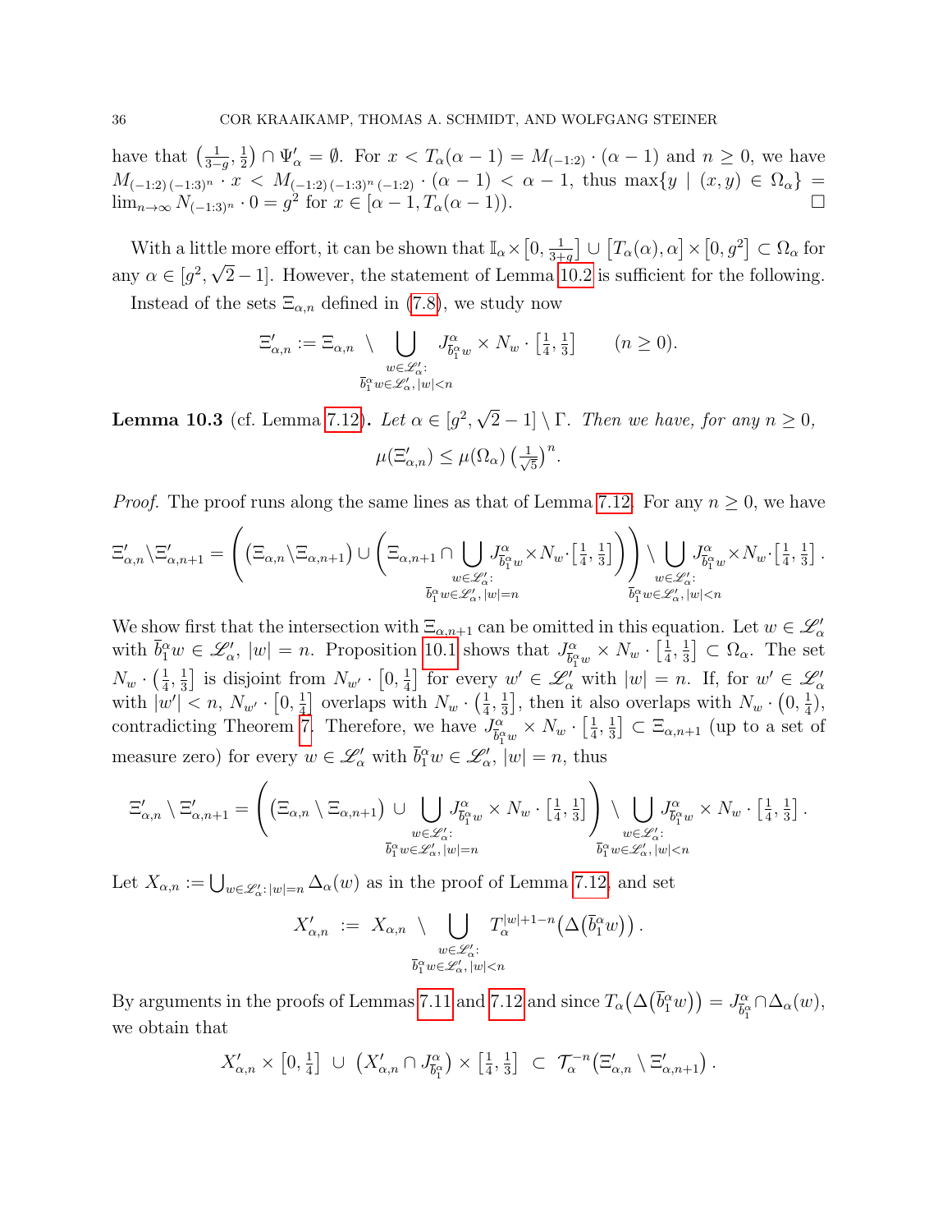have that $\left(\frac{1}{3-g}, \frac{1}{2}\right) \cap \Psi'_\alpha = \emptyset$. For $x < T_\alpha(\alpha-1) = M_{(-1:2)} \cdot (\alpha - 1)$ and $n \geq 0$, we have $M_{(-1:2)\,(-1:3)^n} \cdot x < M_{(-1:2)\,(-1:3)^n\,(-1:2)} \cdot (\alpha - 1) < \alpha - 1$, thus $\max\{y \mid (x,y) \in \Omega_\alpha\} = \lim_{n\to\infty} N_{(-1:3)^n} \cdot 0 = g^2$ for $x \in [\alpha - 1, T_\alpha(\alpha-1))$. $\square$

With a little more effort, it can be shown that $\mathbb{I}_\alpha \times \left[0, \frac{1}{3+g}\right] \cup \left[T_\alpha(\alpha), \alpha\right] \times \left[0, g^2\right] \subset \Omega_\alpha$ for any $\alpha \in [g^2, \sqrt{2}-1]$. However, the statement of Lemma 10.2 is sufficient for the following.

Instead of the sets $\Xi_{\alpha,n}$ defined in (7.8), we study now

$$\Xi'_{\alpha,n} := \Xi_{\alpha,n} \setminus \bigcup_{\substack{w \in \mathscr{L}'_\alpha:\\ \overline{b}_1^\alpha w \in \mathscr{L}'_\alpha,\, |w|<n}} J^\alpha_{\overline{b}_1^\alpha w} \times N_w \cdot \left[\tfrac{1}{4}, \tfrac{1}{3}\right] \qquad (n \geq 0).$$

**Lemma 10.3** (cf. Lemma 7.12)**.** *Let $\alpha \in [g^2, \sqrt{2}-1] \setminus \Gamma$. Then we have, for any $n \geq 0$,*

$$\mu(\Xi'_{\alpha,n}) \leq \mu(\Omega_\alpha) \left(\tfrac{1}{\sqrt{5}}\right)^n.$$

*Proof.* The proof runs along the same lines as that of Lemma 7.12. For any $n \geq 0$, we have

$$\Xi'_{\alpha,n} \setminus \Xi'_{\alpha,n+1} = \left(\left(\Xi_{\alpha,n} \setminus \Xi_{\alpha,n+1}\right) \cup \left(\Xi_{\alpha,n+1} \cap \bigcup_{\substack{w \in \mathscr{L}'_\alpha:\\ \overline{b}_1^\alpha w \in \mathscr{L}'_\alpha,\, |w|=n}} J^\alpha_{\overline{b}_1^\alpha w} \times N_w \cdot \left[\tfrac{1}{4}, \tfrac{1}{3}\right]\right)\right) \setminus \bigcup_{\substack{w \in \mathscr{L}'_\alpha:\\ \overline{b}_1^\alpha w \in \mathscr{L}'_\alpha,\, |w|<n}} J^\alpha_{\overline{b}_1^\alpha w} \times N_w \cdot \left[\tfrac{1}{4}, \tfrac{1}{3}\right].$$

We show first that the intersection with $\Xi_{\alpha,n+1}$ can be omitted in this equation. Let $w \in \mathscr{L}'_\alpha$ with $\overline{b}_1^\alpha w \in \mathscr{L}'_\alpha$, $|w| = n$. Proposition 10.1 shows that $J^\alpha_{\overline{b}_1^\alpha w} \times N_w \cdot \left[\frac{1}{4}, \frac{1}{3}\right] \subset \Omega_\alpha$. The set $N_w \cdot \left(\frac{1}{4}, \frac{1}{3}\right]$ is disjoint from $N_{w'} \cdot \left[0, \frac{1}{4}\right]$ for every $w' \in \mathscr{L}'_\alpha$ with $|w| = n$. If, for $w' \in \mathscr{L}'_\alpha$ with $|w'| < n$, $N_{w'} \cdot \left[0, \frac{1}{4}\right]$ overlaps with $N_w \cdot \left(\frac{1}{4}, \frac{1}{3}\right]$, then it also overlaps with $N_w \cdot \left(0, \frac{1}{4}\right)$, contradicting Theorem 7. Therefore, we have $J^\alpha_{\overline{b}_1^\alpha w} \times N_w \cdot \left[\frac{1}{4}, \frac{1}{3}\right] \subset \Xi_{\alpha,n+1}$ (up to a set of measure zero) for every $w \in \mathscr{L}'_\alpha$ with $\overline{b}_1^\alpha w \in \mathscr{L}'_\alpha$, $|w| = n$, thus

$$\Xi'_{\alpha,n} \setminus \Xi'_{\alpha,n+1} = \left(\left(\Xi_{\alpha,n} \setminus \Xi_{\alpha,n+1}\right) \cup \bigcup_{\substack{w \in \mathscr{L}'_\alpha:\\ \overline{b}_1^\alpha w \in \mathscr{L}'_\alpha,\, |w|=n}} J^\alpha_{\overline{b}_1^\alpha w} \times N_w \cdot \left[\tfrac{1}{4}, \tfrac{1}{3}\right]\right) \setminus \bigcup_{\substack{w \in \mathscr{L}'_\alpha:\\ \overline{b}_1^\alpha w \in \mathscr{L}'_\alpha,\, |w|<n}} J^\alpha_{\overline{b}_1^\alpha w} \times N_w \cdot \left[\tfrac{1}{4}, \tfrac{1}{3}\right].$$

Let $X_{\alpha,n} := \bigcup_{w \in \mathscr{L}'_\alpha : |w|=n} \Delta_\alpha(w)$ as in the proof of Lemma 7.12, and set

$$X'_{\alpha,n} := X_{\alpha,n} \setminus \bigcup_{\substack{w \in \mathscr{L}'_\alpha:\\ \overline{b}_1^\alpha w \in \mathscr{L}'_\alpha,\, |w|<n}} T_\alpha^{|w|+1-n}\big(\Delta(\overline{b}_1^\alpha w)\big).$$

By arguments in the proofs of Lemmas 7.11 and 7.12 and since $T_\alpha\big(\Delta\big(\overline{b}_1^\alpha w\big)\big) = J^\alpha_{\overline{b}_1^\alpha} \cap \Delta_\alpha(w)$, we obtain that

$$X'_{\alpha,n} \times \left[0, \tfrac{1}{4}\right] \cup \left(X'_{\alpha,n} \cap J^\alpha_{\overline{b}_1^\alpha}\right) \times \left[\tfrac{1}{4}, \tfrac{1}{3}\right] \subset \mathcal{T}_\alpha^{-n}\left(\Xi'_{\alpha,n} \setminus \Xi'_{\alpha,n+1}\right).$$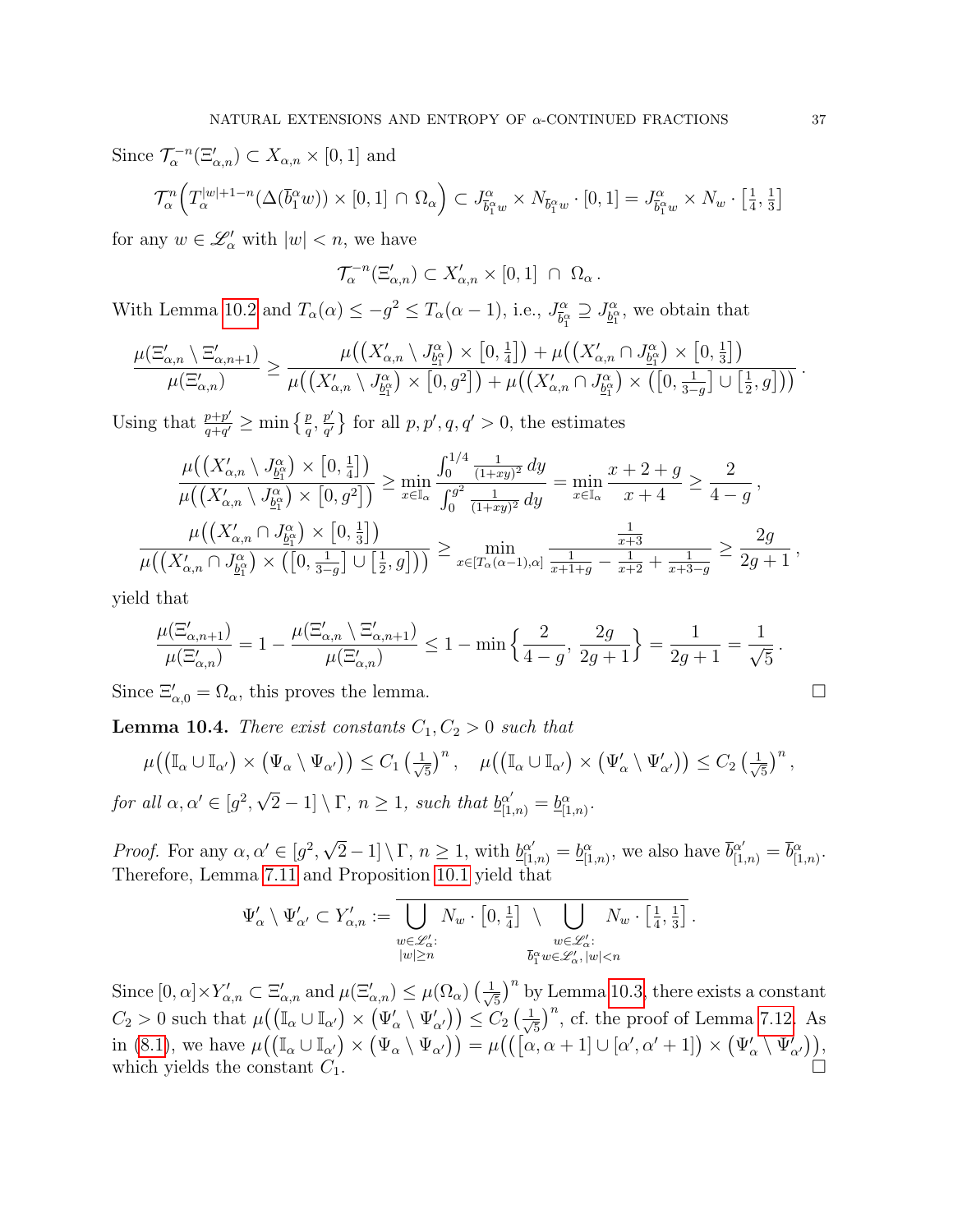Since $\mathcal{T}_\alpha^{-n}(\Xi'_{\alpha,n}) \subset X_{\alpha,n} \times [0,1]$ and

$$\mathcal{T}_\alpha^n\Big(T_\alpha^{|w|+1-n}(\Delta(\overline{b}_1^\alpha w)) \times [0,1] \cap \Omega_\alpha\Big) \subset J^\alpha_{\overline{b}_1^\alpha w} \times N_{\overline{b}_1^\alpha w} \cdot [0,1] = J^\alpha_{\overline{b}_1^\alpha w} \times N_w \cdot \left[\tfrac{1}{4}, \tfrac{1}{3}\right]$$

for any $w \in \mathscr{L}'_\alpha$ with $|w| < n$, we have

$$\mathcal{T}_\alpha^{-n}(\Xi'_{\alpha,n}) \subset X'_{\alpha,n} \times [0,1] \ \cap\ \Omega_\alpha\,.$$

With Lemma 10.2 and $T_\alpha(\alpha) \le -g^2 \le T_\alpha(\alpha-1)$, i.e., $J^\alpha_{\overline{b}_1^\alpha} \supseteq J^\alpha_{\underline{b}_1^\alpha}$, we obtain that

$$\frac{\mu(\Xi'_{\alpha,n} \setminus \Xi'_{\alpha,n+1})}{\mu(\Xi'_{\alpha,n})} \ge \frac{\mu\big(\big(X'_{\alpha,n} \setminus J^\alpha_{\underline{b}_1^\alpha}\big) \times \big[0,\frac{1}{4}\big]\big) + \mu\big(\big(X'_{\alpha,n} \cap J^\alpha_{\underline{b}_1^\alpha}\big) \times \big[0,\frac{1}{3}\big]\big)}{\mu\big(\big(X'_{\alpha,n} \setminus J^\alpha_{\underline{b}_1^\alpha}\big) \times \big[0,g^2\big]\big) + \mu\big(\big(X'_{\alpha,n} \cap J^\alpha_{\underline{b}_1^\alpha}\big) \times \big(\big[0,\frac{1}{3-g}\big] \cup \big[\frac{1}{2},g\big]\big)\big)}\,.$$

Using that $\frac{p+p'}{q+q'} \ge \min\big\{\frac{p}{q}, \frac{p'}{q'}\big\}$ for all $p,p',q,q' > 0$, the estimates

$$\frac{\mu\big(\big(X'_{\alpha,n} \setminus J^\alpha_{\underline{b}_1^\alpha}\big) \times \big[0,\frac{1}{4}\big]\big)}{\mu\big(\big(X'_{\alpha,n} \setminus J^\alpha_{\underline{b}_1^\alpha}\big) \times \big[0,g^2\big]\big)} \ge \min_{x \in \mathbb{I}_\alpha} \frac{\int_0^{1/4} \frac{1}{(1+xy)^2}\,dy}{\int_0^{g^2} \frac{1}{(1+xy)^2}\,dy} = \min_{x \in \mathbb{I}_\alpha} \frac{x+2+g}{x+4} \ge \frac{2}{4-g}\,,$$

$$\frac{\mu\big(\big(X'_{\alpha,n} \cap J^\alpha_{\underline{b}_1^\alpha}\big) \times \big[0,\frac{1}{3}\big]\big)}{\mu\big(\big(X'_{\alpha,n} \cap J^\alpha_{\underline{b}_1^\alpha}\big) \times \big(\big[0,\frac{1}{3-g}\big] \cup \big[\frac{1}{2},g\big]\big)\big)} \ge \min_{x \in [T_\alpha(\alpha-1),\alpha]} \frac{\frac{1}{x+3}}{\frac{1}{x+1+g} - \frac{1}{x+2} + \frac{1}{x+3-g}} \ge \frac{2g}{2g+1}\,,$$

yield that

$$\frac{\mu(\Xi'_{\alpha,n+1})}{\mu(\Xi'_{\alpha,n})} = 1 - \frac{\mu(\Xi'_{\alpha,n} \setminus \Xi'_{\alpha,n+1})}{\mu(\Xi'_{\alpha,n})} \le 1 - \min\Big\{\frac{2}{4-g}, \frac{2g}{2g+1}\Big\} = \frac{1}{2g+1} = \frac{1}{\sqrt{5}}\,.$$

Since $\Xi'_{\alpha,0} = \Omega_\alpha$, this proves the lemma. ∎

**Lemma 10.4.** *There exist constants $C_1, C_2 > 0$ such that*

$$\mu\big(\big(\mathbb{I}_\alpha \cup \mathbb{I}_{\alpha'}\big) \times \big(\Psi_\alpha \setminus \Psi_{\alpha'}\big)\big) \le C_1 \left(\tfrac{1}{\sqrt{5}}\right)^n, \quad \mu\big(\big(\mathbb{I}_\alpha \cup \mathbb{I}_{\alpha'}\big) \times \big(\Psi'_\alpha \setminus \Psi'_{\alpha'}\big)\big) \le C_2 \left(\tfrac{1}{\sqrt{5}}\right)^n,$$

*for all $\alpha, \alpha' \in [g^2, \sqrt{2}-1] \setminus \Gamma$, $n \ge 1$, such that $\underline{b}^{\alpha'}_{[1,n)} = \underline{b}^\alpha_{[1,n)}$.*

*Proof.* For any $\alpha, \alpha' \in [g^2, \sqrt{2}-1] \setminus \Gamma$, $n \ge 1$, with $\underline{b}^{\alpha'}_{[1,n)} = \underline{b}^\alpha_{[1,n)}$, we also have $\overline{b}^{\alpha'}_{[1,n)} = \overline{b}^\alpha_{[1,n)}$. Therefore, Lemma 7.11 and Proposition 10.1 yield that

$$\Psi'_\alpha \setminus \Psi'_{\alpha'} \subset Y'_{\alpha,n} := \overline{\bigcup_{\substack{w \in \mathscr{L}'_\alpha:\\ |w| \ge n}} N_w \cdot \big[0,\tfrac{1}{4}\big] \ \setminus \bigcup_{\substack{w \in \mathscr{L}'_\alpha:\\ \overline{b}_1^\alpha w \in \mathscr{L}'_\alpha,\, |w| < n}} N_w \cdot \big[\tfrac{1}{4},\tfrac{1}{3}\big]}\,.$$

Since $[0,\alpha] \times Y'_{\alpha,n} \subset \Xi'_{\alpha,n}$ and $\mu(\Xi'_{\alpha,n}) \le \mu(\Omega_\alpha) \left(\frac{1}{\sqrt{5}}\right)^n$ by Lemma 10.3, there exists a constant $C_2 > 0$ such that $\mu\big(\big(\mathbb{I}_\alpha \cup \mathbb{I}_{\alpha'}\big) \times \big(\Psi'_\alpha \setminus \Psi'_{\alpha'}\big)\big) \le C_2 \left(\frac{1}{\sqrt{5}}\right)^n$, cf. the proof of Lemma 7.12. As in (8.1), we have $\mu\big(\big(\mathbb{I}_\alpha \cup \mathbb{I}_{\alpha'}\big) \times \big(\Psi_\alpha \setminus \Psi_{\alpha'}\big)\big) = \mu\big(\big(\big[\alpha, \alpha+1\big] \cup [\alpha', \alpha'+1]\big) \times \big(\Psi'_\alpha \setminus \Psi'_{\alpha'}\big)\big)$, which yields the constant $C_1$. ∎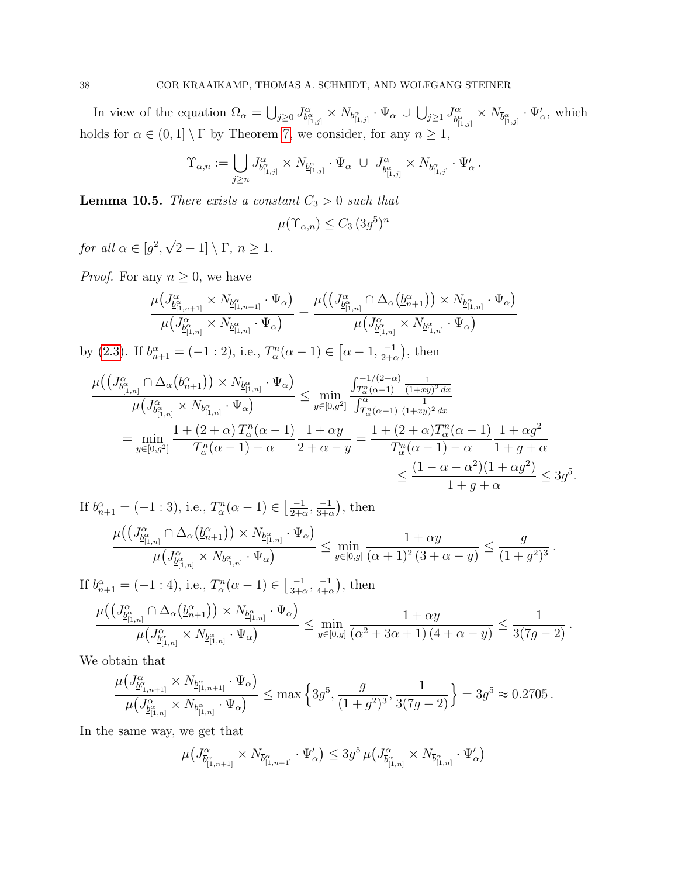In view of the equation $\Omega_\alpha = \overline{\bigcup_{j\geq 0} J^\alpha_{\underline{b}^\alpha_{[1,j]}} \times N_{\underline{b}^\alpha_{[1,j]}} \cdot \Psi_\alpha} \cup \overline{\bigcup_{j\geq 1} J^\alpha_{\overline{b}^\alpha_{[1,j]}} \times N_{\overline{b}^\alpha_{[1,j]}} \cdot \Psi'_\alpha}$, which holds for $\alpha \in (0,1] \setminus \Gamma$ by Theorem 7, we consider, for any $n \geq 1$,

$$\Upsilon_{\alpha,n} := \overline{\bigcup_{j\geq n} J^\alpha_{\underline{b}^\alpha_{[1,j]}} \times N_{\underline{b}^\alpha_{[1,j]}} \cdot \Psi_\alpha \ \cup\ J^\alpha_{\overline{b}^\alpha_{[1,j]}} \times N_{\overline{b}^\alpha_{[1,j]}} \cdot \Psi'_\alpha}\,.$$

**Lemma 10.5.** *There exists a constant $C_3 > 0$ such that*

$$\mu(\Upsilon_{\alpha,n}) \leq C_3\,(3g^5)^n$$

*for all $\alpha \in [g^2, \sqrt{2}-1] \setminus \Gamma$, $n \geq 1$.*

*Proof.* For any $n \geq 0$, we have

$$\frac{\mu\big(J^\alpha_{\underline{b}^\alpha_{[1,n+1]}} \times N_{\underline{b}^\alpha_{[1,n+1]}} \cdot \Psi_\alpha\big)}{\mu\big(J^\alpha_{\underline{b}^\alpha_{[1,n]}} \times N_{\underline{b}^\alpha_{[1,n]}} \cdot \Psi_\alpha\big)} = \frac{\mu\big(\big(J^\alpha_{\underline{b}^\alpha_{[1,n]}} \cap \Delta_\alpha\big(\underline{b}^\alpha_{n+1}\big)\big) \times N_{\underline{b}^\alpha_{[1,n]}} \cdot \Psi_\alpha\big)}{\mu\big(J^\alpha_{\underline{b}^\alpha_{[1,n]}} \times N_{\underline{b}^\alpha_{[1,n]}} \cdot \Psi_\alpha\big)}$$

by (2.3). If $\underline{b}^\alpha_{n+1} = (-1:2)$, i.e., $T^n_\alpha(\alpha-1) \in \big[\alpha-1, \frac{-1}{2+\alpha}\big)$, then

$$\begin{aligned}
\frac{\mu\big(\big(J^\alpha_{\underline{b}^\alpha_{[1,n]}} \cap \Delta_\alpha\big(\underline{b}^\alpha_{n+1}\big)\big) \times N_{\underline{b}^\alpha_{[1,n]}} \cdot \Psi_\alpha\big)}{\mu\big(J^\alpha_{\underline{b}^\alpha_{[1,n]}} \times N_{\underline{b}^\alpha_{[1,n]}} \cdot \Psi_\alpha\big)} &\leq \min_{y\in[0,g^2]} \frac{\int_{T^n_\alpha(\alpha-1)}^{-1/(2+\alpha)} \frac{1}{(1+xy)^2}\,dx}{\int_{T^n_\alpha(\alpha-1)}^{\alpha} \frac{1}{(1+xy)^2}\,dx} \\
= \min_{y\in[0,g^2]} \frac{1+(2+\alpha)\,T^n_\alpha(\alpha-1)}{T^n_\alpha(\alpha-1)-\alpha}\,\frac{1+\alpha y}{2+\alpha-y} &= \frac{1+(2+\alpha)T^n_\alpha(\alpha-1)}{T^n_\alpha(\alpha-1)-\alpha}\,\frac{1+\alpha g^2}{1+g+\alpha} \\
&\leq \frac{(1-\alpha-\alpha^2)(1+\alpha g^2)}{1+g+\alpha} \leq 3g^5.
\end{aligned}$$

If $\underline{b}^\alpha_{n+1} = (-1:3)$, i.e., $T^n_\alpha(\alpha-1) \in \big[\frac{-1}{2+\alpha}, \frac{-1}{3+\alpha}\big)$, then

$$\frac{\mu\big(\big(J^\alpha_{\underline{b}^\alpha_{[1,n]}} \cap \Delta_\alpha\big(\underline{b}^\alpha_{n+1}\big)\big) \times N_{\underline{b}^\alpha_{[1,n]}} \cdot \Psi_\alpha\big)}{\mu\big(J^\alpha_{\underline{b}^\alpha_{[1,n]}} \times N_{\underline{b}^\alpha_{[1,n]}} \cdot \Psi_\alpha\big)} \leq \min_{y\in[0,g]} \frac{1+\alpha y}{(\alpha+1)^2\,(3+\alpha-y)} \leq \frac{g}{(1+g^2)^3}\,.$$

If $\underline{b}^\alpha_{n+1} = (-1:4)$, i.e., $T^n_\alpha(\alpha-1) \in \big[\frac{-1}{3+\alpha}, \frac{-1}{4+\alpha}\big)$, then

$$\frac{\mu\big(\big(J^\alpha_{\underline{b}^\alpha_{[1,n]}} \cap \Delta_\alpha\big(\underline{b}^\alpha_{n+1}\big)\big) \times N_{\underline{b}^\alpha_{[1,n]}} \cdot \Psi_\alpha\big)}{\mu\big(J^\alpha_{\underline{b}^\alpha_{[1,n]}} \times N_{\underline{b}^\alpha_{[1,n]}} \cdot \Psi_\alpha\big)} \leq \min_{y\in[0,g]} \frac{1+\alpha y}{(\alpha^2+3\alpha+1)\,(4+\alpha-y)} \leq \frac{1}{3(7g-2)}\,.$$

We obtain that

$$\frac{\mu\big(J^\alpha_{\underline{b}^\alpha_{[1,n+1]}} \times N_{\underline{b}^\alpha_{[1,n+1]}} \cdot \Psi_\alpha\big)}{\mu\big(J^\alpha_{\underline{b}^\alpha_{[1,n]}} \times N_{\underline{b}^\alpha_{[1,n]}} \cdot \Psi_\alpha\big)} \leq \max\Big\{3g^5, \frac{g}{(1+g^2)^3}, \frac{1}{3(7g-2)}\Big\} = 3g^5 \approx 0.2705\,.$$

In the same way, we get that

$$\mu\big(J^\alpha_{\overline{b}^\alpha_{[1,n+1]}} \times N_{\overline{b}^\alpha_{[1,n+1]}} \cdot \Psi'_\alpha\big) \leq 3g^5\,\mu\big(J^\alpha_{\overline{b}^\alpha_{[1,n]}} \times N_{\overline{b}^\alpha_{[1,n]}} \cdot \Psi'_\alpha\big)$$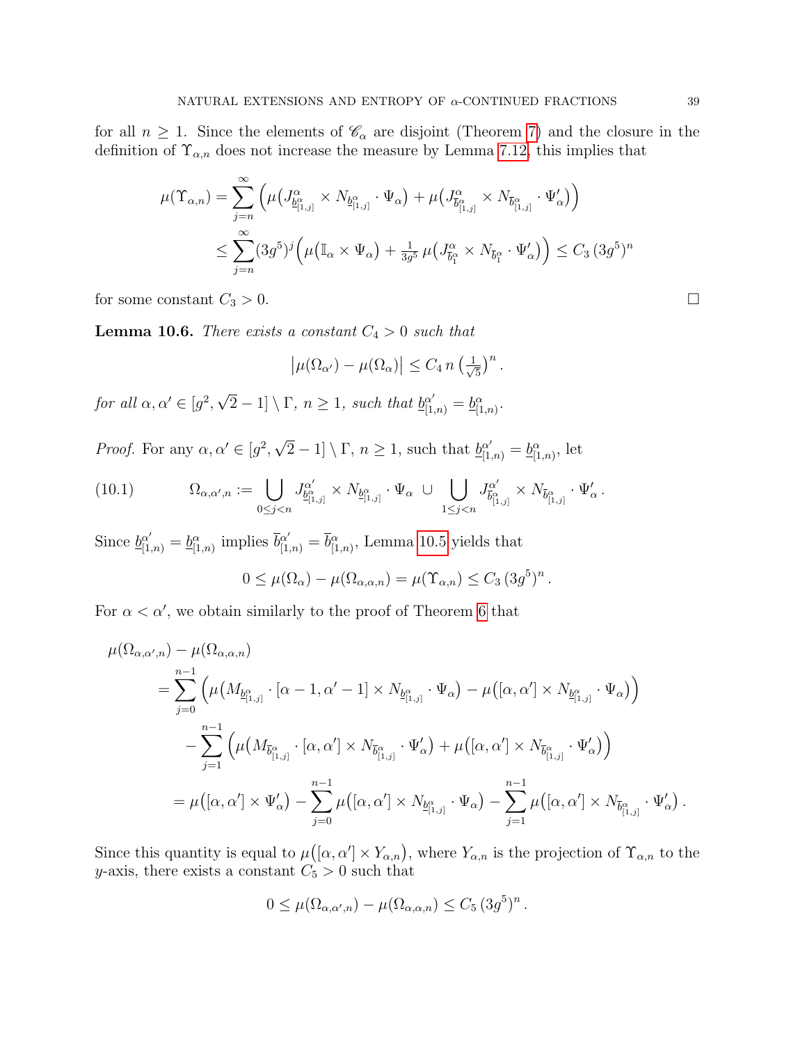for all $n \geq 1$. Since the elements of $\mathscr{C}_\alpha$ are disjoint (Theorem 7) and the closure in the definition of $\Upsilon_{\alpha,n}$ does not increase the measure by Lemma 7.12, this implies that

$$\begin{aligned}
\mu(\Upsilon_{\alpha,n}) &= \sum_{j=n}^{\infty} \Big( \mu\big(J^\alpha_{\underline{b}^\alpha_{[1,j]}} \times N_{\underline{b}^\alpha_{[1,j]}} \cdot \Psi_\alpha\big) + \mu\big(J^\alpha_{\overline{b}^\alpha_{[1,j]}} \times N_{\overline{b}^\alpha_{[1,j]}} \cdot \Psi'_\alpha\big) \Big) \\
&\leq \sum_{j=n}^{\infty} (3g^5)^j \Big( \mu\big(\mathbb{I}_\alpha \times \Psi_\alpha\big) + \tfrac{1}{3g^5}\, \mu\big(J^\alpha_{\overline{b}^\alpha_1} \times N_{\overline{b}^\alpha_1} \cdot \Psi'_\alpha\big) \Big) \leq C_3\, (3g^5)^n
\end{aligned}$$

for some constant $C_3 > 0$. $\square$

**Lemma 10.6.** *There exists a constant $C_4 > 0$ such that*

$$\big|\mu(\Omega_{\alpha'}) - \mu(\Omega_\alpha)\big| \leq C_4\, n \left(\tfrac{1}{\sqrt{5}}\right)^n.$$

*for all $\alpha, \alpha' \in [g^2, \sqrt{2}-1] \setminus \Gamma$, $n \geq 1$, such that $\underline{b}^{\alpha'}_{[1,n)} = \underline{b}^\alpha_{[1,n)}$.*

*Proof.* For any $\alpha, \alpha' \in [g^2, \sqrt{2}-1] \setminus \Gamma$, $n \geq 1$, such that $\underline{b}^{\alpha'}_{[1,n)} = \underline{b}^\alpha_{[1,n)}$, let

$$\Omega_{\alpha,\alpha',n} := \bigcup_{0 \leq j < n} J^{\alpha'}_{\underline{b}^\alpha_{[1,j]}} \times N_{\underline{b}^\alpha_{[1,j]}} \cdot \Psi_\alpha \;\cup\; \bigcup_{1 \leq j < n} J^{\alpha'}_{\overline{b}^\alpha_{[1,j]}} \times N_{\overline{b}^\alpha_{[1,j]}} \cdot \Psi'_\alpha\,. \tag{10.1}$$

Since $\underline{b}^{\alpha'}_{[1,n)} = \underline{b}^\alpha_{[1,n)}$ implies $\overline{b}^{\alpha'}_{[1,n)} = \overline{b}^\alpha_{[1,n)}$, Lemma 10.5 yields that

$$0 \leq \mu(\Omega_\alpha) - \mu(\Omega_{\alpha,\alpha,n}) = \mu(\Upsilon_{\alpha,n}) \leq C_3\, (3g^5)^n\,.$$

For $\alpha < \alpha'$, we obtain similarly to the proof of Theorem 6 that

$$\begin{aligned}
&\mu(\Omega_{\alpha,\alpha',n}) - \mu(\Omega_{\alpha,\alpha,n}) \\
&\quad= \sum_{j=0}^{n-1} \Big( \mu\big(M_{\underline{b}^\alpha_{[1,j]}} \cdot [\alpha-1, \alpha'-1] \times N_{\underline{b}^\alpha_{[1,j]}} \cdot \Psi_\alpha\big) - \mu\big([\alpha, \alpha'] \times N_{\underline{b}^\alpha_{[1,j]}} \cdot \Psi_\alpha\big) \Big) \\
&\qquad - \sum_{j=1}^{n-1} \Big( \mu\big(M_{\overline{b}^\alpha_{[1,j]}} \cdot [\alpha, \alpha'] \times N_{\overline{b}^\alpha_{[1,j]}} \cdot \Psi'_\alpha\big) + \mu\big([\alpha, \alpha'] \times N_{\overline{b}^\alpha_{[1,j]}} \cdot \Psi'_\alpha\big) \Big) \\
&\quad= \mu\big([\alpha, \alpha'] \times \Psi'_\alpha\big) - \sum_{j=0}^{n-1} \mu\big([\alpha, \alpha'] \times N_{\underline{b}^\alpha_{[1,j]}} \cdot \Psi_\alpha\big) - \sum_{j=1}^{n-1} \mu\big([\alpha, \alpha'] \times N_{\overline{b}^\alpha_{[1,j]}} \cdot \Psi'_\alpha\big)\,.
\end{aligned}$$

Since this quantity is equal to $\mu\big([\alpha, \alpha'] \times Y_{\alpha,n}\big)$, where $Y_{\alpha,n}$ is the projection of $\Upsilon_{\alpha,n}$ to the $y$-axis, there exists a constant $C_5 > 0$ such that

$$0 \leq \mu(\Omega_{\alpha,\alpha',n}) - \mu(\Omega_{\alpha,\alpha,n}) \leq C_5\, (3g^5)^n\,.$$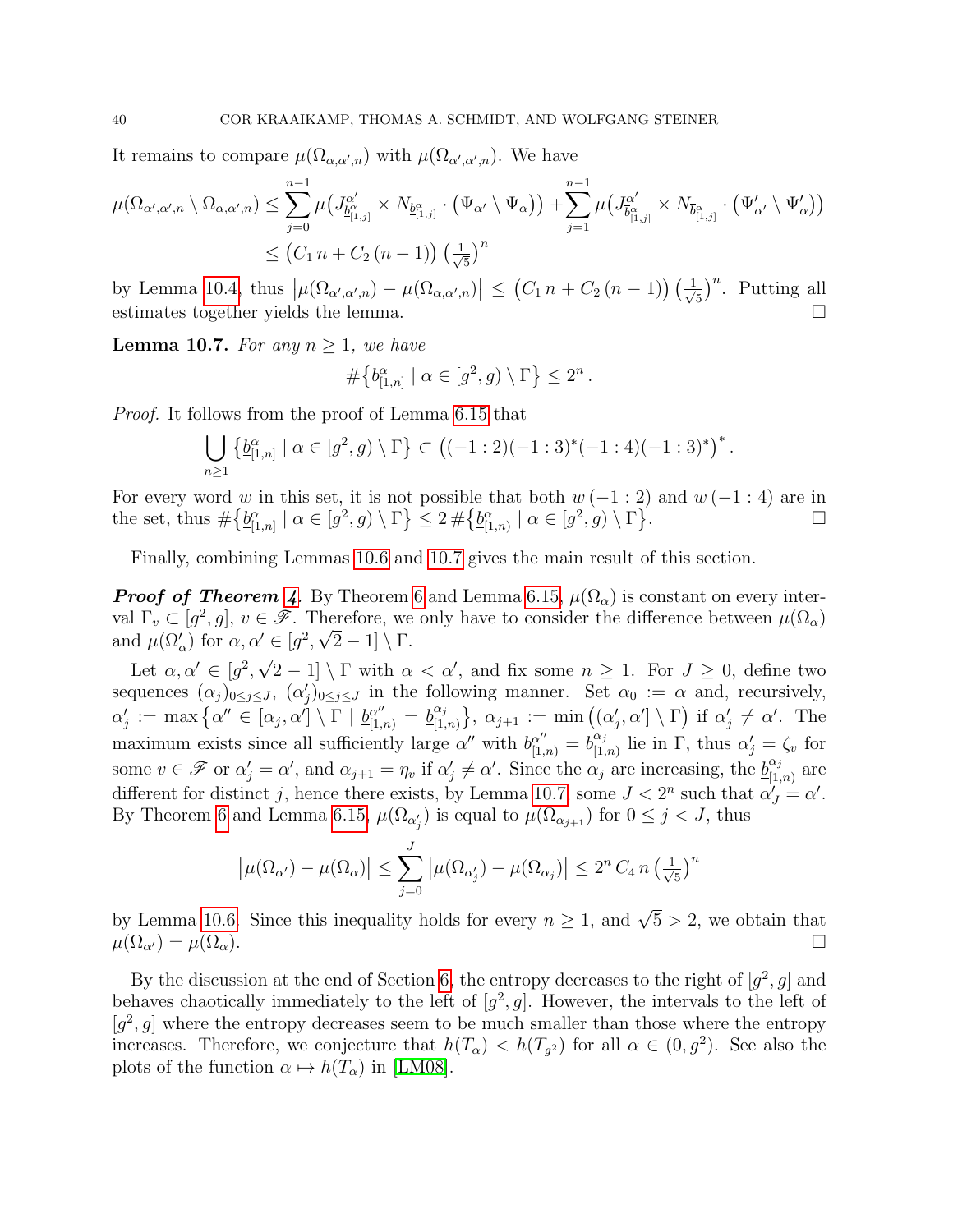It remains to compare $\mu(\Omega_{\alpha,\alpha',n})$ with $\mu(\Omega_{\alpha',\alpha',n})$. We have

$$\mu(\Omega_{\alpha',\alpha',n} \setminus \Omega_{\alpha,\alpha',n}) \le \sum_{j=0}^{n-1} \mu\big(J^{\alpha'}_{\underline{b}^{\alpha}_{[1,j]}} \times N_{\underline{b}^{\alpha}_{[1,j]}} \cdot (\Psi_{\alpha'} \setminus \Psi_{\alpha})\big) + \sum_{j=1}^{n-1} \mu\big(J^{\alpha'}_{\overline{b}^{\alpha}_{[1,j]}} \times N_{\overline{b}^{\alpha}_{[1,j]}} \cdot (\Psi'_{\alpha'} \setminus \Psi'_{\alpha})\big)$$
$$\le \big(C_1\, n + C_2\, (n-1)\big) \left(\tfrac{1}{\sqrt{5}}\right)^n$$

by Lemma 10.4, thus $\big|\mu(\Omega_{\alpha',\alpha',n}) - \mu(\Omega_{\alpha,\alpha',n})\big| \le \big(C_1\, n + C_2\, (n-1)\big) \left(\tfrac{1}{\sqrt{5}}\right)^n$. Putting all estimates together yields the lemma. $\square$

**Lemma 10.7.** *For any $n \ge 1$, we have*

$$\#\big\{\underline{b}^{\alpha}_{[1,n]} \mid \alpha \in [g^2, g) \setminus \Gamma\big\} \le 2^n .$$

*Proof.* It follows from the proof of Lemma 6.15 that

$$\bigcup_{n\ge 1} \big\{\underline{b}^{\alpha}_{[1,n]} \mid \alpha \in [g^2, g) \setminus \Gamma\big\} \subset \big((-1:2)(-1:3)^*(-1:4)(-1:3)^*\big)^* .$$

For every word $w$ in this set, it is not possible that both $w\,(-1:2)$ and $w\,(-1:4)$ are in the set, thus $\#\big\{\underline{b}^{\alpha}_{[1,n]} \mid \alpha \in [g^2, g) \setminus \Gamma\big\} \le 2\,\#\big\{\underline{b}^{\alpha}_{[1,n)} \mid \alpha \in [g^2, g) \setminus \Gamma\big\}$. $\square$

Finally, combining Lemmas 10.6 and 10.7 gives the main result of this section.

***Proof of Theorem 4.*** By Theorem 6 and Lemma 6.15, $\mu(\Omega_\alpha)$ is constant on every interval $\Gamma_v \subset [g^2, g]$, $v \in \mathscr{F}$. Therefore, we only have to consider the difference between $\mu(\Omega_\alpha)$ and $\mu(\Omega'_\alpha)$ for $\alpha, \alpha' \in [g^2, \sqrt{2}-1] \setminus \Gamma$.

Let $\alpha, \alpha' \in [g^2, \sqrt{2}-1] \setminus \Gamma$ with $\alpha < \alpha'$, and fix some $n \ge 1$. For $J \ge 0$, define two sequences $(\alpha_j)_{0\le j\le J}$, $(\alpha'_j)_{0\le j\le J}$ in the following manner. Set $\alpha_0 := \alpha$ and, recursively, $\alpha'_j := \max\big\{\alpha'' \in [\alpha_j, \alpha'] \setminus \Gamma \mid \underline{b}^{\alpha''}_{[1,n)} = \underline{b}^{\alpha_j}_{[1,n)}\big\}$, $\alpha_{j+1} := \min\big((\alpha'_j, \alpha'] \setminus \Gamma\big)$ if $\alpha'_j \ne \alpha'$. The maximum exists since all sufficiently large $\alpha''$ with $\underline{b}^{\alpha''}_{[1,n)} = \underline{b}^{\alpha_j}_{[1,n)}$ lie in $\Gamma$, thus $\alpha'_j = \zeta_v$ for some $v \in \mathscr{F}$ or $\alpha'_j = \alpha'$, and $\alpha_{j+1} = \eta_v$ if $\alpha'_j \ne \alpha'$. Since the $\alpha_j$ are increasing, the $\underline{b}^{\alpha_j}_{[1,n)}$ are different for distinct $j$, hence there exists, by Lemma 10.7, some $J < 2^n$ such that $\alpha'_J = \alpha'$. By Theorem 6 and Lemma 6.15, $\mu(\Omega_{\alpha'_j})$ is equal to $\mu(\Omega_{\alpha_{j+1}})$ for $0 \le j < J$, thus

$$\big|\mu(\Omega_{\alpha'}) - \mu(\Omega_\alpha)\big| \le \sum_{j=0}^{J} \big|\mu(\Omega_{\alpha'_j}) - \mu(\Omega_{\alpha_j})\big| \le 2^n\, C_4\, n \left(\tfrac{1}{\sqrt{5}}\right)^n$$

by Lemma 10.6. Since this inequality holds for every $n \ge 1$, and $\sqrt{5} > 2$, we obtain that $\mu(\Omega_{\alpha'}) = \mu(\Omega_\alpha)$. $\square$

By the discussion at the end of Section 6, the entropy decreases to the right of $[g^2, g]$ and behaves chaotically immediately to the left of $[g^2, g]$. However, the intervals to the left of $[g^2, g]$ where the entropy decreases seem to be much smaller than those where the entropy increases. Therefore, we conjecture that $h(T_\alpha) < h(T_{g^2})$ for all $\alpha \in (0, g^2)$. See also the plots of the function $\alpha \mapsto h(T_\alpha)$ in [LM08].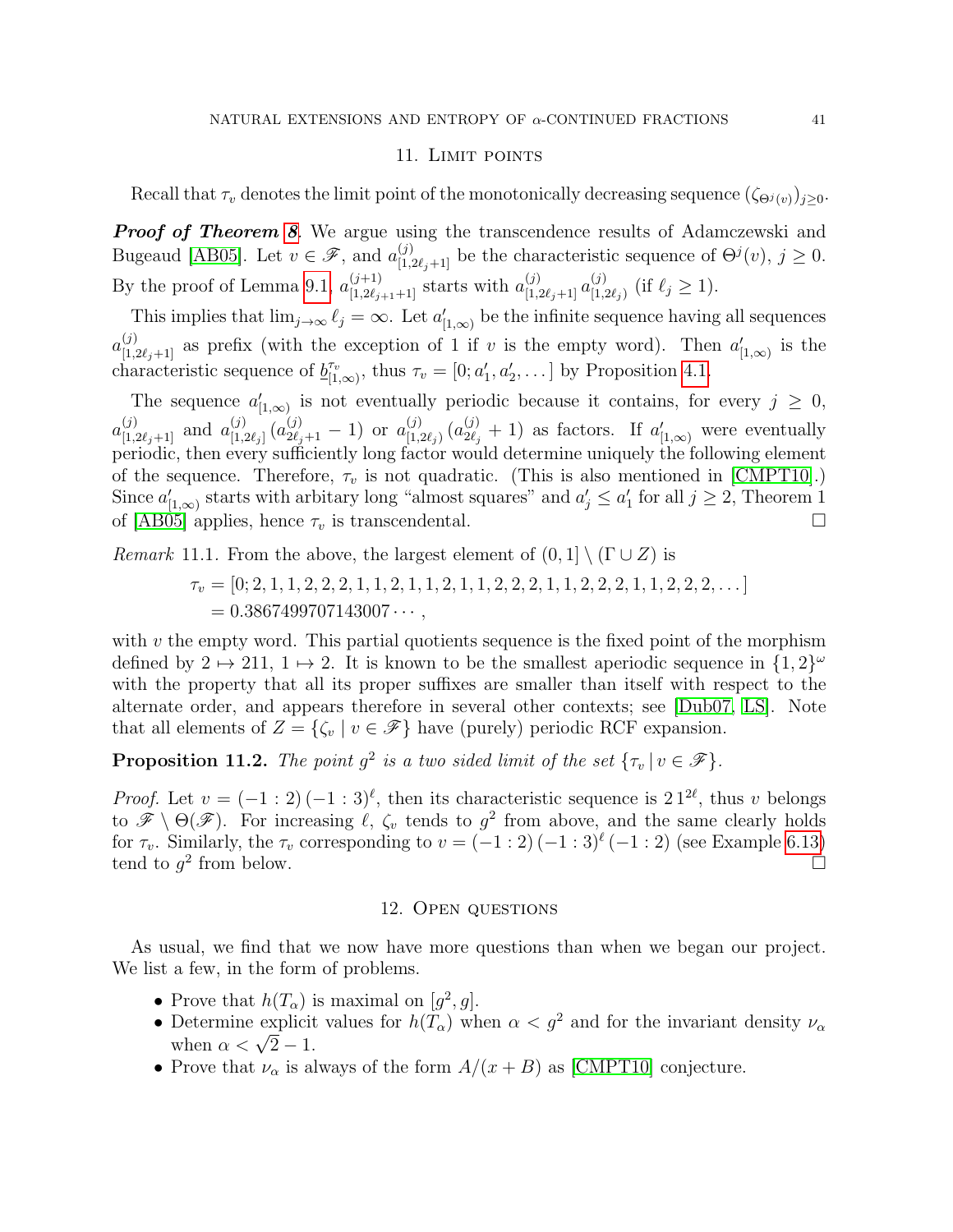## 11. Limit points

Recall that $\tau_v$ denotes the limit point of the monotonically decreasing sequence $(\zeta_{\Theta^j(v)})_{j\geq 0}$.

***Proof of Theorem 8.*** We argue using the transcendence results of Adamczewski and Bugeaud [AB05]. Let $v \in \mathscr{F}$, and $a^{(j)}_{[1,2\ell_j+1]}$ be the characteristic sequence of $\Theta^j(v)$, $j \geq 0$. By the proof of Lemma 9.1, $a^{(j+1)}_{[1,2\ell_{j+1}+1]}$ starts with $a^{(j)}_{[1,2\ell_j+1]}\, a^{(j)}_{[1,2\ell_j)}$ (if $\ell_j \geq 1$).

This implies that $\lim_{j\to\infty} \ell_j = \infty$. Let $a'_{[1,\infty)}$ be the infinite sequence having all sequences $a^{(j)}_{[1,2\ell_j+1]}$ as prefix (with the exception of 1 if $v$ is the empty word). Then $a'_{[1,\infty)}$ is the characteristic sequence of $\underline{b}^{\tau_v}_{[1,\infty)}$, thus $\tau_v = [0; a'_1, a'_2, \ldots]$ by Proposition 4.1.

The sequence $a'_{[1,\infty)}$ is not eventually periodic because it contains, for every $j \geq 0$, $a^{(j)}_{[1,2\ell_j+1]}$ and $a^{(j)}_{[1,2\ell_j]}\,(a^{(j)}_{2\ell_j+1} - 1)$ or $a^{(j)}_{[1,2\ell_j)}\,(a^{(j)}_{2\ell_j} + 1)$ as factors. If $a'_{[1,\infty)}$ were eventually periodic, then every sufficiently long factor would determine uniquely the following element of the sequence. Therefore, $\tau_v$ is not quadratic. (This is also mentioned in [CMPT10].) Since $a'_{[1,\infty)}$ starts with arbitary long "almost squares" and $a'_j \leq a'_1$ for all $j \geq 2$, Theorem 1 of [AB05] applies, hence $\tau_v$ is transcendental. $\square$

*Remark* 11.1. From the above, the largest element of $(0,1] \setminus (\Gamma \cup Z)$ is

$$\begin{aligned}\tau_v &= [0; 2, 1, 1, 2, 2, 2, 1, 1, 2, 1, 1, 2, 1, 1, 2, 2, 2, 1, 1, 2, 2, 2, 1, 1, 2, 2, 2, \ldots] \\ &= 0.3867499707143007\cdots,\end{aligned}$$

with $v$ the empty word. This partial quotients sequence is the fixed point of the morphism defined by $2 \mapsto 211$, $1 \mapsto 2$. It is known to be the smallest aperiodic sequence in $\{1,2\}^\omega$ with the property that all its proper suffixes are smaller than itself with respect to the alternate order, and appears therefore in several other contexts; see [Dub07, LS]. Note that all elements of $Z = \{\zeta_v \mid v \in \mathscr{F}\}$ have (purely) periodic RCF expansion.

**Proposition 11.2.** *The point $g^2$ is a two sided limit of the set $\{\tau_v \,|\, v \in \mathscr{F}\}$.*

*Proof.* Let $v = (-1:2)\,(-1:3)^\ell$, then its characteristic sequence is $2\,1^{2\ell}$, thus $v$ belongs to $\mathscr{F} \setminus \Theta(\mathscr{F})$. For increasing $\ell$, $\zeta_v$ tends to $g^2$ from above, and the same clearly holds for $\tau_v$. Similarly, the $\tau_v$ corresponding to $v = (-1:2)\,(-1:3)^\ell\,(-1:2)$ (see Example 6.13) tend to $g^2$ from below. $\square$

## 12. Open questions

As usual, we find that we now have more questions than when we began our project. We list a few, in the form of problems.

- Prove that $h(T_\alpha)$ is maximal on $[g^2, g]$.
- Determine explicit values for $h(T_\alpha)$ when $\alpha < g^2$ and for the invariant density $\nu_\alpha$ when $\alpha < \sqrt{2} - 1$.
- Prove that $\nu_\alpha$ is always of the form $A/(x+B)$ as [CMPT10] conjecture.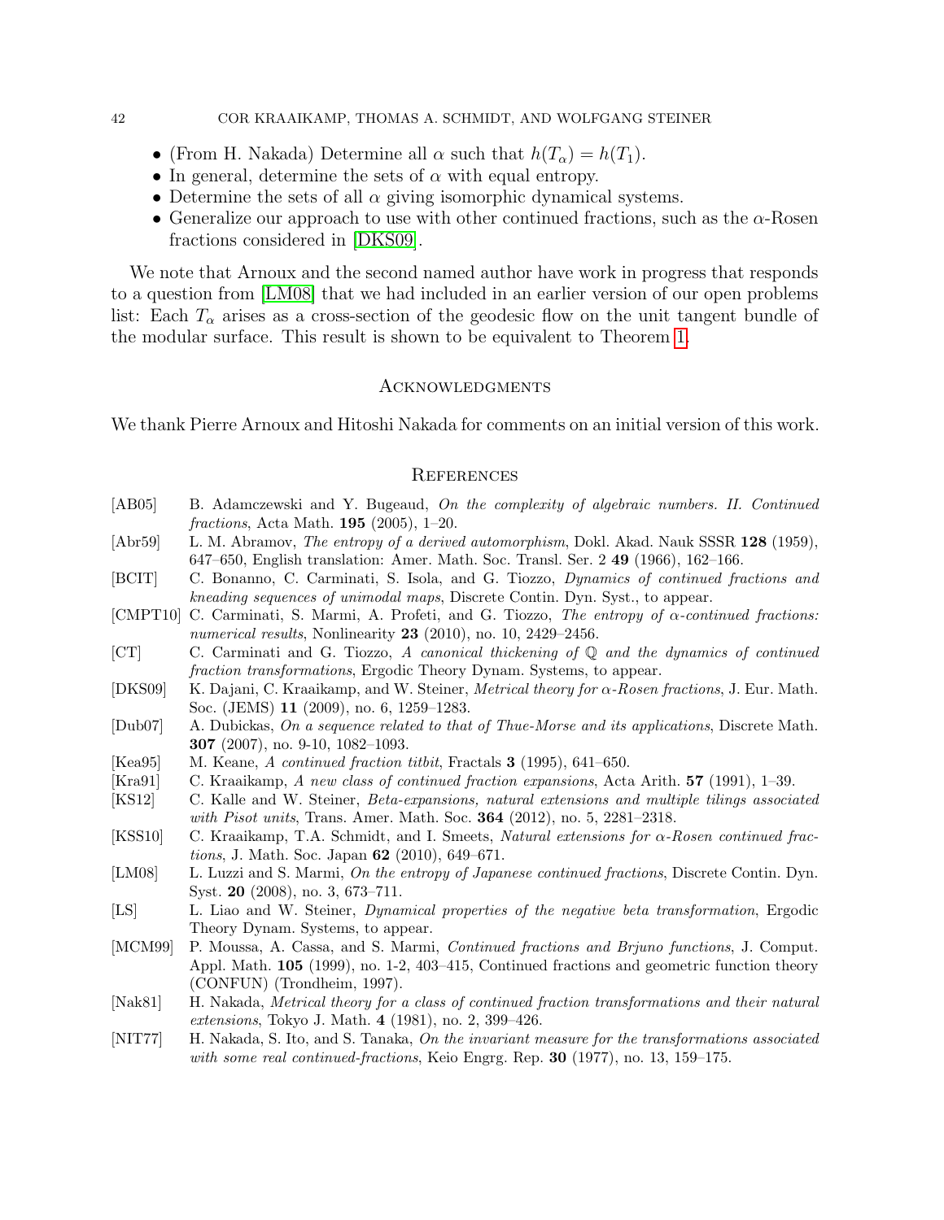- (From H. Nakada) Determine all $\alpha$ such that $h(T_\alpha) = h(T_1)$.
- In general, determine the sets of $\alpha$ with equal entropy.
- Determine the sets of all $\alpha$ giving isomorphic dynamical systems.
- Generalize our approach to use with other continued fractions, such as the $\alpha$-Rosen fractions considered in [DKS09].

We note that Arnoux and the second named author have work in progress that responds to a question from [LM08] that we had included in an earlier version of our open problems list: Each $T_\alpha$ arises as a cross-section of the geodesic flow on the unit tangent bundle of the modular surface. This result is shown to be equivalent to Theorem 1.

## Acknowledgments

We thank Pierre Arnoux and Hitoshi Nakada for comments on an initial version of this work.

## References

- [AB05] B. Adamczewski and Y. Bugeaud, *On the complexity of algebraic numbers. II. Continued fractions*, Acta Math. **195** (2005), 1–20.
- [Abr59] L. M. Abramov, *The entropy of a derived automorphism*, Dokl. Akad. Nauk SSSR **128** (1959), 647–650, English translation: Amer. Math. Soc. Transl. Ser. 2 **49** (1966), 162–166.
- [BCIT] C. Bonanno, C. Carminati, S. Isola, and G. Tiozzo, *Dynamics of continued fractions and kneading sequences of unimodal maps*, Discrete Contin. Dyn. Syst., to appear.
- [CMPT10] C. Carminati, S. Marmi, A. Profeti, and G. Tiozzo, *The entropy of $\alpha$-continued fractions: numerical results*, Nonlinearity **23** (2010), no. 10, 2429–2456.
- [CT] C. Carminati and G. Tiozzo, *A canonical thickening of $\mathbb{Q}$ and the dynamics of continued fraction transformations*, Ergodic Theory Dynam. Systems, to appear.
- [DKS09] K. Dajani, C. Kraaikamp, and W. Steiner, *Metrical theory for $\alpha$-Rosen fractions*, J. Eur. Math. Soc. (JEMS) **11** (2009), no. 6, 1259–1283.
- [Dub07] A. Dubickas, *On a sequence related to that of Thue-Morse and its applications*, Discrete Math. **307** (2007), no. 9-10, 1082–1093.
- [Kea95] M. Keane, *A continued fraction titbit*, Fractals **3** (1995), 641–650.
- [Kra91] C. Kraaikamp, *A new class of continued fraction expansions*, Acta Arith. **57** (1991), 1–39.
- [KS12] C. Kalle and W. Steiner, *Beta-expansions, natural extensions and multiple tilings associated with Pisot units*, Trans. Amer. Math. Soc. **364** (2012), no. 5, 2281–2318.
- [KSS10] C. Kraaikamp, T.A. Schmidt, and I. Smeets, *Natural extensions for $\alpha$-Rosen continued fractions*, J. Math. Soc. Japan **62** (2010), 649–671.
- [LM08] L. Luzzi and S. Marmi, *On the entropy of Japanese continued fractions*, Discrete Contin. Dyn. Syst. **20** (2008), no. 3, 673–711.
- [LS] L. Liao and W. Steiner, *Dynamical properties of the negative beta transformation*, Ergodic Theory Dynam. Systems, to appear.
- [MCM99] P. Moussa, A. Cassa, and S. Marmi, *Continued fractions and Brjuno functions*, J. Comput. Appl. Math. **105** (1999), no. 1-2, 403–415, Continued fractions and geometric function theory (CONFUN) (Trondheim, 1997).
- [Nak81] H. Nakada, *Metrical theory for a class of continued fraction transformations and their natural extensions*, Tokyo J. Math. **4** (1981), no. 2, 399–426.
- [NIT77] H. Nakada, S. Ito, and S. Tanaka, *On the invariant measure for the transformations associated with some real continued-fractions*, Keio Engrg. Rep. **30** (1977), no. 13, 159–175.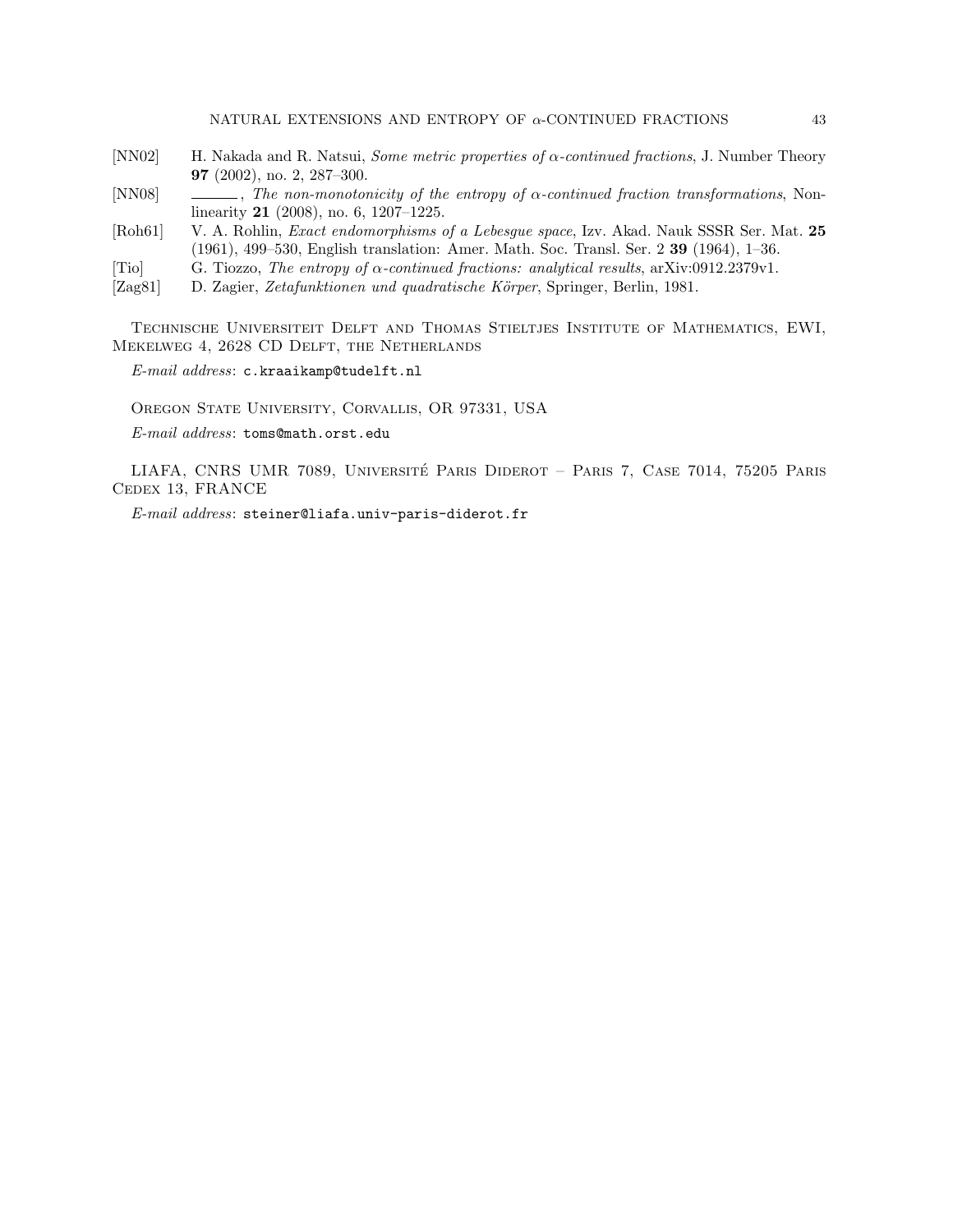[NN02] H. Nakada and R. Natsui, *Some metric properties of $\alpha$-continued fractions*, J. Number Theory **97** (2002), no. 2, 287–300.

[NN08] ———, *The non-monotonicity of the entropy of $\alpha$-continued fraction transformations*, Nonlinearity **21** (2008), no. 6, 1207–1225.

[Roh61] V. A. Rohlin, *Exact endomorphisms of a Lebesgue space*, Izv. Akad. Nauk SSSR Ser. Mat. **25** (1961), 499–530, English translation: Amer. Math. Soc. Transl. Ser. 2 **39** (1964), 1–36.

[Tio] G. Tiozzo, *The entropy of $\alpha$-continued fractions: analytical results*, arXiv:0912.2379v1.

[Zag81] D. Zagier, *Zetafunktionen und quadratische Körper*, Springer, Berlin, 1981.

Technische Universiteit Delft and Thomas Stieltjes Institute of Mathematics, EWI, Mekelweg 4, 2628 CD Delft, the Netherlands

*E-mail address*: c.kraaikamp@tudelft.nl

Oregon State University, Corvallis, OR 97331, USA

*E-mail address*: toms@math.orst.edu

LIAFA, CNRS UMR 7089, Université Paris Diderot – Paris 7, Case 7014, 75205 Paris Cedex 13, FRANCE

*E-mail address*: steiner@liafa.univ-paris-diderot.fr